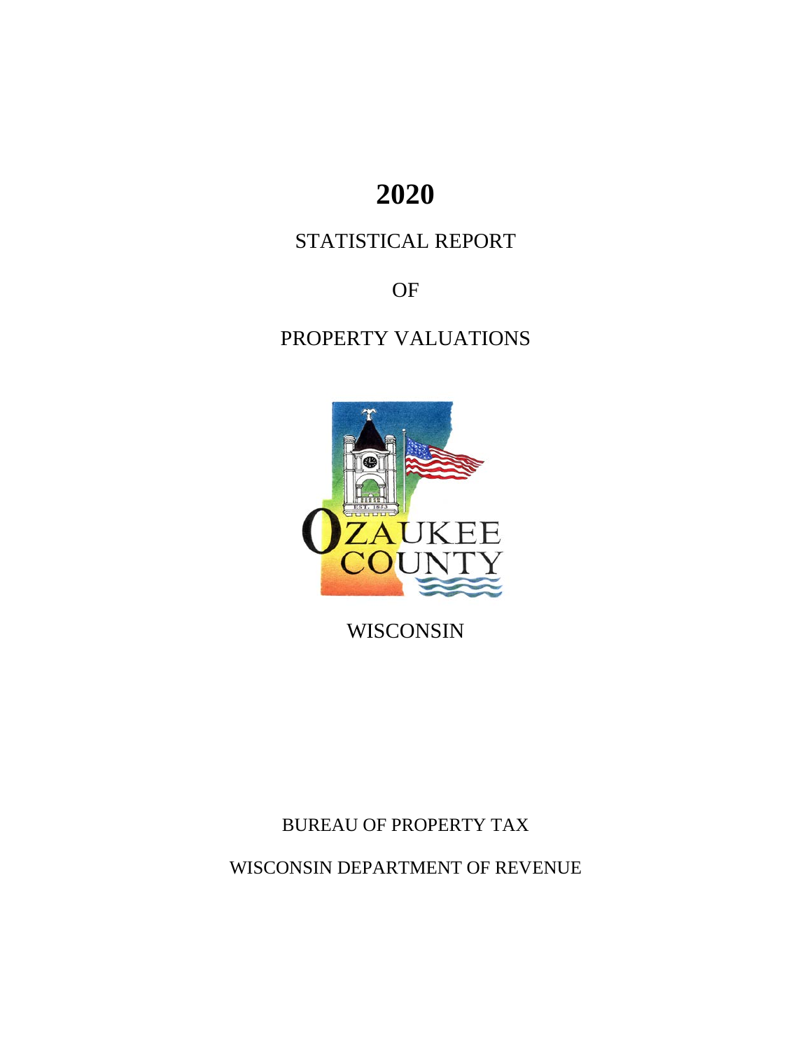# 2020

## STATISTICAL REPORT

## OF

## PROPERTY VALUATIONS

WISCONSIN

BUREAU OF PROPERTY TAX

WISCONSIN DEPARTMENT OF REVENUE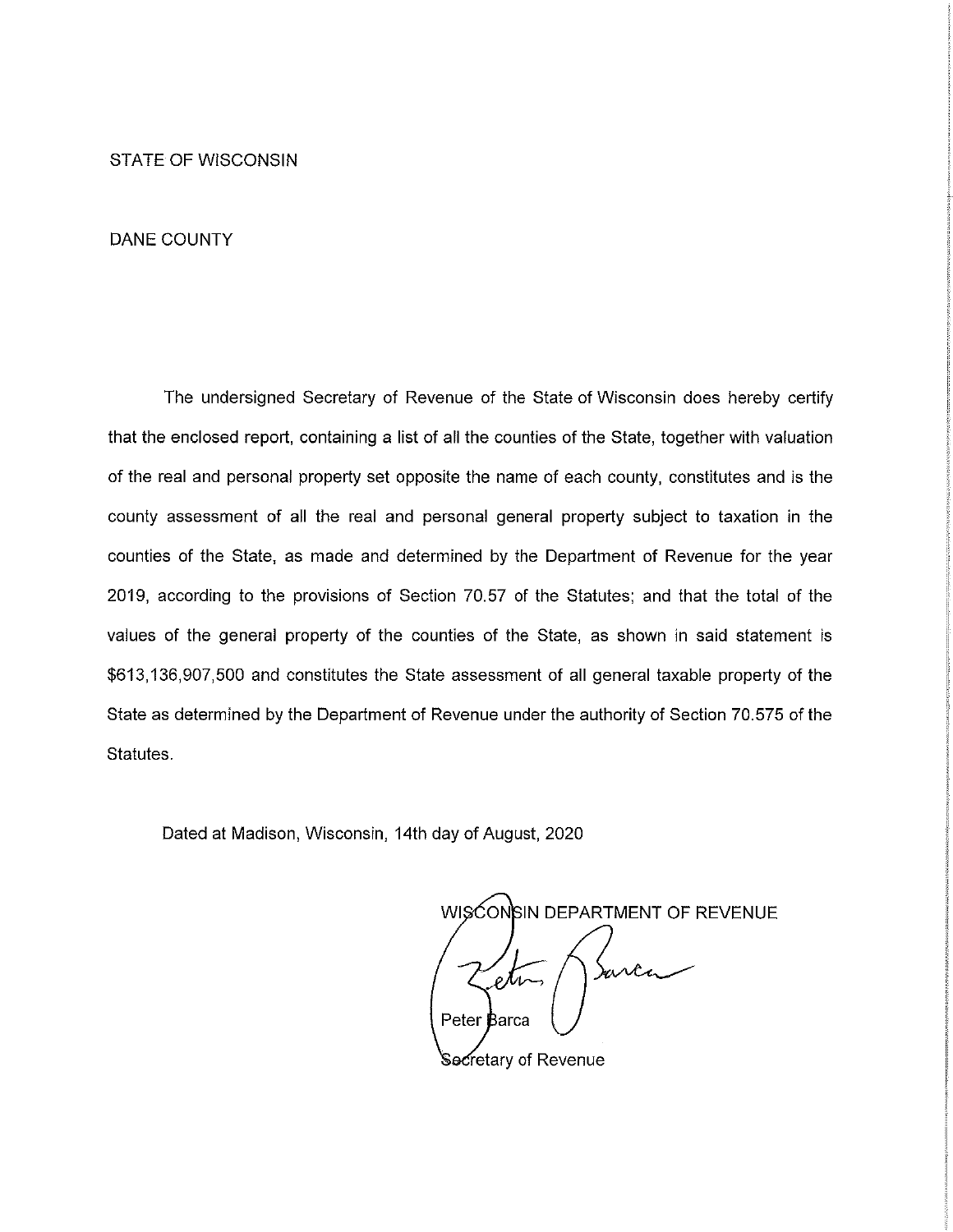STATE OF WISCONSIN

DANE COUNTY

The undersigned Secretary of Revenue of the State of Wisconsin does hereby certify that the enclosed report, containing a list of all the counties of the State, together with valuation of the real and personal property set opposite the name of each county, constitutes and is the county assessment of all the real and personal general property subject to taxation in the counties of the State, as made and determined by the Department of Revenue for the year 2019, according to the provisions of Section 70.57 of the Statutes; and that the total of the values of the general property of the counties of the State, as shown in said statement is $613,136,907,500 and constitutes the State assessment of all general taxable property of the State as determined by the Department of Revenue under the authority of Section 70.575 of the Statutes.

Dated at Madison, Wisconsin, 14th day of August, 2020

WISCONSIN DEPARTMENT OF REVENUE

Peter Barca

Secretary of Revenue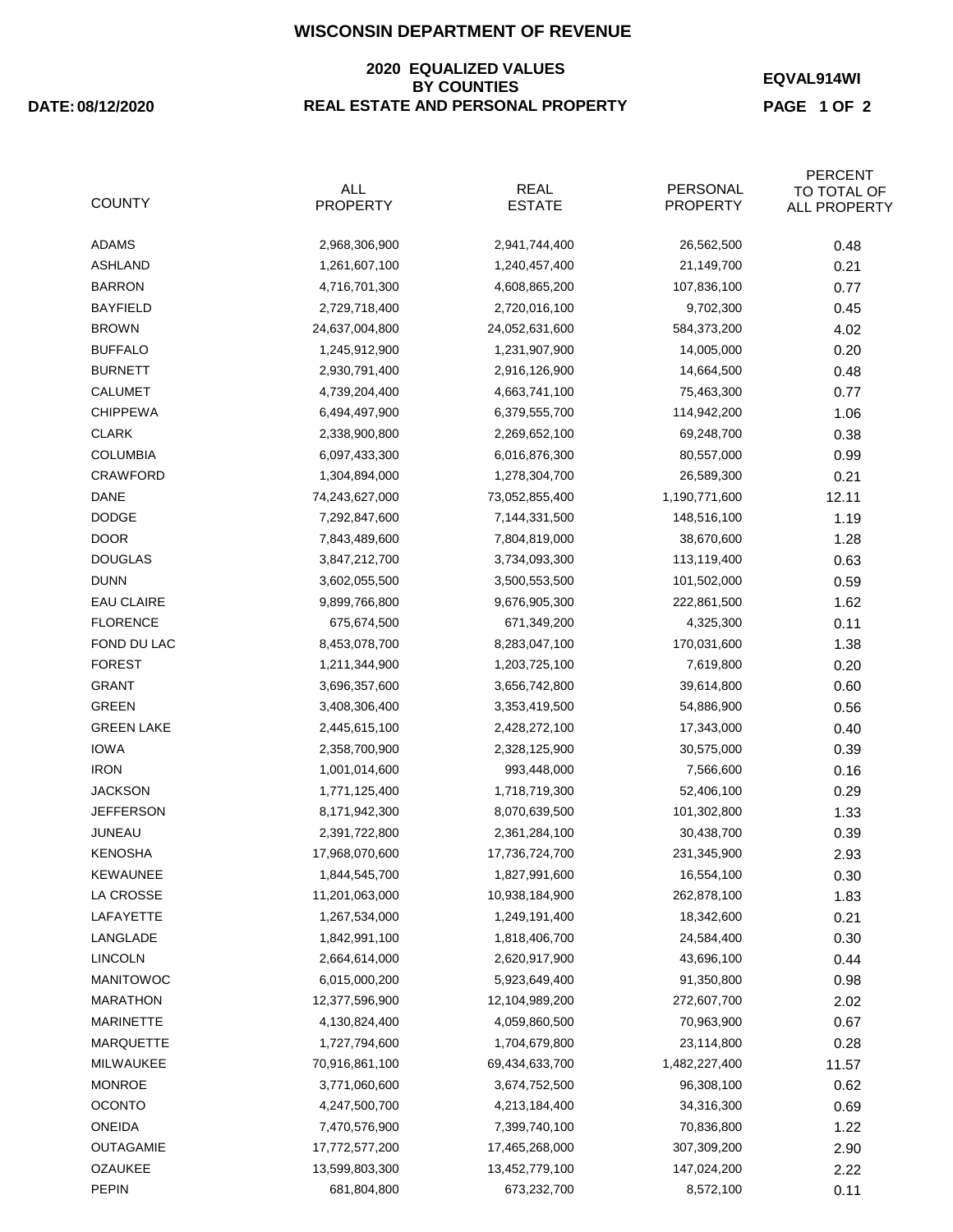# WISCONSIN DEPARTMENT OF REVENUE

## 2020 EQUALIZED VALUES BY COUNTIES REAL ESTATE AND PERSONAL PROPERTY

**DATE: 08/12/2020**

**EQVAL914WI**

| COUNTY | ALL PROPERTY | REAL ESTATE | PERSONAL PROPERTY | PERCENT TO TOTAL OF ALL PROPERTY |
|---|---|---|---|---|
| ADAMS | 2,968,306,900 | 2,941,744,400 | 26,562,500 | 0.48 |
| ASHLAND | 1,261,607,100 | 1,240,457,400 | 21,149,700 | 0.21 |
| BARRON | 4,716,701,300 | 4,608,865,200 | 107,836,100 | 0.77 |
| BAYFIELD | 2,729,718,400 | 2,720,016,100 | 9,702,300 | 0.45 |
| BROWN | 24,637,004,800 | 24,052,631,600 | 584,373,200 | 4.02 |
| BUFFALO | 1,245,912,900 | 1,231,907,900 | 14,005,000 | 0.20 |
| BURNETT | 2,930,791,400 | 2,916,126,900 | 14,664,500 | 0.48 |
| CALUMET | 4,739,204,400 | 4,663,741,100 | 75,463,300 | 0.77 |
| CHIPPEWA | 6,494,497,900 | 6,379,555,700 | 114,942,200 | 1.06 |
| CLARK | 2,338,900,800 | 2,269,652,100 | 69,248,700 | 0.38 |
| COLUMBIA | 6,097,433,300 | 6,016,876,300 | 80,557,000 | 0.99 |
| CRAWFORD | 1,304,894,000 | 1,278,304,700 | 26,589,300 | 0.21 |
| DANE | 74,243,627,000 | 73,052,855,400 | 1,190,771,600 | 12.11 |
| DODGE | 7,292,847,600 | 7,144,331,500 | 148,516,100 | 1.19 |
| DOOR | 7,843,489,600 | 7,804,819,000 | 38,670,600 | 1.28 |
| DOUGLAS | 3,847,212,700 | 3,734,093,300 | 113,119,400 | 0.63 |
| DUNN | 3,602,055,500 | 3,500,553,500 | 101,502,000 | 0.59 |
| EAU CLAIRE | 9,899,766,800 | 9,676,905,300 | 222,861,500 | 1.62 |
| FLORENCE | 675,674,500 | 671,349,200 | 4,325,300 | 0.11 |
| FOND DU LAC | 8,453,078,700 | 8,283,047,100 | 170,031,600 | 1.38 |
| FOREST | 1,211,344,900 | 1,203,725,100 | 7,619,800 | 0.20 |
| GRANT | 3,696,357,600 | 3,656,742,800 | 39,614,800 | 0.60 |
| GREEN | 3,408,306,400 | 3,353,419,500 | 54,886,900 | 0.56 |
| GREEN LAKE | 2,445,615,100 | 2,428,272,100 | 17,343,000 | 0.40 |
| IOWA | 2,358,700,900 | 2,328,125,900 | 30,575,000 | 0.39 |
| IRON | 1,001,014,600 | 993,448,000 | 7,566,600 | 0.16 |
| JACKSON | 1,771,125,400 | 1,718,719,300 | 52,406,100 | 0.29 |
| JEFFERSON | 8,171,942,300 | 8,070,639,500 | 101,302,800 | 1.33 |
| JUNEAU | 2,391,722,800 | 2,361,284,100 | 30,438,700 | 0.39 |
| KENOSHA | 17,968,070,600 | 17,736,724,700 | 231,345,900 | 2.93 |
| KEWAUNEE | 1,844,545,700 | 1,827,991,600 | 16,554,100 | 0.30 |
| LA CROSSE | 11,201,063,000 | 10,938,184,900 | 262,878,100 | 1.83 |
| LAFAYETTE | 1,267,534,000 | 1,249,191,400 | 18,342,600 | 0.21 |
| LANGLADE | 1,842,991,100 | 1,818,406,700 | 24,584,400 | 0.30 |
| LINCOLN | 2,664,614,000 | 2,620,917,900 | 43,696,100 | 0.44 |
| MANITOWOC | 6,015,000,200 | 5,923,649,400 | 91,350,800 | 0.98 |
| MARATHON | 12,377,596,900 | 12,104,989,200 | 272,607,700 | 2.02 |
| MARINETTE | 4,130,824,400 | 4,059,860,500 | 70,963,900 | 0.67 |
| MARQUETTE | 1,727,794,600 | 1,704,679,800 | 23,114,800 | 0.28 |
| MILWAUKEE | 70,916,861,100 | 69,434,633,700 | 1,482,227,400 | 11.57 |
| MONROE | 3,771,060,600 | 3,674,752,500 | 96,308,100 | 0.62 |
| OCONTO | 4,247,500,700 | 4,213,184,400 | 34,316,300 | 0.69 |
| ONEIDA | 7,470,576,900 | 7,399,740,100 | 70,836,800 | 1.22 |
| OUTAGAMIE | 17,772,577,200 | 17,465,268,000 | 307,309,200 | 2.90 |
| OZAUKEE | 13,599,803,300 | 13,452,779,100 | 147,024,200 | 2.22 |
| PEPIN | 681,804,800 | 673,232,700 | 8,572,100 | 0.11 |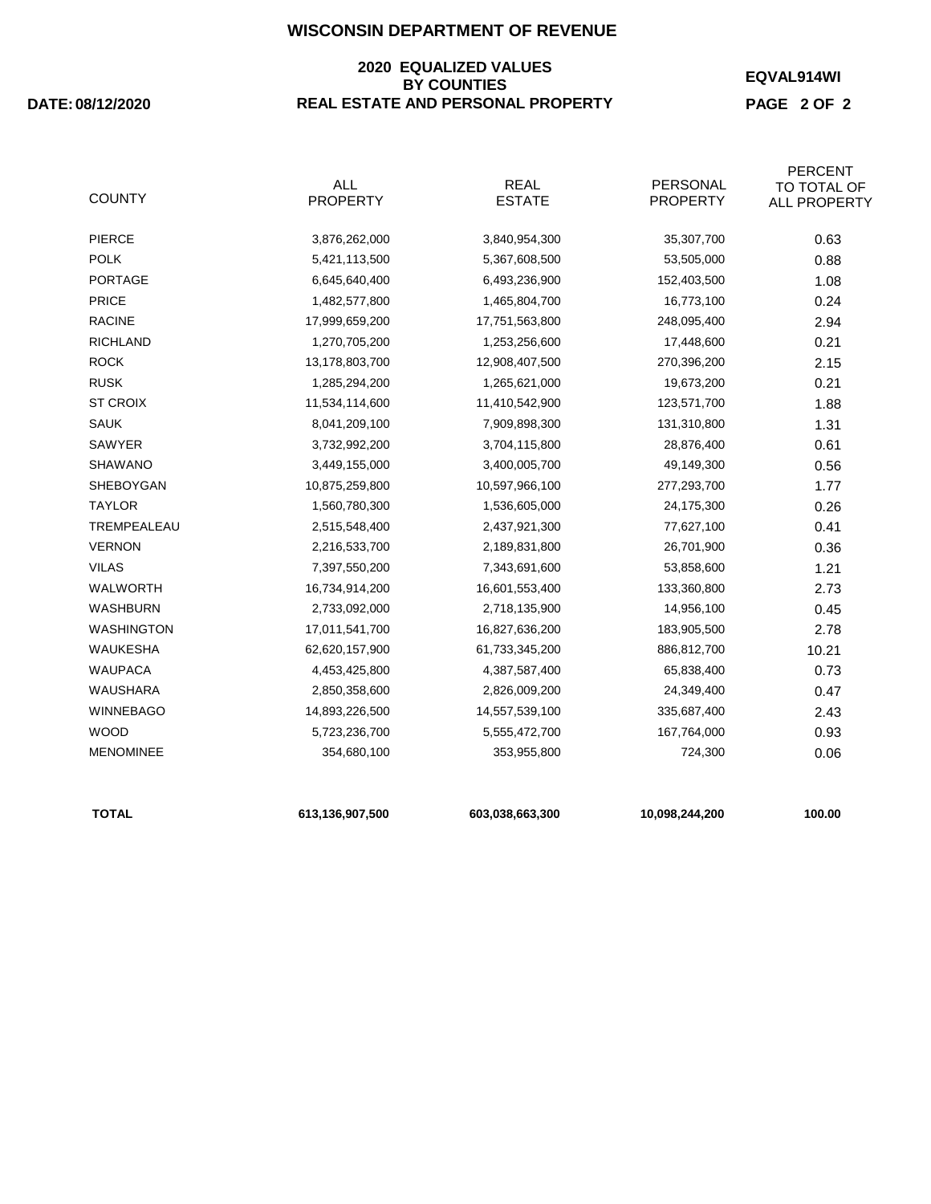# WISCONSIN DEPARTMENT OF REVENUE

## 2020 EQUALIZED VALUES BY COUNTIES REAL ESTATE AND PERSONAL PROPERTY

**DATE: 08/12/2020**

**EQVAL914WI**

| COUNTY | ALL PROPERTY | REAL ESTATE | PERSONAL PROPERTY | PERCENT TO TOTAL OF ALL PROPERTY |
|---|---|---|---|---|
| PIERCE | 3,876,262,000 | 3,840,954,300 | 35,307,700 | 0.63 |
| POLK | 5,421,113,500 | 5,367,608,500 | 53,505,000 | 0.88 |
| PORTAGE | 6,645,640,400 | 6,493,236,900 | 152,403,500 | 1.08 |
| PRICE | 1,482,577,800 | 1,465,804,700 | 16,773,100 | 0.24 |
| RACINE | 17,999,659,200 | 17,751,563,800 | 248,095,400 | 2.94 |
| RICHLAND | 1,270,705,200 | 1,253,256,600 | 17,448,600 | 0.21 |
| ROCK | 13,178,803,700 | 12,908,407,500 | 270,396,200 | 2.15 |
| RUSK | 1,285,294,200 | 1,265,621,000 | 19,673,200 | 0.21 |
| ST CROIX | 11,534,114,600 | 11,410,542,900 | 123,571,700 | 1.88 |
| SAUK | 8,041,209,100 | 7,909,898,300 | 131,310,800 | 1.31 |
| SAWYER | 3,732,992,200 | 3,704,115,800 | 28,876,400 | 0.61 |
| SHAWANO | 3,449,155,000 | 3,400,005,700 | 49,149,300 | 0.56 |
| SHEBOYGAN | 10,875,259,800 | 10,597,966,100 | 277,293,700 | 1.77 |
| TAYLOR | 1,560,780,300 | 1,536,605,000 | 24,175,300 | 0.26 |
| TREMPEALEAU | 2,515,548,400 | 2,437,921,300 | 77,627,100 | 0.41 |
| VERNON | 2,216,533,700 | 2,189,831,800 | 26,701,900 | 0.36 |
| VILAS | 7,397,550,200 | 7,343,691,600 | 53,858,600 | 1.21 |
| WALWORTH | 16,734,914,200 | 16,601,553,400 | 133,360,800 | 2.73 |
| WASHBURN | 2,733,092,000 | 2,718,135,900 | 14,956,100 | 0.45 |
| WASHINGTON | 17,011,541,700 | 16,827,636,200 | 183,905,500 | 2.78 |
| WAUKESHA | 62,620,157,900 | 61,733,345,200 | 886,812,700 | 10.21 |
| WAUPACA | 4,453,425,800 | 4,387,587,400 | 65,838,400 | 0.73 |
| WAUSHARA | 2,850,358,600 | 2,826,009,200 | 24,349,400 | 0.47 |
| WINNEBAGO | 14,893,226,500 | 14,557,539,100 | 335,687,400 | 2.43 |
| WOOD | 5,723,236,700 | 5,555,472,700 | 167,764,000 | 0.93 |
| MENOMINEE | 354,680,100 | 353,955,800 | 724,300 | 0.06 |
| **TOTAL** | **613,136,907,500** | **603,038,663,300** | **10,098,244,200** | **100.00** |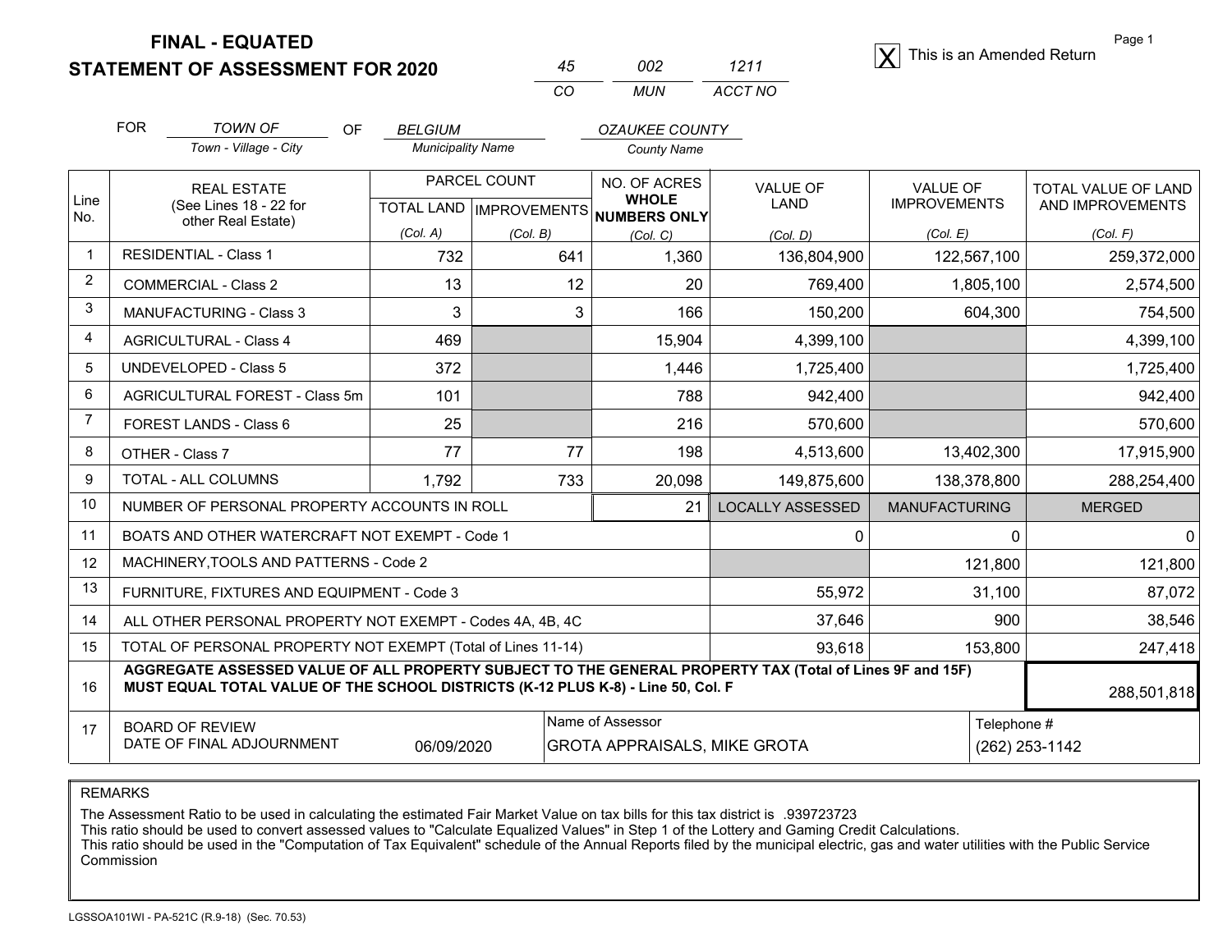# FINAL - EQUATED
## STATEMENT OF ASSESSMENT FOR 2020

| 45 | 002 | 1211 |
|---|---|---|
| CO | MUN | ACCT NO |

[X] This is an Amended Return

FOR *TOWN OF* (Town - Village - City) OF *BELGIUM* (Municipality Name) *OZAUKEE COUNTY* (County Name)

| Line No. | REAL ESTATE (See Lines 18 - 22 for other Real Estate) | PARCEL COUNT TOTAL LAND (Col. A) | PARCEL COUNT IMPROVEMENTS (Col. B) | NO. OF ACRES WHOLE NUMBERS ONLY (Col. C) | VALUE OF LAND (Col. D) | VALUE OF IMPROVEMENTS (Col. E) | TOTAL VALUE OF LAND AND IMPROVEMENTS (Col. F) |
|---|---|---|---|---|---|---|---|
| 1 | RESIDENTIAL - Class 1 | 732 | 641 | 1,360 | 136,804,900 | 122,567,100 | 259,372,000 |
| 2 | COMMERCIAL - Class 2 | 13 | 12 | 20 | 769,400 | 1,805,100 | 2,574,500 |
| 3 | MANUFACTURING - Class 3 | 3 | 3 | 166 | 150,200 | 604,300 | 754,500 |
| 4 | AGRICULTURAL - Class 4 | 469 | | 15,904 | 4,399,100 | | 4,399,100 |
| 5 | UNDEVELOPED - Class 5 | 372 | | 1,446 | 1,725,400 | | 1,725,400 |
| 6 | AGRICULTURAL FOREST - Class 5m | 101 | | 788 | 942,400 | | 942,400 |
| 7 | FOREST LANDS - Class 6 | 25 | | 216 | 570,600 | | 570,600 |
| 8 | OTHER - Class 7 | 77 | 77 | 198 | 4,513,600 | 13,402,300 | 17,915,900 |
| 9 | TOTAL - ALL COLUMNS | 1,792 | 733 | 20,098 | 149,875,600 | 138,378,800 | 288,254,400 |
| 10 | NUMBER OF PERSONAL PROPERTY ACCOUNTS IN ROLL | | | 21 | LOCALLY ASSESSED | MANUFACTURING | MERGED |
| 11 | BOATS AND OTHER WATERCRAFT NOT EXEMPT - Code 1 | | | | 0 | 0 | 0 |
| 12 | MACHINERY,TOOLS AND PATTERNS - Code 2 | | | | | 121,800 | 121,800 |
| 13 | FURNITURE, FIXTURES AND EQUIPMENT - Code 3 | | | | 55,972 | 31,100 | 87,072 |
| 14 | ALL OTHER PERSONAL PROPERTY NOT EXEMPT - Codes 4A, 4B, 4C | | | | 37,646 | 900 | 38,546 |
| 15 | TOTAL OF PERSONAL PROPERTY NOT EXEMPT (Total of Lines 11-14) | | | | 93,618 | 153,800 | 247,418 |
| 16 | **AGGREGATE ASSESSED VALUE OF ALL PROPERTY SUBJECT TO THE GENERAL PROPERTY TAX (Total of Lines 9F and 15F) MUST EQUAL TOTAL VALUE OF THE SCHOOL DISTRICTS (K-12 PLUS K-8) - Line 50, Col. F** | | | | | | 288,501,818 |
| 17 | BOARD OF REVIEW DATE OF FINAL ADJOURNMENT | 06/09/2020 | | Name of Assessor: GROTA APPRAISALS, MIKE GROTA | | | Telephone #: (262) 253-1142 |

REMARKS

The Assessment Ratio to be used in calculating the estimated Fair Market Value on tax bills for this tax district is .939723723
This ratio should be used to convert assessed values to "Calculate Equalized Values" in Step 1 of the Lottery and Gaming Credit Calculations.
This ratio should be used in the "Computation of Tax Equivalent" schedule of the Annual Reports filed by the municipal electric, gas and water utilities with the Public Service Commission

LGSSOA101WI - PA-521C (R.9-18) (Sec. 70.53)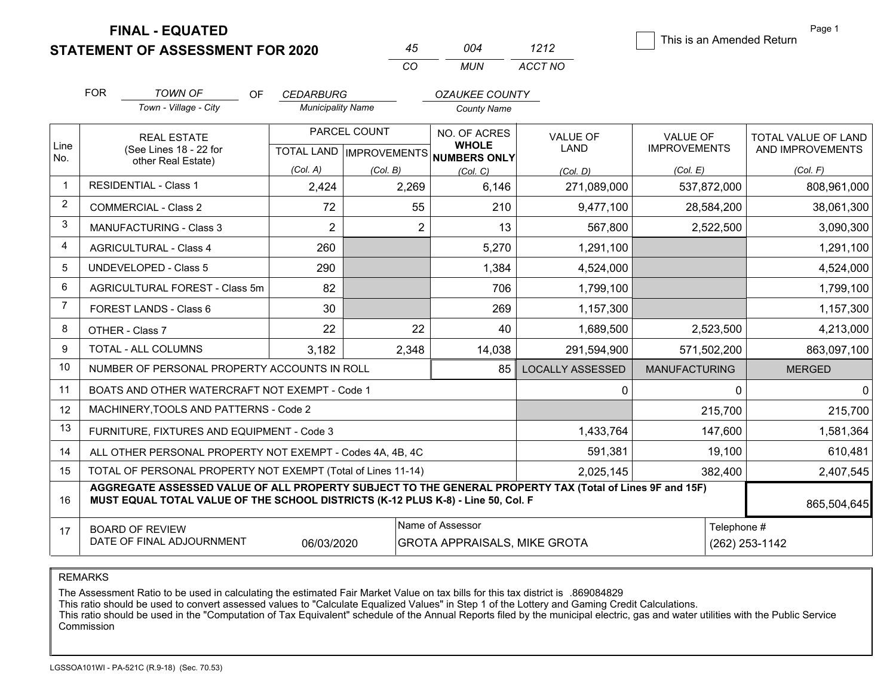**FINAL - EQUATED**

**STATEMENT OF ASSESSMENT FOR 2020**

| 45 | 004 | 1212 |
|---|---|---|
| CO | MUN | ACCT NO |

☐ This is an Amended Return

FOR *TOWN OF* (Town - Village - City) OF *CEDARBURG* (Municipality Name) *OZAUKEE COUNTY* (County Name)

| Line No. | REAL ESTATE (See Lines 18 - 22 for other Real Estate) | PARCEL COUNT TOTAL LAND (Col. A) | PARCEL COUNT IMPROVEMENTS (Col. B) | NO. OF ACRES WHOLE NUMBERS ONLY (Col. C) | VALUE OF LAND (Col. D) | VALUE OF IMPROVEMENTS (Col. E) | TOTAL VALUE OF LAND AND IMPROVEMENTS (Col. F) |
|---|---|---|---|---|---|---|---|
| 1 | RESIDENTIAL - Class 1 | 2,424 | 2,269 | 6,146 | 271,089,000 | 537,872,000 | 808,961,000 |
| 2 | COMMERCIAL - Class 2 | 72 | 55 | 210 | 9,477,100 | 28,584,200 | 38,061,300 |
| 3 | MANUFACTURING - Class 3 | 2 | 2 | 13 | 567,800 | 2,522,500 | 3,090,300 |
| 4 | AGRICULTURAL - Class 4 | 260 | | 5,270 | 1,291,100 | | 1,291,100 |
| 5 | UNDEVELOPED - Class 5 | 290 | | 1,384 | 4,524,000 | | 4,524,000 |
| 6 | AGRICULTURAL FOREST - Class 5m | 82 | | 706 | 1,799,100 | | 1,799,100 |
| 7 | FOREST LANDS - Class 6 | 30 | | 269 | 1,157,300 | | 1,157,300 |
| 8 | OTHER - Class 7 | 22 | 22 | 40 | 1,689,500 | 2,523,500 | 4,213,000 |
| 9 | TOTAL - ALL COLUMNS | 3,182 | 2,348 | 14,038 | 291,594,900 | 571,502,200 | 863,097,100 |
| 10 | NUMBER OF PERSONAL PROPERTY ACCOUNTS IN ROLL | | | 85 | LOCALLY ASSESSED | MANUFACTURING | MERGED |
| 11 | BOATS AND OTHER WATERCRAFT NOT EXEMPT - Code 1 | | | | 0 | 0 | 0 |
| 12 | MACHINERY,TOOLS AND PATTERNS - Code 2 | | | | | 215,700 | 215,700 |
| 13 | FURNITURE, FIXTURES AND EQUIPMENT - Code 3 | | | | 1,433,764 | 147,600 | 1,581,364 |
| 14 | ALL OTHER PERSONAL PROPERTY NOT EXEMPT - Codes 4A, 4B, 4C | | | | 591,381 | 19,100 | 610,481 |
| 15 | TOTAL OF PERSONAL PROPERTY NOT EXEMPT (Total of Lines 11-14) | | | | 2,025,145 | 382,400 | 2,407,545 |
| 16 | **AGGREGATE ASSESSED VALUE OF ALL PROPERTY SUBJECT TO THE GENERAL PROPERTY TAX (Total of Lines 9F and 15F) MUST EQUAL TOTAL VALUE OF THE SCHOOL DISTRICTS (K-12 PLUS K-8) - Line 50, Col. F** | | | | | | 865,504,645 |
| 17 | BOARD OF REVIEW DATE OF FINAL ADJOURNMENT | 06/03/2020 | Name of Assessor | GROTA APPRAISALS, MIKE GROTA | | Telephone # | (262) 253-1142 |

REMARKS

The Assessment Ratio to be used in calculating the estimated Fair Market Value on tax bills for this tax district is .869084829
This ratio should be used to convert assessed values to "Calculate Equalized Values" in Step 1 of the Lottery and Gaming Credit Calculations.
This ratio should be used in the "Computation of Tax Equivalent" schedule of the Annual Reports filed by the municipal electric, gas and water utilities with the Public Service Commission

LGSSOA101WI - PA-521C (R.9-18) (Sec. 70.53)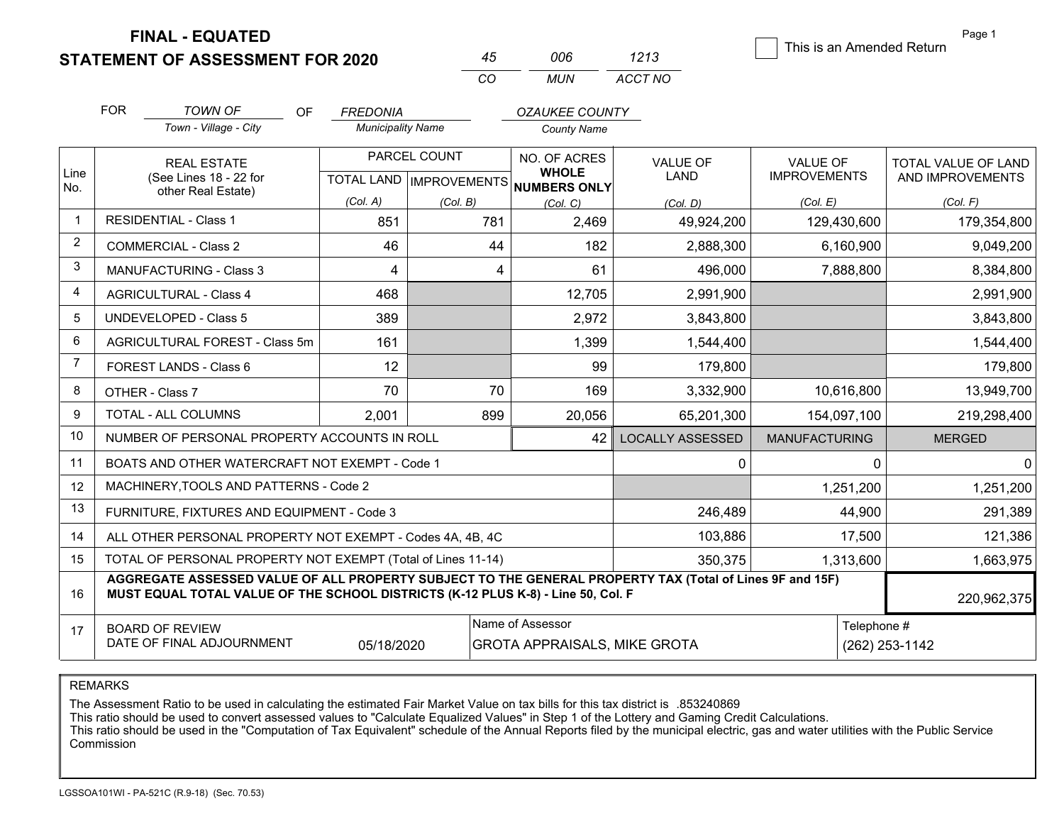**FINAL - EQUATED**
**STATEMENT OF ASSESSMENT FOR 2020**

| 45 | 006 | 1213 |
|---|---|---|
| CO | MUN | ACCT NO |

☐ This is an Amended Return

FOR *TOWN OF* (Town - Village - City) OF *FREDONIA* (Municipality Name) *OZAUKEE COUNTY* (County Name)

| Line No. | REAL ESTATE (See Lines 18 - 22 for other Real Estate) | PARCEL COUNT TOTAL LAND (Col. A) | PARCEL COUNT IMPROVEMENTS (Col. B) | NO. OF ACRES WHOLE NUMBERS ONLY (Col. C) | VALUE OF LAND (Col. D) | VALUE OF IMPROVEMENTS (Col. E) | TOTAL VALUE OF LAND AND IMPROVEMENTS (Col. F) |
|---|---|---|---|---|---|---|---|
| 1 | RESIDENTIAL - Class 1 | 851 | 781 | 2,469 | 49,924,200 | 129,430,600 | 179,354,800 |
| 2 | COMMERCIAL - Class 2 | 46 | 44 | 182 | 2,888,300 | 6,160,900 | 9,049,200 |
| 3 | MANUFACTURING - Class 3 | 4 | 4 | 61 | 496,000 | 7,888,800 | 8,384,800 |
| 4 | AGRICULTURAL - Class 4 | 468 | | 12,705 | 2,991,900 | | 2,991,900 |
| 5 | UNDEVELOPED - Class 5 | 389 | | 2,972 | 3,843,800 | | 3,843,800 |
| 6 | AGRICULTURAL FOREST - Class 5m | 161 | | 1,399 | 1,544,400 | | 1,544,400 |
| 7 | FOREST LANDS - Class 6 | 12 | | 99 | 179,800 | | 179,800 |
| 8 | OTHER - Class 7 | 70 | 70 | 169 | 3,332,900 | 10,616,800 | 13,949,700 |
| 9 | TOTAL - ALL COLUMNS | 2,001 | 899 | 20,056 | 65,201,300 | 154,097,100 | 219,298,400 |
| 10 | NUMBER OF PERSONAL PROPERTY ACCOUNTS IN ROLL | | | 42 | LOCALLY ASSESSED | MANUFACTURING | MERGED |
| 11 | BOATS AND OTHER WATERCRAFT NOT EXEMPT - Code 1 | | | | 0 | 0 | 0 |
| 12 | MACHINERY,TOOLS AND PATTERNS - Code 2 | | | | | 1,251,200 | 1,251,200 |
| 13 | FURNITURE, FIXTURES AND EQUIPMENT - Code 3 | | | | 246,489 | 44,900 | 291,389 |
| 14 | ALL OTHER PERSONAL PROPERTY NOT EXEMPT - Codes 4A, 4B, 4C | | | | 103,886 | 17,500 | 121,386 |
| 15 | TOTAL OF PERSONAL PROPERTY NOT EXEMPT (Total of Lines 11-14) | | | | 350,375 | 1,313,600 | 1,663,975 |
| 16 | **AGGREGATE ASSESSED VALUE OF ALL PROPERTY SUBJECT TO THE GENERAL PROPERTY TAX (Total of Lines 9F and 15F) MUST EQUAL TOTAL VALUE OF THE SCHOOL DISTRICTS (K-12 PLUS K-8) - Line 50, Col. F** | | | | | | 220,962,375 |
| 17 | BOARD OF REVIEW DATE OF FINAL ADJOURNMENT | 05/18/2020 | Name of Assessor: GROTA APPRAISALS, MIKE GROTA | | | Telephone #: (262) 253-1142 | |

REMARKS

The Assessment Ratio to be used in calculating the estimated Fair Market Value on tax bills for this tax district is .853240869
This ratio should be used to convert assessed values to "Calculate Equalized Values" in Step 1 of the Lottery and Gaming Credit Calculations.
This ratio should be used in the "Computation of Tax Equivalent" schedule of the Annual Reports filed by the municipal electric, gas and water utilities with the Public Service Commission

LGSSOA101WI - PA-521C (R.9-18) (Sec. 70.53)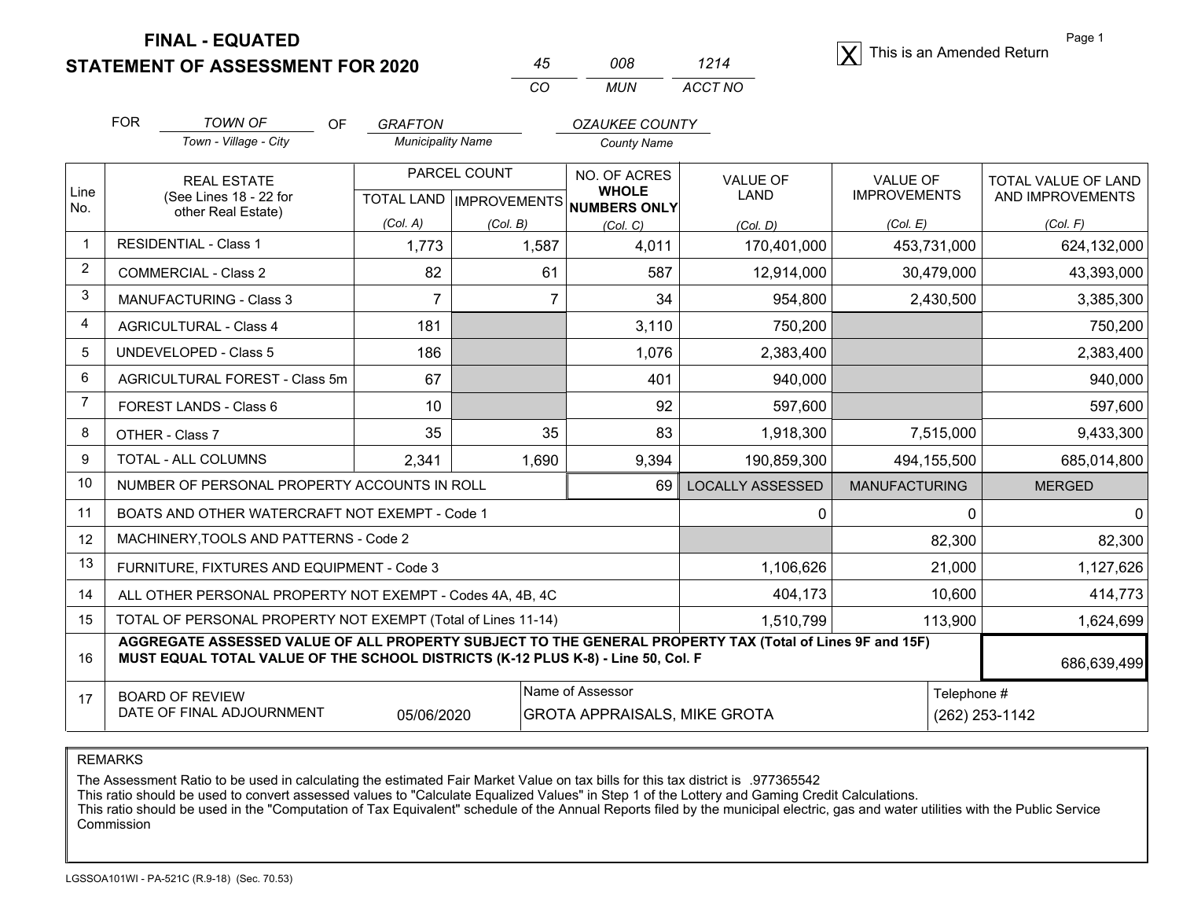# FINAL - EQUATED
## STATEMENT OF ASSESSMENT FOR 2020

| 45 | 008 | 1214 |
|---|---|---|
| CO | MUN | ACCT NO |

[X] This is an Amended Return

FOR *TOWN OF* (Town - Village - City) OF *GRAFTON* (Municipality Name) *OZAUKEE COUNTY* (County Name)

| Line No. | REAL ESTATE (See Lines 18 - 22 for other Real Estate) | PARCEL COUNT | | NO. OF ACRES WHOLE NUMBERS ONLY | VALUE OF LAND | VALUE OF IMPROVEMENTS | TOTAL VALUE OF LAND AND IMPROVEMENTS |
|---|---|---|---|---|---|---|---|
| | | TOTAL LAND (Col. A) | IMPROVEMENTS (Col. B) | (Col. C) | (Col. D) | (Col. E) | (Col. F) |
| 1 | RESIDENTIAL - Class 1 | 1,773 | 1,587 | 4,011 | 170,401,000 | 453,731,000 | 624,132,000 |
| 2 | COMMERCIAL - Class 2 | 82 | 61 | 587 | 12,914,000 | 30,479,000 | 43,393,000 |
| 3 | MANUFACTURING - Class 3 | 7 | 7 | 34 | 954,800 | 2,430,500 | 3,385,300 |
| 4 | AGRICULTURAL - Class 4 | 181 | | 3,110 | 750,200 | | 750,200 |
| 5 | UNDEVELOPED - Class 5 | 186 | | 1,076 | 2,383,400 | | 2,383,400 |
| 6 | AGRICULTURAL FOREST - Class 5m | 67 | | 401 | 940,000 | | 940,000 |
| 7 | FOREST LANDS - Class 6 | 10 | | 92 | 597,600 | | 597,600 |
| 8 | OTHER - Class 7 | 35 | 35 | 83 | 1,918,300 | 7,515,000 | 9,433,300 |
| 9 | TOTAL - ALL COLUMNS | 2,341 | 1,690 | 9,394 | 190,859,300 | 494,155,500 | 685,014,800 |
| 10 | NUMBER OF PERSONAL PROPERTY ACCOUNTS IN ROLL | | | 69 | LOCALLY ASSESSED | MANUFACTURING | MERGED |
| 11 | BOATS AND OTHER WATERCRAFT NOT EXEMPT - Code 1 | | | | 0 | 0 | 0 |
| 12 | MACHINERY,TOOLS AND PATTERNS - Code 2 | | | | | 82,300 | 82,300 |
| 13 | FURNITURE, FIXTURES AND EQUIPMENT - Code 3 | | | | 1,106,626 | 21,000 | 1,127,626 |
| 14 | ALL OTHER PERSONAL PROPERTY NOT EXEMPT - Codes 4A, 4B, 4C | | | | 404,173 | 10,600 | 414,773 |
| 15 | TOTAL OF PERSONAL PROPERTY NOT EXEMPT (Total of Lines 11-14) | | | | 1,510,799 | 113,900 | 1,624,699 |
| 16 | **AGGREGATE ASSESSED VALUE OF ALL PROPERTY SUBJECT TO THE GENERAL PROPERTY TAX (Total of Lines 9F and 15F) MUST EQUAL TOTAL VALUE OF THE SCHOOL DISTRICTS (K-12 PLUS K-8) - Line 50, Col. F** | | | | | | 686,639,499 |
| 17 | BOARD OF REVIEW DATE OF FINAL ADJOURNMENT | 05/06/2020 | | Name of Assessor: GROTA APPRAISALS, MIKE GROTA | | | Telephone #: (262) 253-1142 |

REMARKS

The Assessment Ratio to be used in calculating the estimated Fair Market Value on tax bills for this tax district is .977365542
This ratio should be used to convert assessed values to "Calculate Equalized Values" in Step 1 of the Lottery and Gaming Credit Calculations.
This ratio should be used in the "Computation of Tax Equivalent" schedule of the Annual Reports filed by the municipal electric, gas and water utilities with the Public Service Commission

LGSSOA101WI - PA-521C (R.9-18) (Sec. 70.53)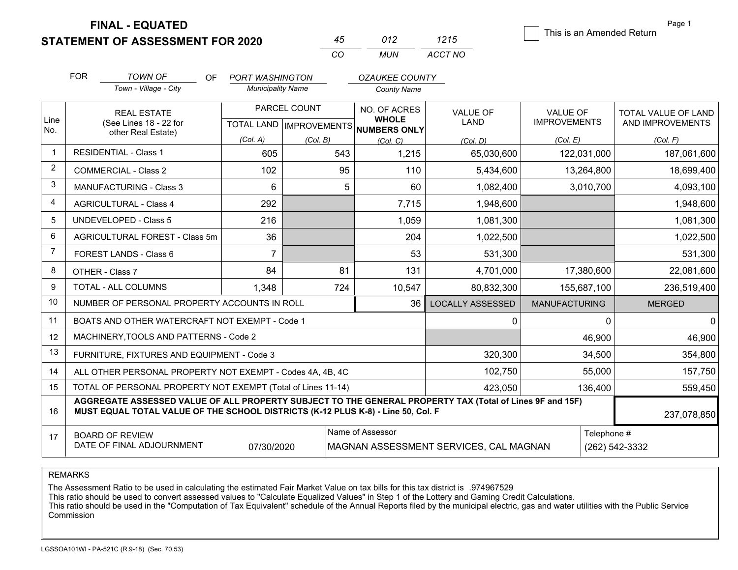# FINAL - EQUATED
## STATEMENT OF ASSESSMENT FOR 2020

| 45 | 012 | 1215 |
|---|---|---|
| CO | MUN | ACCT NO |

☐ This is an Amended Return

FOR *TOWN OF* (Town - Village - City) OF *PORT WASHINGTON* (Municipality Name) *OZAUKEE COUNTY* (County Name)

| Line No. | REAL ESTATE (See Lines 18 - 22 for other Real Estate) | PARCEL COUNT TOTAL LAND (Col. A) | PARCEL COUNT IMPROVEMENTS (Col. B) | NO. OF ACRES WHOLE NUMBERS ONLY (Col. C) | VALUE OF LAND (Col. D) | VALUE OF IMPROVEMENTS (Col. E) | TOTAL VALUE OF LAND AND IMPROVEMENTS (Col. F) |
|---|---|---|---|---|---|---|---|
| 1 | RESIDENTIAL - Class 1 | 605 | 543 | 1,215 | 65,030,600 | 122,031,000 | 187,061,600 |
| 2 | COMMERCIAL - Class 2 | 102 | 95 | 110 | 5,434,600 | 13,264,800 | 18,699,400 |
| 3 | MANUFACTURING - Class 3 | 6 | 5 | 60 | 1,082,400 | 3,010,700 | 4,093,100 |
| 4 | AGRICULTURAL - Class 4 | 292 | | 7,715 | 1,948,600 | | 1,948,600 |
| 5 | UNDEVELOPED - Class 5 | 216 | | 1,059 | 1,081,300 | | 1,081,300 |
| 6 | AGRICULTURAL FOREST - Class 5m | 36 | | 204 | 1,022,500 | | 1,022,500 |
| 7 | FOREST LANDS - Class 6 | 7 | | 53 | 531,300 | | 531,300 |
| 8 | OTHER - Class 7 | 84 | 81 | 131 | 4,701,000 | 17,380,600 | 22,081,600 |
| 9 | TOTAL - ALL COLUMNS | 1,348 | 724 | 10,547 | 80,832,300 | 155,687,100 | 236,519,400 |
| 10 | NUMBER OF PERSONAL PROPERTY ACCOUNTS IN ROLL | | | 36 | LOCALLY ASSESSED | MANUFACTURING | MERGED |
| 11 | BOATS AND OTHER WATERCRAFT NOT EXEMPT - Code 1 | | | | 0 | 0 | 0 |
| 12 | MACHINERY,TOOLS AND PATTERNS - Code 2 | | | | | 46,900 | 46,900 |
| 13 | FURNITURE, FIXTURES AND EQUIPMENT - Code 3 | | | | 320,300 | 34,500 | 354,800 |
| 14 | ALL OTHER PERSONAL PROPERTY NOT EXEMPT - Codes 4A, 4B, 4C | | | | 102,750 | 55,000 | 157,750 |
| 15 | TOTAL OF PERSONAL PROPERTY NOT EXEMPT (Total of Lines 11-14) | | | | 423,050 | 136,400 | 559,450 |
| 16 | **AGGREGATE ASSESSED VALUE OF ALL PROPERTY SUBJECT TO THE GENERAL PROPERTY TAX (Total of Lines 9F and 15F) MUST EQUAL TOTAL VALUE OF THE SCHOOL DISTRICTS (K-12 PLUS K-8) - Line 50, Col. F** | | | | | | 237,078,850 |
| 17 | BOARD OF REVIEW DATE OF FINAL ADJOURNMENT | 07/30/2020 | Name of Assessor | MAGNAN ASSESSMENT SERVICES, CAL MAGNAN | | Telephone # | (262) 542-3332 |

REMARKS

The Assessment Ratio to be used in calculating the estimated Fair Market Value on tax bills for this tax district is .974967529
This ratio should be used to convert assessed values to "Calculate Equalized Values" in Step 1 of the Lottery and Gaming Credit Calculations.
This ratio should be used in the "Computation of Tax Equivalent" schedule of the Annual Reports filed by the municipal electric, gas and water utilities with the Public Service Commission

LGSSOA101WI - PA-521C (R.9-18) (Sec. 70.53)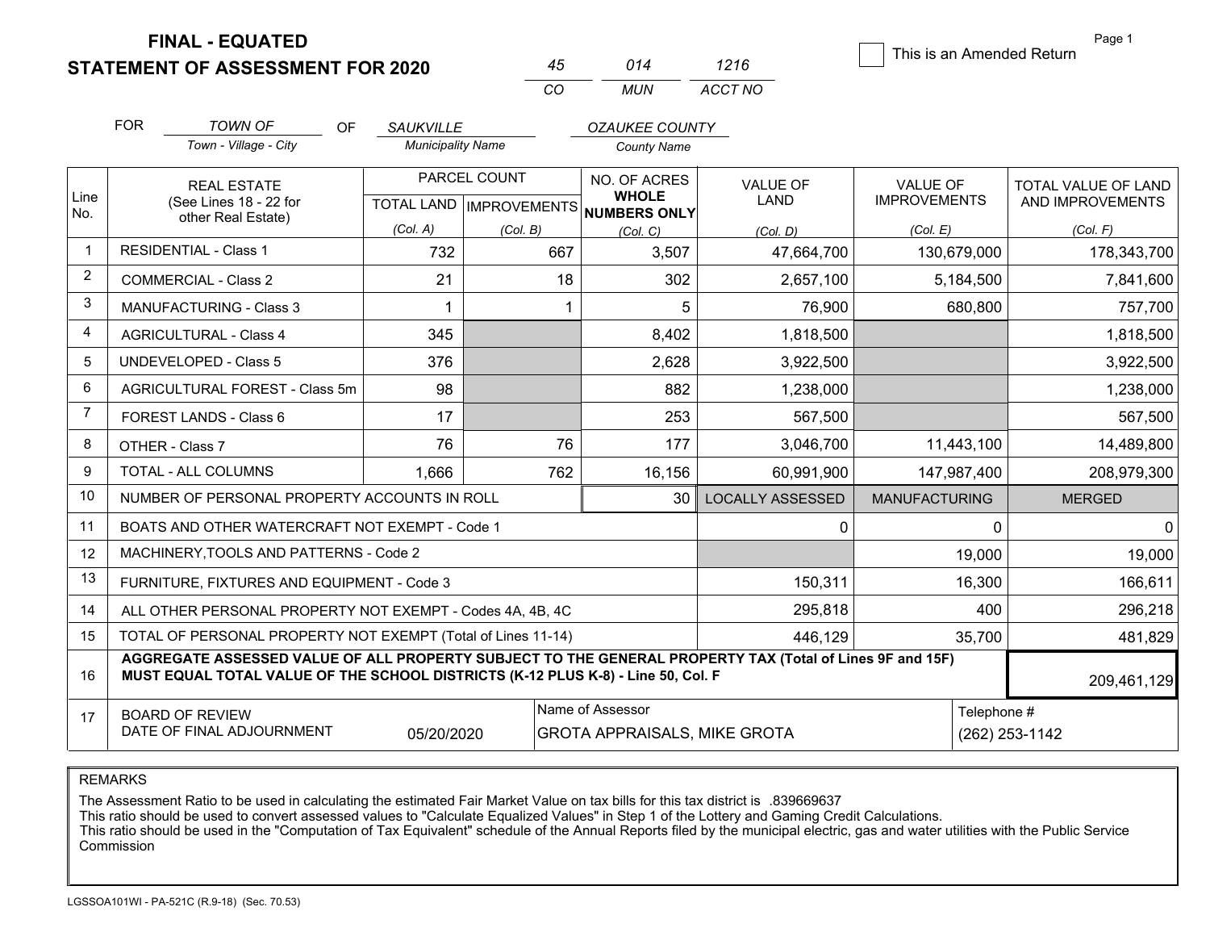**FINAL - EQUATED**
**STATEMENT OF ASSESSMENT FOR 2020**

| 45 | 014 | 1216 |
|---|---|---|
| CO | MUN | ACCT NO |

☐ This is an Amended Return

Page 1

FOR *TOWN OF* (Town - Village - City) OF *SAUKVILLE* (Municipality Name) *OZAUKEE COUNTY* (County Name)

| Line No. | REAL ESTATE (See Lines 18 - 22 for other Real Estate) | PARCEL COUNT TOTAL LAND (Col. A) | PARCEL COUNT IMPROVEMENTS (Col. B) | NO. OF ACRES WHOLE NUMBERS ONLY (Col. C) | VALUE OF LAND (Col. D) | VALUE OF IMPROVEMENTS (Col. E) | TOTAL VALUE OF LAND AND IMPROVEMENTS (Col. F) |
|---|---|---|---|---|---|---|---|
| 1 | RESIDENTIAL - Class 1 | 732 | 667 | 3,507 | 47,664,700 | 130,679,000 | 178,343,700 |
| 2 | COMMERCIAL - Class 2 | 21 | 18 | 302 | 2,657,100 | 5,184,500 | 7,841,600 |
| 3 | MANUFACTURING - Class 3 | 1 | 1 | 5 | 76,900 | 680,800 | 757,700 |
| 4 | AGRICULTURAL - Class 4 | 345 | | 8,402 | 1,818,500 | | 1,818,500 |
| 5 | UNDEVELOPED - Class 5 | 376 | | 2,628 | 3,922,500 | | 3,922,500 |
| 6 | AGRICULTURAL FOREST - Class 5m | 98 | | 882 | 1,238,000 | | 1,238,000 |
| 7 | FOREST LANDS - Class 6 | 17 | | 253 | 567,500 | | 567,500 |
| 8 | OTHER - Class 7 | 76 | 76 | 177 | 3,046,700 | 11,443,100 | 14,489,800 |
| 9 | TOTAL - ALL COLUMNS | 1,666 | 762 | 16,156 | 60,991,900 | 147,987,400 | 208,979,300 |
| 10 | NUMBER OF PERSONAL PROPERTY ACCOUNTS IN ROLL | | | 30 | LOCALLY ASSESSED | MANUFACTURING | MERGED |
| 11 | BOATS AND OTHER WATERCRAFT NOT EXEMPT - Code 1 | | | | 0 | 0 | 0 |
| 12 | MACHINERY,TOOLS AND PATTERNS - Code 2 | | | | | 19,000 | 19,000 |
| 13 | FURNITURE, FIXTURES AND EQUIPMENT - Code 3 | | | | 150,311 | 16,300 | 166,611 |
| 14 | ALL OTHER PERSONAL PROPERTY NOT EXEMPT - Codes 4A, 4B, 4C | | | | 295,818 | 400 | 296,218 |
| 15 | TOTAL OF PERSONAL PROPERTY NOT EXEMPT (Total of Lines 11-14) | | | | 446,129 | 35,700 | 481,829 |
| 16 | **AGGREGATE ASSESSED VALUE OF ALL PROPERTY SUBJECT TO THE GENERAL PROPERTY TAX (Total of Lines 9F and 15F) MUST EQUAL TOTAL VALUE OF THE SCHOOL DISTRICTS (K-12 PLUS K-8) - Line 50, Col. F** | | | | | | 209,461,129 |
| 17 | BOARD OF REVIEW DATE OF FINAL ADJOURNMENT | 05/20/2020 | Name of Assessor | GROTA APPRAISALS, MIKE GROTA | | Telephone # | (262) 253-1142 |

REMARKS

The Assessment Ratio to be used in calculating the estimated Fair Market Value on tax bills for this tax district is .839669637
This ratio should be used to convert assessed values to "Calculate Equalized Values" in Step 1 of the Lottery and Gaming Credit Calculations.
This ratio should be used in the "Computation of Tax Equivalent" schedule of the Annual Reports filed by the municipal electric, gas and water utilities with the Public Service Commission

LGSSOA101WI - PA-521C (R.9-18) (Sec. 70.53)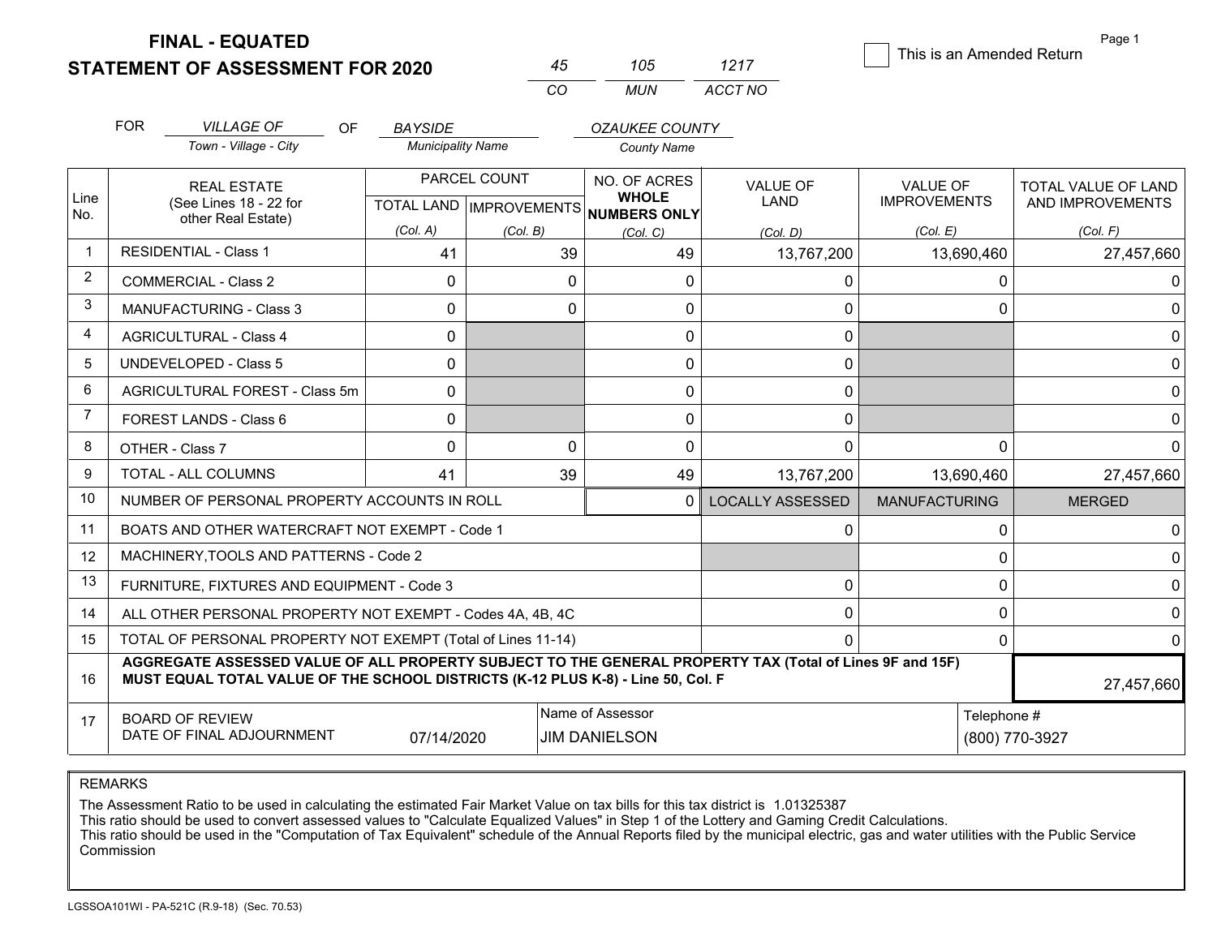# FINAL - EQUATED
## STATEMENT OF ASSESSMENT FOR 2020

| 45 | 105 | 1217 |
|---|---|---|
| CO | MUN | ACCT NO |

☐ This is an Amended Return

Page 1

FOR *VILLAGE OF* (Town - Village - City) OF *BAYSIDE* (Municipality Name) *OZAUKEE COUNTY* (County Name)

| Line No. | REAL ESTATE (See Lines 18 - 22 for other Real Estate) | PARCEL COUNT TOTAL LAND (Col. A) | PARCEL COUNT IMPROVEMENTS (Col. B) | NO. OF ACRES WHOLE NUMBERS ONLY (Col. C) | VALUE OF LAND (Col. D) | VALUE OF IMPROVEMENTS (Col. E) | TOTAL VALUE OF LAND AND IMPROVEMENTS (Col. F) |
|---|---|---|---|---|---|---|---|
| 1 | RESIDENTIAL - Class 1 | 41 | 39 | 49 | 13,767,200 | 13,690,460 | 27,457,660 |
| 2 | COMMERCIAL - Class 2 | 0 | 0 | 0 | 0 | 0 | 0 |
| 3 | MANUFACTURING - Class 3 | 0 | 0 | 0 | 0 | 0 | 0 |
| 4 | AGRICULTURAL - Class 4 | 0 | | 0 | 0 | | 0 |
| 5 | UNDEVELOPED - Class 5 | 0 | | 0 | 0 | | 0 |
| 6 | AGRICULTURAL FOREST - Class 5m | 0 | | 0 | 0 | | 0 |
| 7 | FOREST LANDS - Class 6 | 0 | | 0 | 0 | | 0 |
| 8 | OTHER - Class 7 | 0 | 0 | 0 | 0 | 0 | 0 |
| 9 | TOTAL - ALL COLUMNS | 41 | 39 | 49 | 13,767,200 | 13,690,460 | 27,457,660 |
| 10 | NUMBER OF PERSONAL PROPERTY ACCOUNTS IN ROLL | | | 0 | LOCALLY ASSESSED | MANUFACTURING | MERGED |
| 11 | BOATS AND OTHER WATERCRAFT NOT EXEMPT - Code 1 | | | | 0 | 0 | 0 |
| 12 | MACHINERY,TOOLS AND PATTERNS - Code 2 | | | | | 0 | 0 |
| 13 | FURNITURE, FIXTURES AND EQUIPMENT - Code 3 | | | | 0 | 0 | 0 |
| 14 | ALL OTHER PERSONAL PROPERTY NOT EXEMPT - Codes 4A, 4B, 4C | | | | 0 | 0 | 0 |
| 15 | TOTAL OF PERSONAL PROPERTY NOT EXEMPT (Total of Lines 11-14) | | | | 0 | 0 | 0 |
| 16 | AGGREGATE ASSESSED VALUE OF ALL PROPERTY SUBJECT TO THE GENERAL PROPERTY TAX (Total of Lines 9F and 15F) MUST EQUAL TOTAL VALUE OF THE SCHOOL DISTRICTS (K-12 PLUS K-8) - Line 50, Col. F | | | | | | 27,457,660 |
| 17 | BOARD OF REVIEW DATE OF FINAL ADJOURNMENT | 07/14/2020 | Name of Assessor | JIM DANIELSON | | Telephone # | (800) 770-3927 |

REMARKS

The Assessment Ratio to be used in calculating the estimated Fair Market Value on tax bills for this tax district is 1.01325387
This ratio should be used to convert assessed values to "Calculate Equalized Values" in Step 1 of the Lottery and Gaming Credit Calculations.
This ratio should be used in the "Computation of Tax Equivalent" schedule of the Annual Reports filed by the municipal electric, gas and water utilities with the Public Service Commission

LGSSOA101WI - PA-521C (R.9-18) (Sec. 70.53)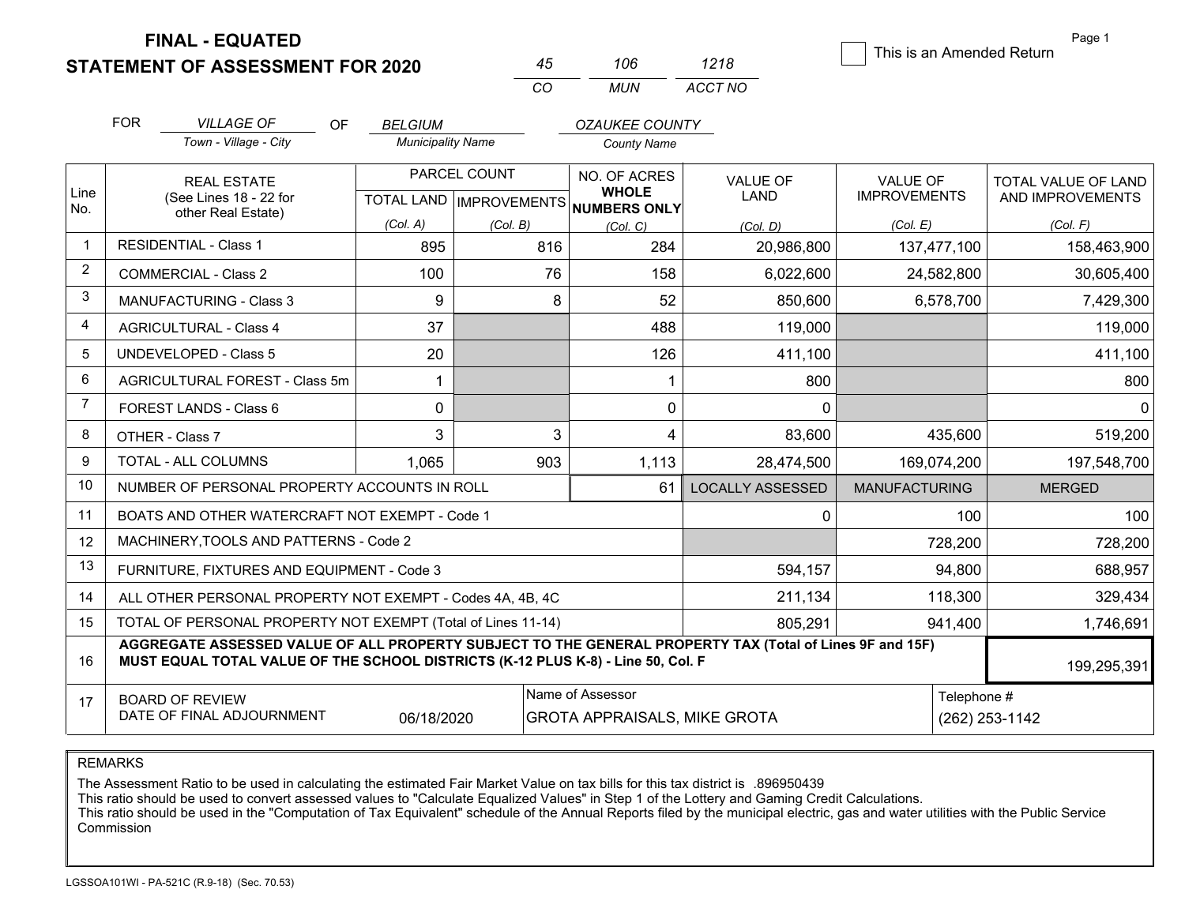# FINAL - EQUATED
## STATEMENT OF ASSESSMENT FOR 2020

| 45 | 106 | 1218 |
|---|---|---|
| CO | MUN | ACCT NO |

☐ This is an Amended Return

FOR *VILLAGE OF* (Town - Village - City) OF *BELGIUM* (Municipality Name) *OZAUKEE COUNTY* (County Name)

| Line No. | REAL ESTATE (See Lines 18 - 22 for other Real Estate) | PARCEL COUNT TOTAL LAND (Col. A) | PARCEL COUNT IMPROVEMENTS (Col. B) | NO. OF ACRES WHOLE NUMBERS ONLY (Col. C) | VALUE OF LAND (Col. D) | VALUE OF IMPROVEMENTS (Col. E) | TOTAL VALUE OF LAND AND IMPROVEMENTS (Col. F) |
|---|---|---|---|---|---|---|---|
| 1 | RESIDENTIAL - Class 1 | 895 | 816 | 284 | 20,986,800 | 137,477,100 | 158,463,900 |
| 2 | COMMERCIAL - Class 2 | 100 | 76 | 158 | 6,022,600 | 24,582,800 | 30,605,400 |
| 3 | MANUFACTURING - Class 3 | 9 | 8 | 52 | 850,600 | 6,578,700 | 7,429,300 |
| 4 | AGRICULTURAL - Class 4 | 37 | | 488 | 119,000 | | 119,000 |
| 5 | UNDEVELOPED - Class 5 | 20 | | 126 | 411,100 | | 411,100 |
| 6 | AGRICULTURAL FOREST - Class 5m | 1 | | 1 | 800 | | 800 |
| 7 | FOREST LANDS - Class 6 | 0 | | 0 | 0 | | 0 |
| 8 | OTHER - Class 7 | 3 | 3 | 4 | 83,600 | 435,600 | 519,200 |
| 9 | TOTAL - ALL COLUMNS | 1,065 | 903 | 1,113 | 28,474,500 | 169,074,200 | 197,548,700 |
| 10 | NUMBER OF PERSONAL PROPERTY ACCOUNTS IN ROLL | | | 61 | LOCALLY ASSESSED | MANUFACTURING | MERGED |
| 11 | BOATS AND OTHER WATERCRAFT NOT EXEMPT - Code 1 | | | | 0 | 100 | 100 |
| 12 | MACHINERY,TOOLS AND PATTERNS - Code 2 | | | | | 728,200 | 728,200 |
| 13 | FURNITURE, FIXTURES AND EQUIPMENT - Code 3 | | | | 594,157 | 94,800 | 688,957 |
| 14 | ALL OTHER PERSONAL PROPERTY NOT EXEMPT - Codes 4A, 4B, 4C | | | | 211,134 | 118,300 | 329,434 |
| 15 | TOTAL OF PERSONAL PROPERTY NOT EXEMPT (Total of Lines 11-14) | | | | 805,291 | 941,400 | 1,746,691 |
| 16 | **AGGREGATE ASSESSED VALUE OF ALL PROPERTY SUBJECT TO THE GENERAL PROPERTY TAX (Total of Lines 9F and 15F) MUST EQUAL TOTAL VALUE OF THE SCHOOL DISTRICTS (K-12 PLUS K-8) - Line 50, Col. F** | | | | | | 199,295,391 |
| 17 | BOARD OF REVIEW DATE OF FINAL ADJOURNMENT | 06/18/2020 | | Name of Assessor: GROTA APPRAISALS, MIKE GROTA | | Telephone #: (262) 253-1142 | |

REMARKS

The Assessment Ratio to be used in calculating the estimated Fair Market Value on tax bills for this tax district is .896950439
This ratio should be used to convert assessed values to "Calculate Equalized Values" in Step 1 of the Lottery and Gaming Credit Calculations.
This ratio should be used in the "Computation of Tax Equivalent" schedule of the Annual Reports filed by the municipal electric, gas and water utilities with the Public Service Commission

LGSSOA101WI - PA-521C (R.9-18) (Sec. 70.53)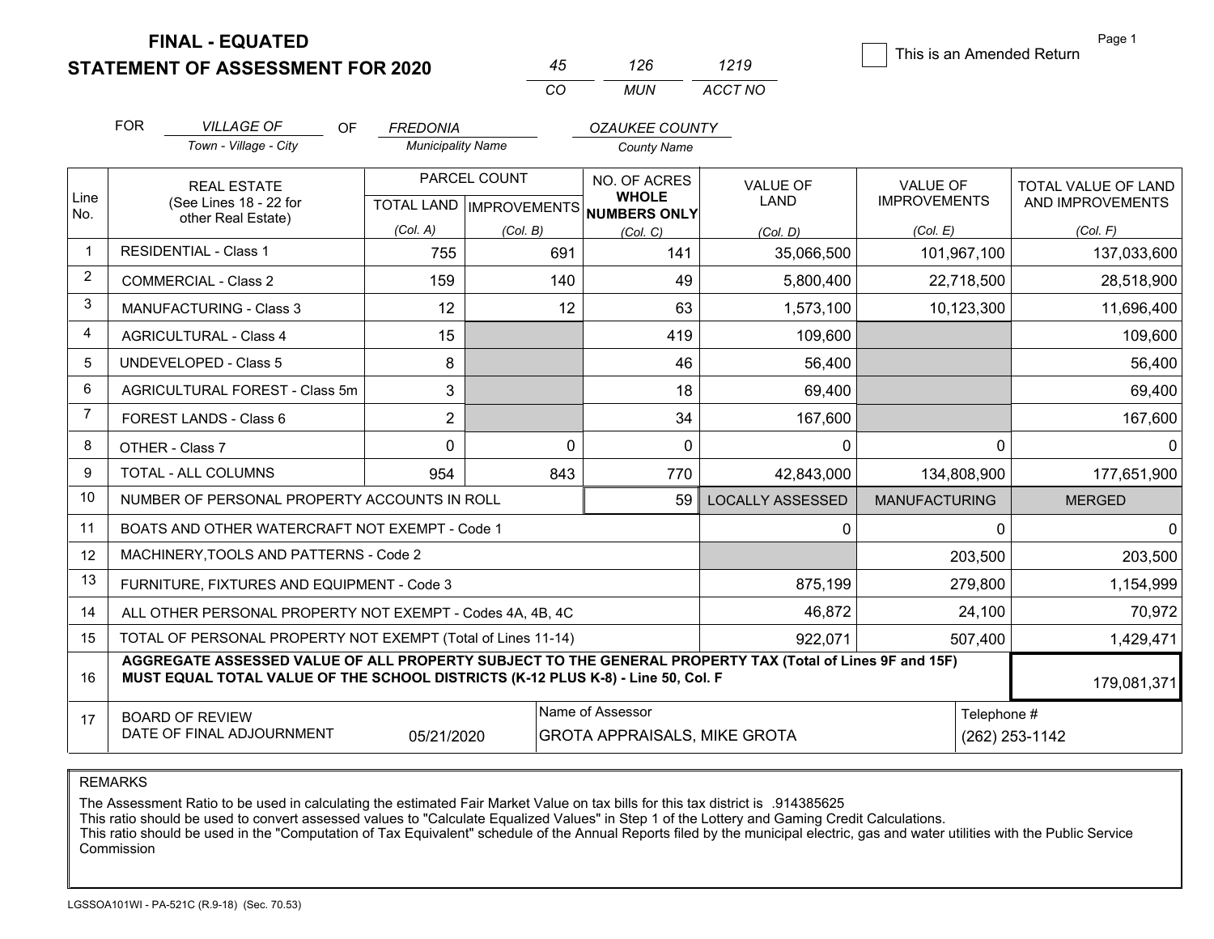# FINAL - EQUATED
## STATEMENT OF ASSESSMENT FOR 2020

| 45 | 126 | 1219 |
|---|---|---|
| CO | MUN | ACCT NO |

☐ This is an Amended Return

Page 1

FOR *VILLAGE OF* (Town - Village - City) OF *FREDONIA* (Municipality Name) *OZAUKEE COUNTY* (County Name)

| Line No. | REAL ESTATE (See Lines 18 - 22 for other Real Estate) | PARCEL COUNT TOTAL LAND (Col. A) | PARCEL COUNT IMPROVEMENTS (Col. B) | NO. OF ACRES WHOLE NUMBERS ONLY (Col. C) | VALUE OF LAND (Col. D) | VALUE OF IMPROVEMENTS (Col. E) | TOTAL VALUE OF LAND AND IMPROVEMENTS (Col. F) |
|---|---|---|---|---|---|---|---|
| 1 | RESIDENTIAL - Class 1 | 755 | 691 | 141 | 35,066,500 | 101,967,100 | 137,033,600 |
| 2 | COMMERCIAL - Class 2 | 159 | 140 | 49 | 5,800,400 | 22,718,500 | 28,518,900 |
| 3 | MANUFACTURING - Class 3 | 12 | 12 | 63 | 1,573,100 | 10,123,300 | 11,696,400 |
| 4 | AGRICULTURAL - Class 4 | 15 | | 419 | 109,600 | | 109,600 |
| 5 | UNDEVELOPED - Class 5 | 8 | | 46 | 56,400 | | 56,400 |
| 6 | AGRICULTURAL FOREST - Class 5m | 3 | | 18 | 69,400 | | 69,400 |
| 7 | FOREST LANDS - Class 6 | 2 | | 34 | 167,600 | | 167,600 |
| 8 | OTHER - Class 7 | 0 | 0 | 0 | 0 | 0 | 0 |
| 9 | TOTAL - ALL COLUMNS | 954 | 843 | 770 | 42,843,000 | 134,808,900 | 177,651,900 |
| 10 | NUMBER OF PERSONAL PROPERTY ACCOUNTS IN ROLL | | | 59 | LOCALLY ASSESSED | MANUFACTURING | MERGED |
| 11 | BOATS AND OTHER WATERCRAFT NOT EXEMPT - Code 1 | | | | 0 | 0 | 0 |
| 12 | MACHINERY,TOOLS AND PATTERNS - Code 2 | | | | | 203,500 | 203,500 |
| 13 | FURNITURE, FIXTURES AND EQUIPMENT - Code 3 | | | | 875,199 | 279,800 | 1,154,999 |
| 14 | ALL OTHER PERSONAL PROPERTY NOT EXEMPT - Codes 4A, 4B, 4C | | | | 46,872 | 24,100 | 70,972 |
| 15 | TOTAL OF PERSONAL PROPERTY NOT EXEMPT (Total of Lines 11-14) | | | | 922,071 | 507,400 | 1,429,471 |
| 16 | **AGGREGATE ASSESSED VALUE OF ALL PROPERTY SUBJECT TO THE GENERAL PROPERTY TAX (Total of Lines 9F and 15F) MUST EQUAL TOTAL VALUE OF THE SCHOOL DISTRICTS (K-12 PLUS K-8) - Line 50, Col. F** | | | | | | 179,081,371 |
| 17 | BOARD OF REVIEW DATE OF FINAL ADJOURNMENT | 05/21/2020 | Name of Assessor: GROTA APPRAISALS, MIKE GROTA | | | Telephone #: (262) 253-1142 | |

REMARKS

The Assessment Ratio to be used in calculating the estimated Fair Market Value on tax bills for this tax district is .914385625
This ratio should be used to convert assessed values to "Calculate Equalized Values" in Step 1 of the Lottery and Gaming Credit Calculations.
This ratio should be used in the "Computation of Tax Equivalent" schedule of the Annual Reports filed by the municipal electric, gas and water utilities with the Public Service Commission

LGSSOA101WI - PA-521C (R.9-18) (Sec. 70.53)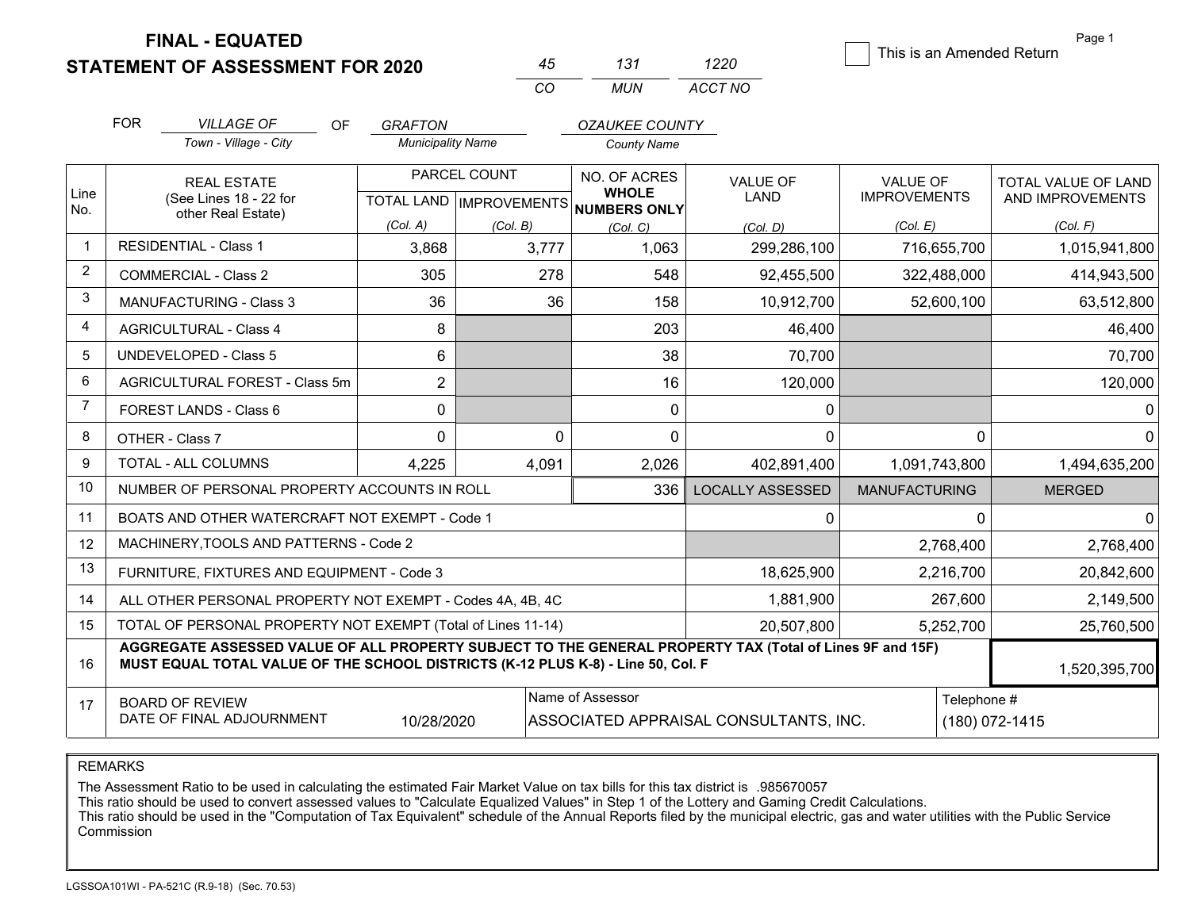# FINAL - EQUATED
## STATEMENT OF ASSESSMENT FOR 2020

| 45 | 131 | 1220 |
|---|---|---|
| CO | MUN | ACCT NO |

☐ This is an Amended Return

Page 1

FOR *VILLAGE OF* (Town - Village - City) OF *GRAFTON* (Municipality Name) *OZAUKEE COUNTY* (County Name)

| Line No. | REAL ESTATE (See Lines 18 - 22 for other Real Estate) | PARCEL COUNT TOTAL LAND (Col. A) | PARCEL COUNT IMPROVEMENTS (Col. B) | NO. OF ACRES WHOLE NUMBERS ONLY (Col. C) | VALUE OF LAND (Col. D) | VALUE OF IMPROVEMENTS (Col. E) | TOTAL VALUE OF LAND AND IMPROVEMENTS (Col. F) |
|---|---|---|---|---|---|---|---|
| 1 | RESIDENTIAL - Class 1 | 3,868 | 3,777 | 1,063 | 299,286,100 | 716,655,700 | 1,015,941,800 |
| 2 | COMMERCIAL - Class 2 | 305 | 278 | 548 | 92,455,500 | 322,488,000 | 414,943,500 |
| 3 | MANUFACTURING - Class 3 | 36 | 36 | 158 | 10,912,700 | 52,600,100 | 63,512,800 |
| 4 | AGRICULTURAL - Class 4 | 8 | | 203 | 46,400 | | 46,400 |
| 5 | UNDEVELOPED - Class 5 | 6 | | 38 | 70,700 | | 70,700 |
| 6 | AGRICULTURAL FOREST - Class 5m | 2 | | 16 | 120,000 | | 120,000 |
| 7 | FOREST LANDS - Class 6 | 0 | | 0 | 0 | | 0 |
| 8 | OTHER - Class 7 | 0 | 0 | 0 | 0 | 0 | 0 |
| 9 | TOTAL - ALL COLUMNS | 4,225 | 4,091 | 2,026 | 402,891,400 | 1,091,743,800 | 1,494,635,200 |
| 10 | NUMBER OF PERSONAL PROPERTY ACCOUNTS IN ROLL | | | 336 | LOCALLY ASSESSED | MANUFACTURING | MERGED |
| 11 | BOATS AND OTHER WATERCRAFT NOT EXEMPT - Code 1 | | | | 0 | 0 | 0 |
| 12 | MACHINERY,TOOLS AND PATTERNS - Code 2 | | | | | 2,768,400 | 2,768,400 |
| 13 | FURNITURE, FIXTURES AND EQUIPMENT - Code 3 | | | | 18,625,900 | 2,216,700 | 20,842,600 |
| 14 | ALL OTHER PERSONAL PROPERTY NOT EXEMPT - Codes 4A, 4B, 4C | | | | 1,881,900 | 267,600 | 2,149,500 |
| 15 | TOTAL OF PERSONAL PROPERTY NOT EXEMPT (Total of Lines 11-14) | | | | 20,507,800 | 5,252,700 | 25,760,500 |
| 16 | AGGREGATE ASSESSED VALUE OF ALL PROPERTY SUBJECT TO THE GENERAL PROPERTY TAX (Total of Lines 9F and 15F) MUST EQUAL TOTAL VALUE OF THE SCHOOL DISTRICTS (K-12 PLUS K-8) - Line 50, Col. F | | | | | | 1,520,395,700 |
| 17 | BOARD OF REVIEW DATE OF FINAL ADJOURNMENT | 10/28/2020 | Name of Assessor: ASSOCIATED APPRAISAL CONSULTANTS, INC. | | | Telephone #: (180) 072-1415 | |

REMARKS

The Assessment Ratio to be used in calculating the estimated Fair Market Value on tax bills for this tax district is .985670057
This ratio should be used to convert assessed values to "Calculate Equalized Values" in Step 1 of the Lottery and Gaming Credit Calculations.
This ratio should be used in the "Computation of Tax Equivalent" schedule of the Annual Reports filed by the municipal electric, gas and water utilities with the Public Service Commission

LGSSOA101WI - PA-521C (R.9-18) (Sec. 70.53)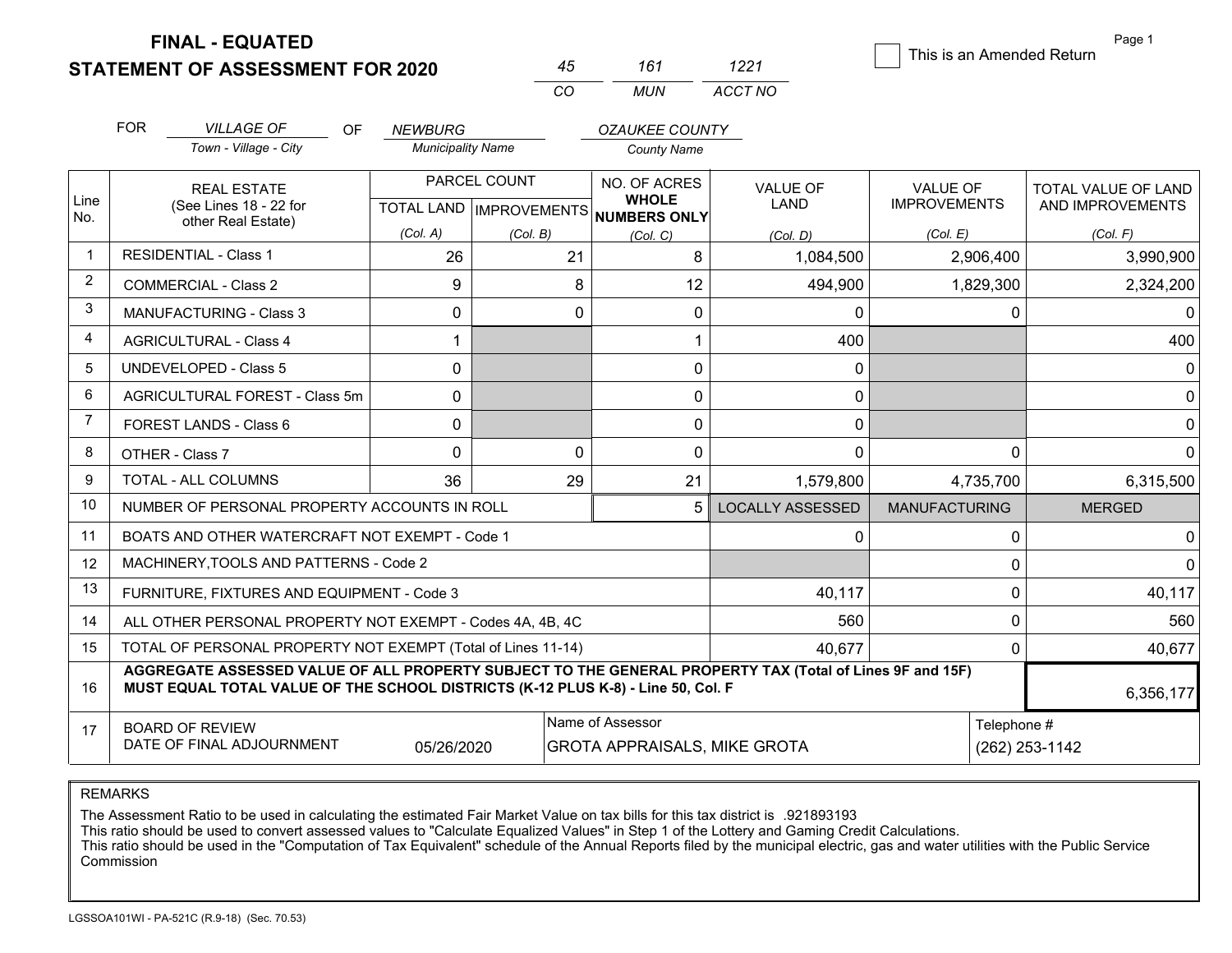# FINAL - EQUATED
## STATEMENT OF ASSESSMENT FOR 2020

| 45 | 161 | 1221 |
|---|---|---|
| CO | MUN | ACCT NO |

☐ This is an Amended Return

Page 1

FOR *VILLAGE OF* (Town - Village - City) OF *NEWBURG* (Municipality Name) *OZAUKEE COUNTY* (County Name)

| Line No. | REAL ESTATE (See Lines 18 - 22 for other Real Estate) | PARCEL COUNT TOTAL LAND (Col. A) | PARCEL COUNT IMPROVEMENTS (Col. B) | NO. OF ACRES WHOLE NUMBERS ONLY (Col. C) | VALUE OF LAND (Col. D) | VALUE OF IMPROVEMENTS (Col. E) | TOTAL VALUE OF LAND AND IMPROVEMENTS (Col. F) |
|---|---|---|---|---|---|---|---|
| 1 | RESIDENTIAL - Class 1 | 26 | 21 | 8 | 1,084,500 | 2,906,400 | 3,990,900 |
| 2 | COMMERCIAL - Class 2 | 9 | 8 | 12 | 494,900 | 1,829,300 | 2,324,200 |
| 3 | MANUFACTURING - Class 3 | 0 | 0 | 0 | 0 | 0 | 0 |
| 4 | AGRICULTURAL - Class 4 | 1 | | 1 | 400 | | 400 |
| 5 | UNDEVELOPED - Class 5 | 0 | | 0 | 0 | | 0 |
| 6 | AGRICULTURAL FOREST - Class 5m | 0 | | 0 | 0 | | 0 |
| 7 | FOREST LANDS - Class 6 | 0 | | 0 | 0 | | 0 |
| 8 | OTHER - Class 7 | 0 | 0 | 0 | 0 | 0 | 0 |
| 9 | TOTAL - ALL COLUMNS | 36 | 29 | 21 | 1,579,800 | 4,735,700 | 6,315,500 |
| 10 | NUMBER OF PERSONAL PROPERTY ACCOUNTS IN ROLL | | | 5 | LOCALLY ASSESSED | MANUFACTURING | MERGED |
| 11 | BOATS AND OTHER WATERCRAFT NOT EXEMPT - Code 1 | | | | 0 | 0 | 0 |
| 12 | MACHINERY,TOOLS AND PATTERNS - Code 2 | | | | | 0 | 0 |
| 13 | FURNITURE, FIXTURES AND EQUIPMENT - Code 3 | | | | 40,117 | 0 | 40,117 |
| 14 | ALL OTHER PERSONAL PROPERTY NOT EXEMPT - Codes 4A, 4B, 4C | | | | 560 | 0 | 560 |
| 15 | TOTAL OF PERSONAL PROPERTY NOT EXEMPT (Total of Lines 11-14) | | | | 40,677 | 0 | 40,677 |
| 16 | AGGREGATE ASSESSED VALUE OF ALL PROPERTY SUBJECT TO THE GENERAL PROPERTY TAX (Total of Lines 9F and 15F) MUST EQUAL TOTAL VALUE OF THE SCHOOL DISTRICTS (K-12 PLUS K-8) - Line 50, Col. F | | | | | | 6,356,177 |
| 17 | BOARD OF REVIEW DATE OF FINAL ADJOURNMENT | 05/26/2020 | | Name of Assessor: GROTA APPRAISALS, MIKE GROTA | | Telephone #: (262) 253-1142 | |

REMARKS

The Assessment Ratio to be used in calculating the estimated Fair Market Value on tax bills for this tax district is .921893193
This ratio should be used to convert assessed values to "Calculate Equalized Values" in Step 1 of the Lottery and Gaming Credit Calculations.
This ratio should be used in the "Computation of Tax Equivalent" schedule of the Annual Reports filed by the municipal electric, gas and water utilities with the Public Service Commission

LGSSOA101WI - PA-521C (R.9-18) (Sec. 70.53)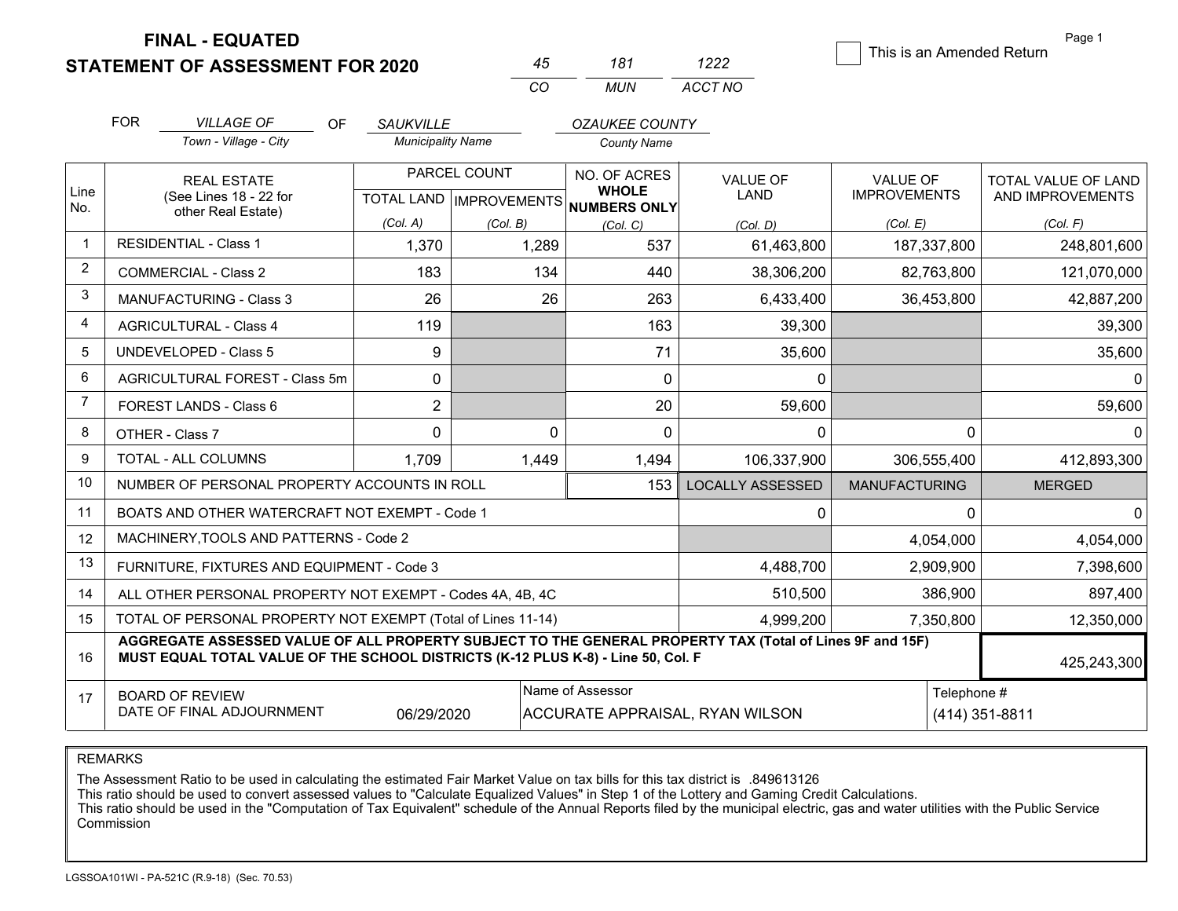# FINAL - EQUATED
## STATEMENT OF ASSESSMENT FOR 2020

| 45 | 181 | 1222 |
|---|---|---|
| CO | MUN | ACCT NO |

☐ This is an Amended Return

FOR *VILLAGE OF* (Town - Village - City) OF *SAUKVILLE* (Municipality Name) *OZAUKEE COUNTY* (County Name)

| Line No. | REAL ESTATE (See Lines 18 - 22 for other Real Estate) | PARCEL COUNT TOTAL LAND (Col. A) | PARCEL COUNT IMPROVEMENTS (Col. B) | NO. OF ACRES WHOLE NUMBERS ONLY (Col. C) | VALUE OF LAND (Col. D) | VALUE OF IMPROVEMENTS (Col. E) | TOTAL VALUE OF LAND AND IMPROVEMENTS (Col. F) |
|---|---|---|---|---|---|---|---|
| 1 | RESIDENTIAL - Class 1 | 1,370 | 1,289 | 537 | 61,463,800 | 187,337,800 | 248,801,600 |
| 2 | COMMERCIAL - Class 2 | 183 | 134 | 440 | 38,306,200 | 82,763,800 | 121,070,000 |
| 3 | MANUFACTURING - Class 3 | 26 | 26 | 263 | 6,433,400 | 36,453,800 | 42,887,200 |
| 4 | AGRICULTURAL - Class 4 | 119 | | 163 | 39,300 | | 39,300 |
| 5 | UNDEVELOPED - Class 5 | 9 | | 71 | 35,600 | | 35,600 |
| 6 | AGRICULTURAL FOREST - Class 5m | 0 | | 0 | 0 | | 0 |
| 7 | FOREST LANDS - Class 6 | 2 | | 20 | 59,600 | | 59,600 |
| 8 | OTHER - Class 7 | 0 | 0 | 0 | 0 | 0 | 0 |
| 9 | TOTAL - ALL COLUMNS | 1,709 | 1,449 | 1,494 | 106,337,900 | 306,555,400 | 412,893,300 |
| 10 | NUMBER OF PERSONAL PROPERTY ACCOUNTS IN ROLL | | | 153 | LOCALLY ASSESSED | MANUFACTURING | MERGED |
| 11 | BOATS AND OTHER WATERCRAFT NOT EXEMPT - Code 1 | | | | 0 | 0 | 0 |
| 12 | MACHINERY,TOOLS AND PATTERNS - Code 2 | | | | | 4,054,000 | 4,054,000 |
| 13 | FURNITURE, FIXTURES AND EQUIPMENT - Code 3 | | | | 4,488,700 | 2,909,900 | 7,398,600 |
| 14 | ALL OTHER PERSONAL PROPERTY NOT EXEMPT - Codes 4A, 4B, 4C | | | | 510,500 | 386,900 | 897,400 |
| 15 | TOTAL OF PERSONAL PROPERTY NOT EXEMPT (Total of Lines 11-14) | | | | 4,999,200 | 7,350,800 | 12,350,000 |
| 16 | AGGREGATE ASSESSED VALUE OF ALL PROPERTY SUBJECT TO THE GENERAL PROPERTY TAX (Total of Lines 9F and 15F) MUST EQUAL TOTAL VALUE OF THE SCHOOL DISTRICTS (K-12 PLUS K-8) - Line 50, Col. F | | | | | | 425,243,300 |
| 17 | BOARD OF REVIEW DATE OF FINAL ADJOURNMENT | 06/29/2020 | Name of Assessor | ACCURATE APPRAISAL, RYAN WILSON | | Telephone # | (414) 351-8811 |

REMARKS

The Assessment Ratio to be used in calculating the estimated Fair Market Value on tax bills for this tax district is .849613126
This ratio should be used to convert assessed values to "Calculate Equalized Values" in Step 1 of the Lottery and Gaming Credit Calculations.
This ratio should be used in the "Computation of Tax Equivalent" schedule of the Annual Reports filed by the municipal electric, gas and water utilities with the Public Service Commission

LGSSOA101WI - PA-521C (R.9-18) (Sec. 70.53)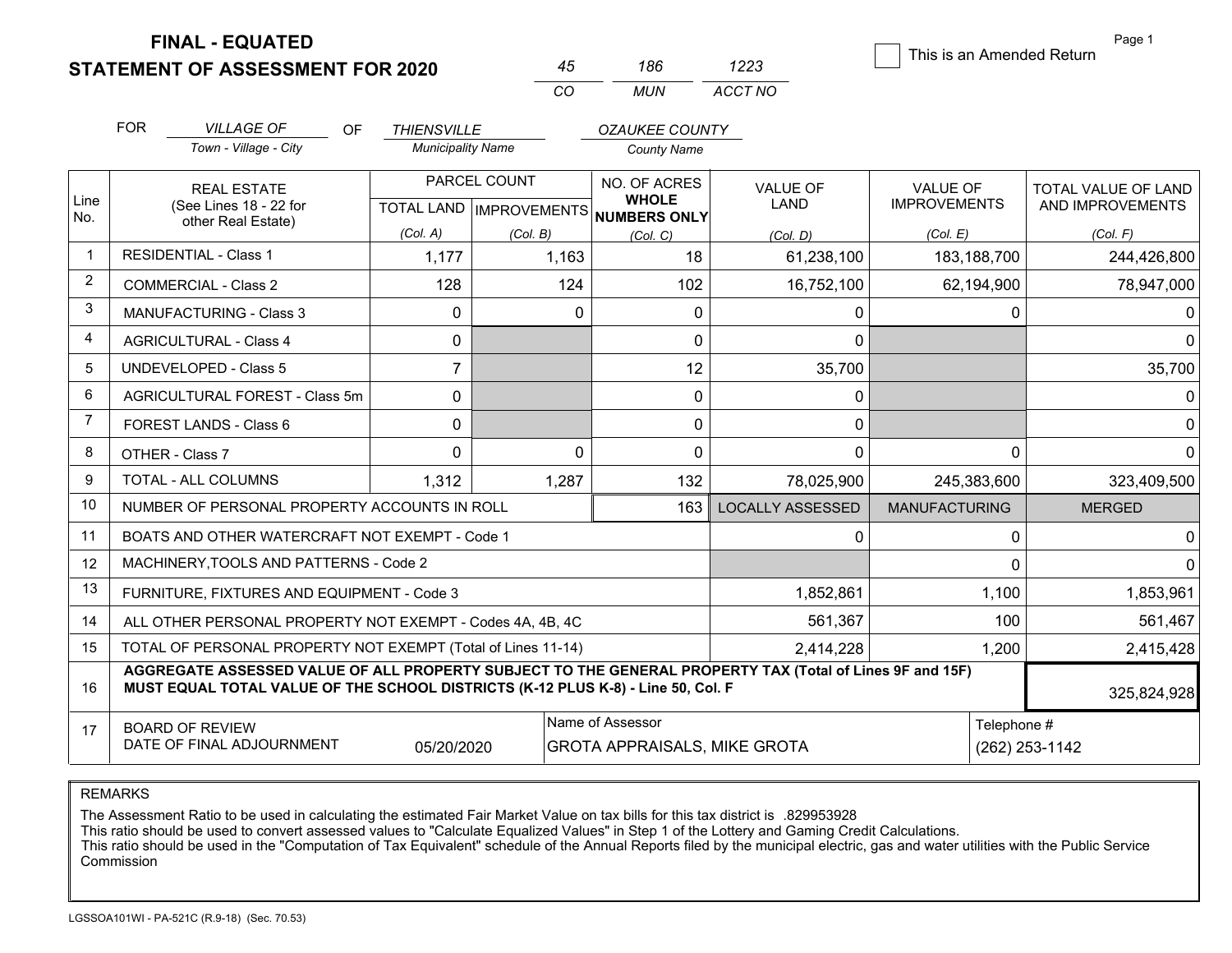# FINAL - EQUATED
## STATEMENT OF ASSESSMENT FOR 2020

| 45 | 186 | 1223 |
|---|---|---|
| CO | MUN | ACCT NO |

☐ This is an Amended Return

FOR *VILLAGE OF* (Town - Village - City) OF *THIENSVILLE* (Municipality Name) *OZAUKEE COUNTY* (County Name)

| Line No. | REAL ESTATE (See Lines 18 - 22 for other Real Estate) | PARCEL COUNT TOTAL LAND (Col. A) | PARCEL COUNT IMPROVEMENTS (Col. B) | NO. OF ACRES WHOLE NUMBERS ONLY (Col. C) | VALUE OF LAND (Col. D) | VALUE OF IMPROVEMENTS (Col. E) | TOTAL VALUE OF LAND AND IMPROVEMENTS (Col. F) |
|---|---|---|---|---|---|---|---|
| 1 | RESIDENTIAL - Class 1 | 1,177 | 1,163 | 18 | 61,238,100 | 183,188,700 | 244,426,800 |
| 2 | COMMERCIAL - Class 2 | 128 | 124 | 102 | 16,752,100 | 62,194,900 | 78,947,000 |
| 3 | MANUFACTURING - Class 3 | 0 | 0 | 0 | 0 | 0 | 0 |
| 4 | AGRICULTURAL - Class 4 | 0 | | 0 | 0 | | 0 |
| 5 | UNDEVELOPED - Class 5 | 7 | | 12 | 35,700 | | 35,700 |
| 6 | AGRICULTURAL FOREST - Class 5m | 0 | | 0 | 0 | | 0 |
| 7 | FOREST LANDS - Class 6 | 0 | | 0 | 0 | | 0 |
| 8 | OTHER - Class 7 | 0 | 0 | 0 | 0 | 0 | 0 |
| 9 | TOTAL - ALL COLUMNS | 1,312 | 1,287 | 132 | 78,025,900 | 245,383,600 | 323,409,500 |
| 10 | NUMBER OF PERSONAL PROPERTY ACCOUNTS IN ROLL | | | 163 | LOCALLY ASSESSED | MANUFACTURING | MERGED |
| 11 | BOATS AND OTHER WATERCRAFT NOT EXEMPT - Code 1 | | | | 0 | 0 | 0 |
| 12 | MACHINERY,TOOLS AND PATTERNS - Code 2 | | | | | 0 | 0 |
| 13 | FURNITURE, FIXTURES AND EQUIPMENT - Code 3 | | | | 1,852,861 | 1,100 | 1,853,961 |
| 14 | ALL OTHER PERSONAL PROPERTY NOT EXEMPT - Codes 4A, 4B, 4C | | | | 561,367 | 100 | 561,467 |
| 15 | TOTAL OF PERSONAL PROPERTY NOT EXEMPT (Total of Lines 11-14) | | | | 2,414,228 | 1,200 | 2,415,428 |
| 16 | **AGGREGATE ASSESSED VALUE OF ALL PROPERTY SUBJECT TO THE GENERAL PROPERTY TAX (Total of Lines 9F and 15F) MUST EQUAL TOTAL VALUE OF THE SCHOOL DISTRICTS (K-12 PLUS K-8) - Line 50, Col. F** | | | | | | 325,824,928 |
| 17 | BOARD OF REVIEW DATE OF FINAL ADJOURNMENT | 05/20/2020 | Name of Assessor: GROTA APPRAISALS, MIKE GROTA | | | | Telephone #: (262) 253-1142 |

REMARKS

The Assessment Ratio to be used in calculating the estimated Fair Market Value on tax bills for this tax district is .829953928
This ratio should be used to convert assessed values to "Calculate Equalized Values" in Step 1 of the Lottery and Gaming Credit Calculations.
This ratio should be used in the "Computation of Tax Equivalent" schedule of the Annual Reports filed by the municipal electric, gas and water utilities with the Public Service Commission

LGSSOA101WI - PA-521C (R.9-18) (Sec. 70.53)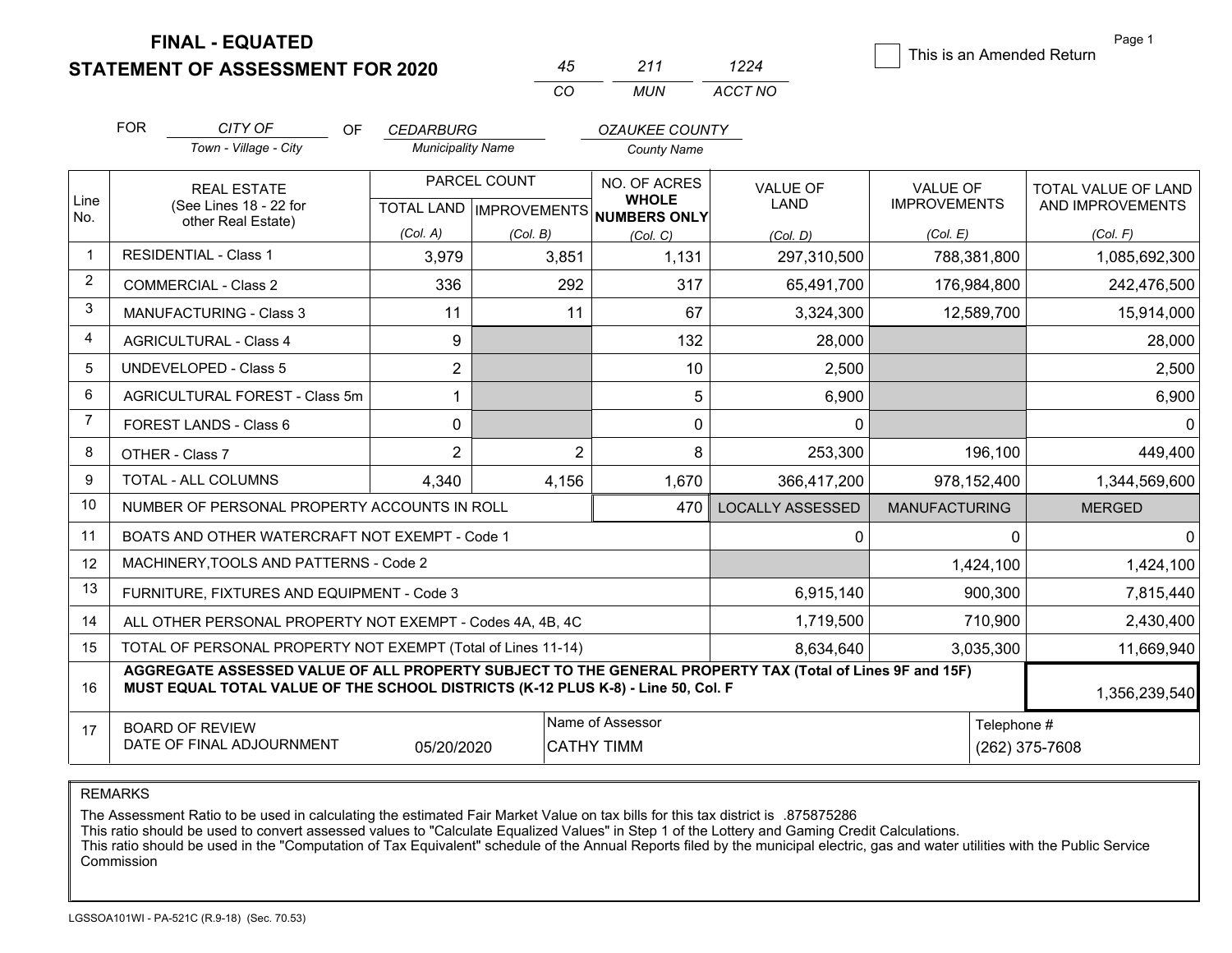**FINAL - EQUATED**

**STATEMENT OF ASSESSMENT FOR 2020**

| 45 | 211 | 1224 |
|---|---|---|
| CO | MUN | ACCT NO |

☐ This is an Amended Return

| FOR | CITY OF | OF | CEDARBURG | OZAUKEE COUNTY |
|---|---|---|---|---|
| | Town - Village - City | | Municipality Name | County Name |

| Line No. | REAL ESTATE (See Lines 18 - 22 for other Real Estate) | PARCEL COUNT TOTAL LAND (Col. A) | PARCEL COUNT IMPROVEMENTS (Col. B) | NO. OF ACRES WHOLE NUMBERS ONLY (Col. C) | VALUE OF LAND (Col. D) | VALUE OF IMPROVEMENTS (Col. E) | TOTAL VALUE OF LAND AND IMPROVEMENTS (Col. F) |
|---|---|---|---|---|---|---|---|
| 1 | RESIDENTIAL - Class 1 | 3,979 | 3,851 | 1,131 | 297,310,500 | 788,381,800 | 1,085,692,300 |
| 2 | COMMERCIAL - Class 2 | 336 | 292 | 317 | 65,491,700 | 176,984,800 | 242,476,500 |
| 3 | MANUFACTURING - Class 3 | 11 | 11 | 67 | 3,324,300 | 12,589,700 | 15,914,000 |
| 4 | AGRICULTURAL - Class 4 | 9 | | 132 | 28,000 | | 28,000 |
| 5 | UNDEVELOPED - Class 5 | 2 | | 10 | 2,500 | | 2,500 |
| 6 | AGRICULTURAL FOREST - Class 5m | 1 | | 5 | 6,900 | | 6,900 |
| 7 | FOREST LANDS - Class 6 | 0 | | 0 | 0 | | 0 |
| 8 | OTHER - Class 7 | 2 | 2 | 8 | 253,300 | 196,100 | 449,400 |
| 9 | TOTAL - ALL COLUMNS | 4,340 | 4,156 | 1,670 | 366,417,200 | 978,152,400 | 1,344,569,600 |
| 10 | NUMBER OF PERSONAL PROPERTY ACCOUNTS IN ROLL | | | 470 | LOCALLY ASSESSED | MANUFACTURING | MERGED |
| 11 | BOATS AND OTHER WATERCRAFT NOT EXEMPT - Code 1 | | | | 0 | 0 | 0 |
| 12 | MACHINERY,TOOLS AND PATTERNS - Code 2 | | | | | 1,424,100 | 1,424,100 |
| 13 | FURNITURE, FIXTURES AND EQUIPMENT - Code 3 | | | | 6,915,140 | 900,300 | 7,815,440 |
| 14 | ALL OTHER PERSONAL PROPERTY NOT EXEMPT - Codes 4A, 4B, 4C | | | | 1,719,500 | 710,900 | 2,430,400 |
| 15 | TOTAL OF PERSONAL PROPERTY NOT EXEMPT (Total of Lines 11-14) | | | | 8,634,640 | 3,035,300 | 11,669,940 |
| 16 | **AGGREGATE ASSESSED VALUE OF ALL PROPERTY SUBJECT TO THE GENERAL PROPERTY TAX (Total of Lines 9F and 15F) MUST EQUAL TOTAL VALUE OF THE SCHOOL DISTRICTS (K-12 PLUS K-8) - Line 50, Col. F** | | | | | | 1,356,239,540 |
| 17 | BOARD OF REVIEW DATE OF FINAL ADJOURNMENT | 05/20/2020 | Name of Assessor: CATHY TIMM | | | Telephone #: (262) 375-7608 | |

REMARKS

The Assessment Ratio to be used in calculating the estimated Fair Market Value on tax bills for this tax district is .875875286
This ratio should be used to convert assessed values to "Calculate Equalized Values" in Step 1 of the Lottery and Gaming Credit Calculations.
This ratio should be used in the "Computation of Tax Equivalent" schedule of the Annual Reports filed by the municipal electric, gas and water utilities with the Public Service Commission

LGSSOA101WI - PA-521C (R.9-18) (Sec. 70.53)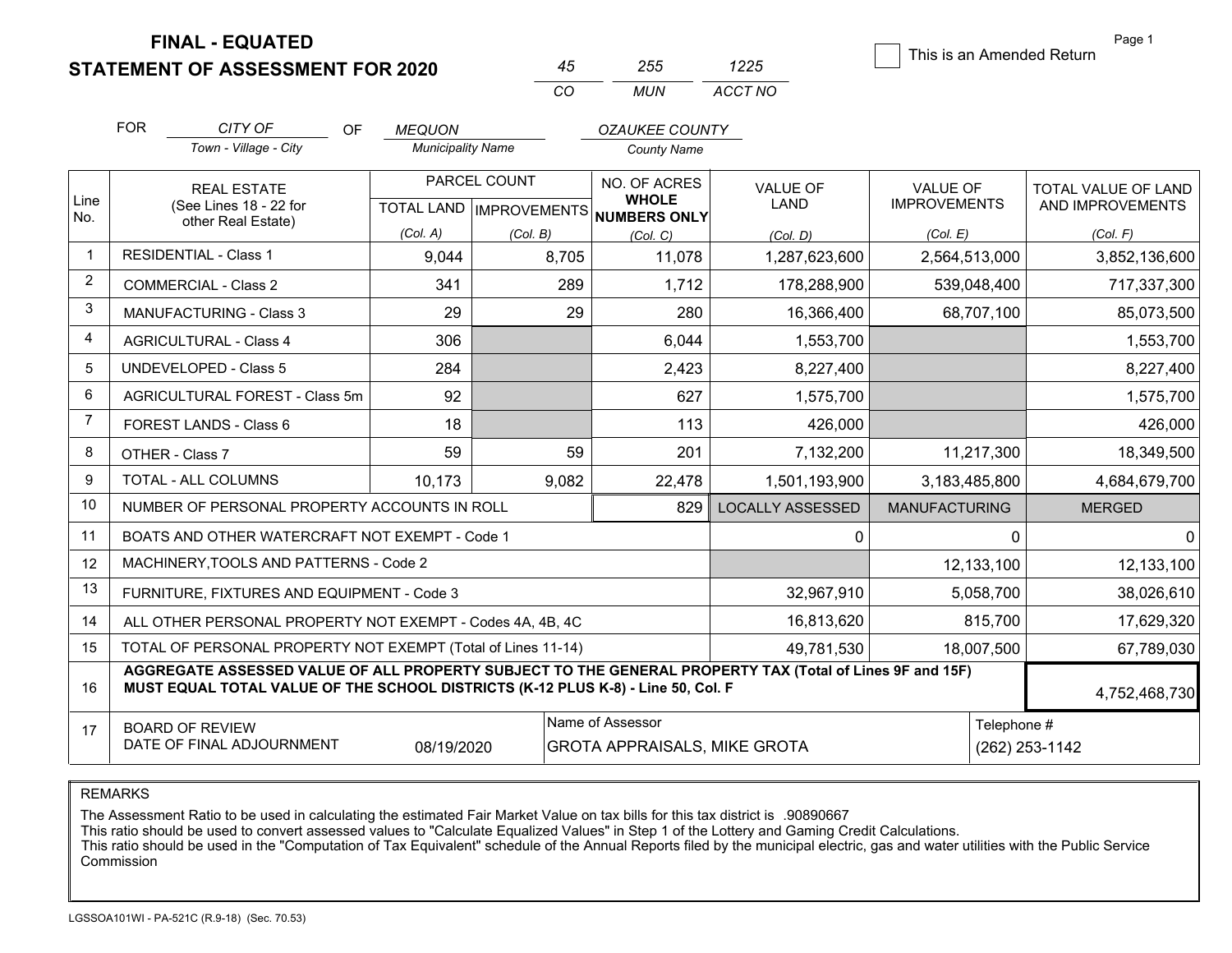# FINAL - EQUATED
## STATEMENT OF ASSESSMENT FOR 2020

| 45 | 255 | 1225 |
|---|---|---|
| CO | MUN | ACCT NO |

☐ This is an Amended Return

FOR *CITY OF* (Town - Village - City) OF *MEQUON* (Municipality Name) *OZAUKEE COUNTY* (County Name)

| Line No. | REAL ESTATE (See Lines 18 - 22 for other Real Estate) | PARCEL COUNT TOTAL LAND (Col. A) | PARCEL COUNT IMPROVEMENTS (Col. B) | NO. OF ACRES WHOLE NUMBERS ONLY (Col. C) | VALUE OF LAND (Col. D) | VALUE OF IMPROVEMENTS (Col. E) | TOTAL VALUE OF LAND AND IMPROVEMENTS (Col. F) |
|---|---|---|---|---|---|---|---|
| 1 | RESIDENTIAL - Class 1 | 9,044 | 8,705 | 11,078 | 1,287,623,600 | 2,564,513,000 | 3,852,136,600 |
| 2 | COMMERCIAL - Class 2 | 341 | 289 | 1,712 | 178,288,900 | 539,048,400 | 717,337,300 |
| 3 | MANUFACTURING - Class 3 | 29 | 29 | 280 | 16,366,400 | 68,707,100 | 85,073,500 |
| 4 | AGRICULTURAL - Class 4 | 306 | | 6,044 | 1,553,700 | | 1,553,700 |
| 5 | UNDEVELOPED - Class 5 | 284 | | 2,423 | 8,227,400 | | 8,227,400 |
| 6 | AGRICULTURAL FOREST - Class 5m | 92 | | 627 | 1,575,700 | | 1,575,700 |
| 7 | FOREST LANDS - Class 6 | 18 | | 113 | 426,000 | | 426,000 |
| 8 | OTHER - Class 7 | 59 | 59 | 201 | 7,132,200 | 11,217,300 | 18,349,500 |
| 9 | TOTAL - ALL COLUMNS | 10,173 | 9,082 | 22,478 | 1,501,193,900 | 3,183,485,800 | 4,684,679,700 |
| 10 | NUMBER OF PERSONAL PROPERTY ACCOUNTS IN ROLL | | | 829 | LOCALLY ASSESSED | MANUFACTURING | MERGED |
| 11 | BOATS AND OTHER WATERCRAFT NOT EXEMPT - Code 1 | | | | 0 | 0 | 0 |
| 12 | MACHINERY,TOOLS AND PATTERNS - Code 2 | | | | | 12,133,100 | 12,133,100 |
| 13 | FURNITURE, FIXTURES AND EQUIPMENT - Code 3 | | | | 32,967,910 | 5,058,700 | 38,026,610 |
| 14 | ALL OTHER PERSONAL PROPERTY NOT EXEMPT - Codes 4A, 4B, 4C | | | | 16,813,620 | 815,700 | 17,629,320 |
| 15 | TOTAL OF PERSONAL PROPERTY NOT EXEMPT (Total of Lines 11-14) | | | | 49,781,530 | 18,007,500 | 67,789,030 |
| 16 | **AGGREGATE ASSESSED VALUE OF ALL PROPERTY SUBJECT TO THE GENERAL PROPERTY TAX (Total of Lines 9F and 15F) MUST EQUAL TOTAL VALUE OF THE SCHOOL DISTRICTS (K-12 PLUS K-8) - Line 50, Col. F** | | | | | | 4,752,468,730 |
| 17 | BOARD OF REVIEW DATE OF FINAL ADJOURNMENT | 08/19/2020 | | Name of Assessor: GROTA APPRAISALS, MIKE GROTA | | | Telephone #: (262) 253-1142 |

REMARKS

The Assessment Ratio to be used in calculating the estimated Fair Market Value on tax bills for this tax district is .90890667
This ratio should be used to convert assessed values to "Calculate Equalized Values" in Step 1 of the Lottery and Gaming Credit Calculations.
This ratio should be used in the "Computation of Tax Equivalent" schedule of the Annual Reports filed by the municipal electric, gas and water utilities with the Public Service Commission

LGSSOA101WI - PA-521C (R.9-18) (Sec. 70.53)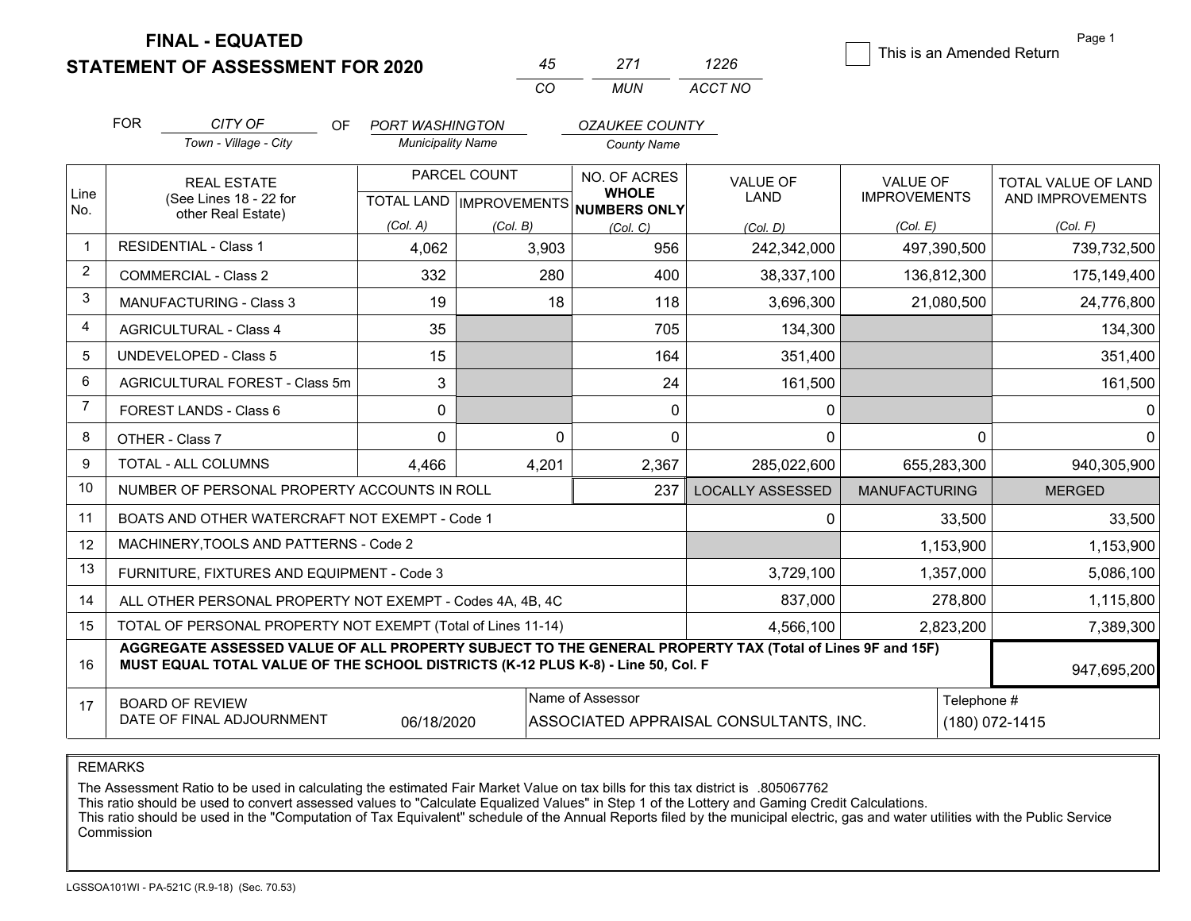# FINAL - EQUATED
## STATEMENT OF ASSESSMENT FOR 2020

| 45 | 271 | 1226 |
|---|---|---|
| CO | MUN | ACCT NO |

☐ This is an Amended Return

FOR *CITY OF* (Town - Village - City) OF *PORT WASHINGTON* (Municipality Name) *OZAUKEE COUNTY* (County Name)

| Line No. | REAL ESTATE (See Lines 18 - 22 for other Real Estate) | PARCEL COUNT TOTAL LAND (Col. A) | PARCEL COUNT IMPROVEMENTS (Col. B) | NO. OF ACRES WHOLE NUMBERS ONLY (Col. C) | VALUE OF LAND (Col. D) | VALUE OF IMPROVEMENTS (Col. E) | TOTAL VALUE OF LAND AND IMPROVEMENTS (Col. F) |
|---|---|---|---|---|---|---|---|
| 1 | RESIDENTIAL - Class 1 | 4,062 | 3,903 | 956 | 242,342,000 | 497,390,500 | 739,732,500 |
| 2 | COMMERCIAL - Class 2 | 332 | 280 | 400 | 38,337,100 | 136,812,300 | 175,149,400 |
| 3 | MANUFACTURING - Class 3 | 19 | 18 | 118 | 3,696,300 | 21,080,500 | 24,776,800 |
| 4 | AGRICULTURAL - Class 4 | 35 | | 705 | 134,300 | | 134,300 |
| 5 | UNDEVELOPED - Class 5 | 15 | | 164 | 351,400 | | 351,400 |
| 6 | AGRICULTURAL FOREST - Class 5m | 3 | | 24 | 161,500 | | 161,500 |
| 7 | FOREST LANDS - Class 6 | 0 | | 0 | 0 | | 0 |
| 8 | OTHER - Class 7 | 0 | 0 | 0 | 0 | 0 | 0 |
| 9 | TOTAL - ALL COLUMNS | 4,466 | 4,201 | 2,367 | 285,022,600 | 655,283,300 | 940,305,900 |
| 10 | NUMBER OF PERSONAL PROPERTY ACCOUNTS IN ROLL | | | 237 | LOCALLY ASSESSED | MANUFACTURING | MERGED |
| 11 | BOATS AND OTHER WATERCRAFT NOT EXEMPT - Code 1 | | | | 0 | 33,500 | 33,500 |
| 12 | MACHINERY,TOOLS AND PATTERNS - Code 2 | | | | | 1,153,900 | 1,153,900 |
| 13 | FURNITURE, FIXTURES AND EQUIPMENT - Code 3 | | | | 3,729,100 | 1,357,000 | 5,086,100 |
| 14 | ALL OTHER PERSONAL PROPERTY NOT EXEMPT - Codes 4A, 4B, 4C | | | | 837,000 | 278,800 | 1,115,800 |
| 15 | TOTAL OF PERSONAL PROPERTY NOT EXEMPT (Total of Lines 11-14) | | | | 4,566,100 | 2,823,200 | 7,389,300 |
| 16 | **AGGREGATE ASSESSED VALUE OF ALL PROPERTY SUBJECT TO THE GENERAL PROPERTY TAX (Total of Lines 9F and 15F) MUST EQUAL TOTAL VALUE OF THE SCHOOL DISTRICTS (K-12 PLUS K-8) - Line 50, Col. F** | | | | | | 947,695,200 |
| 17 | BOARD OF REVIEW DATE OF FINAL ADJOURNMENT | 06/18/2020 | Name of Assessor | ASSOCIATED APPRAISAL CONSULTANTS, INC. | | Telephone # | (180) 072-1415 |

REMARKS

The Assessment Ratio to be used in calculating the estimated Fair Market Value on tax bills for this tax district is .805067762
This ratio should be used to convert assessed values to "Calculate Equalized Values" in Step 1 of the Lottery and Gaming Credit Calculations.
This ratio should be used in the "Computation of Tax Equivalent" schedule of the Annual Reports filed by the municipal electric, gas and water utilities with the Public Service Commission

LGSSOA101WI - PA-521C (R.9-18) (Sec. 70.53)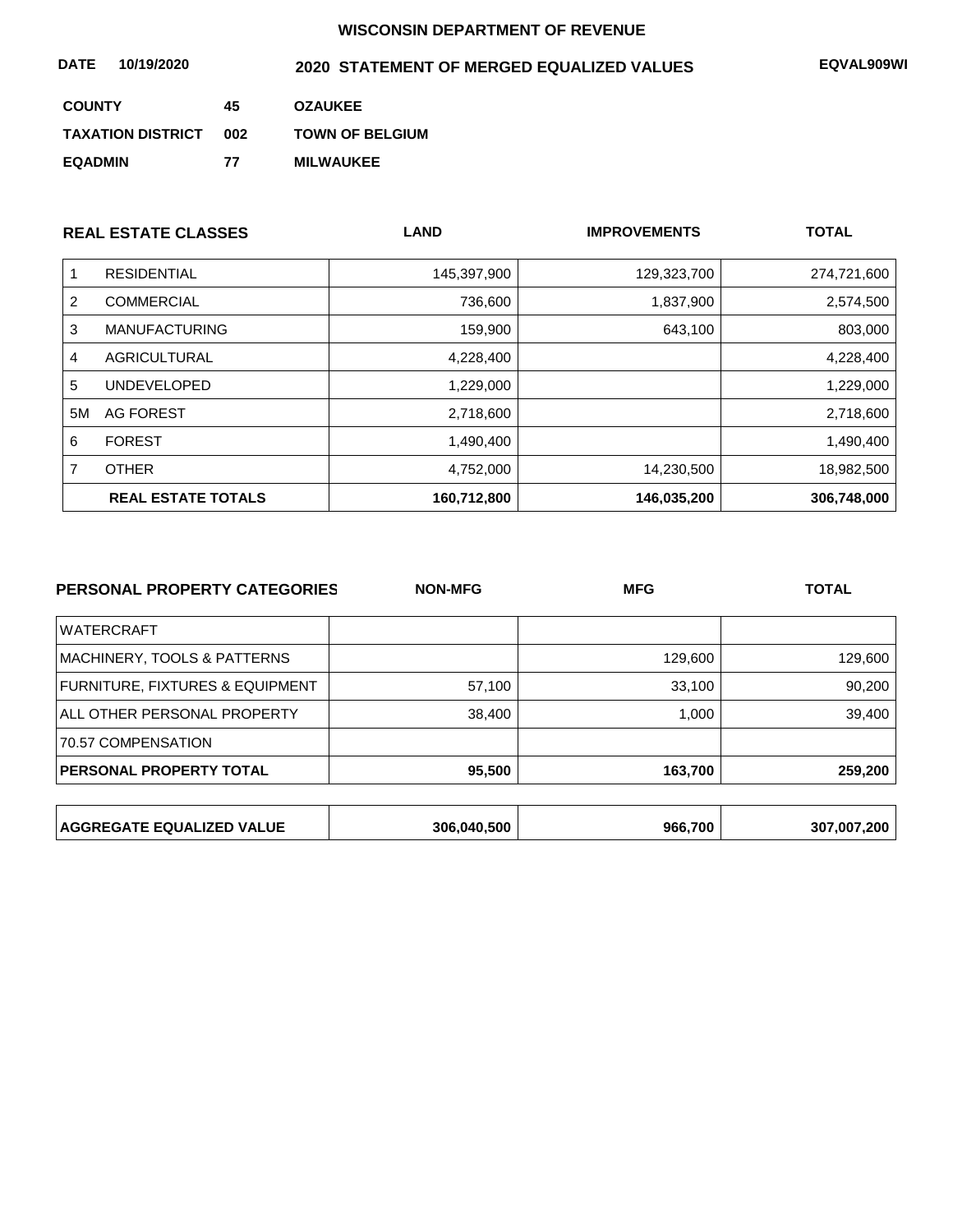**WISCONSIN DEPARTMENT OF REVENUE**

**DATE** **10/19/2020** **2020 STATEMENT OF MERGED EQUALIZED VALUES** **EQVAL909WI**

| | | |
|---|---|---|
| **COUNTY** | **45** | **OZAUKEE** |
| **TAXATION DISTRICT** | **002** | **TOWN OF BELGIUM** |
| **EQADMIN** | **77** | **MILWAUKEE** |

| | **REAL ESTATE CLASSES** | **LAND** | **IMPROVEMENTS** | **TOTAL** |
|---|---|---|---|---|
| 1 | RESIDENTIAL | 145,397,900 | 129,323,700 | 274,721,600 |
| 2 | COMMERCIAL | 736,600 | 1,837,900 | 2,574,500 |
| 3 | MANUFACTURING | 159,900 | 643,100 | 803,000 |
| 4 | AGRICULTURAL | 4,228,400 | | 4,228,400 |
| 5 | UNDEVELOPED | 1,229,000 | | 1,229,000 |
| 5M | AG FOREST | 2,718,600 | | 2,718,600 |
| 6 | FOREST | 1,490,400 | | 1,490,400 |
| 7 | OTHER | 4,752,000 | 14,230,500 | 18,982,500 |
| | **REAL ESTATE TOTALS** | **160,712,800** | **146,035,200** | **306,748,000** |

| **PERSONAL PROPERTY CATEGORIES** | **NON-MFG** | **MFG** | **TOTAL** |
|---|---|---|---|
| WATERCRAFT | | | |
| MACHINERY, TOOLS & PATTERNS | | 129,600 | 129,600 |
| FURNITURE, FIXTURES & EQUIPMENT | 57,100 | 33,100 | 90,200 |
| ALL OTHER PERSONAL PROPERTY | 38,400 | 1,000 | 39,400 |
| 70.57 COMPENSATION | | | |
| **PERSONAL PROPERTY TOTAL** | **95,500** | **163,700** | **259,200** |

| | | | |
|---|---|---|---|
| **AGGREGATE EQUALIZED VALUE** | **306,040,500** | **966,700** | **307,007,200** |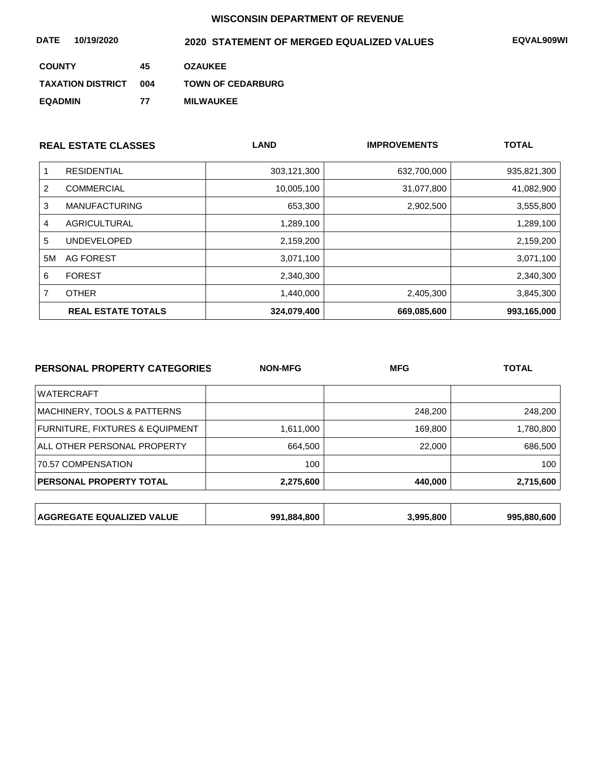**WISCONSIN DEPARTMENT OF REVENUE**

**DATE** 10/19/2020 **2020 STATEMENT OF MERGED EQUALIZED VALUES** **EQVAL909WI**

| | | |
|---|---|---|
| **COUNTY** | **45** | **OZAUKEE** |
| **TAXATION DISTRICT** | **004** | **TOWN OF CEDARBURG** |
| **EQADMIN** | **77** | **MILWAUKEE** |

| | **REAL ESTATE CLASSES** | **LAND** | **IMPROVEMENTS** | **TOTAL** |
|---|---|---|---|---|
| 1 | RESIDENTIAL | 303,121,300 | 632,700,000 | 935,821,300 |
| 2 | COMMERCIAL | 10,005,100 | 31,077,800 | 41,082,900 |
| 3 | MANUFACTURING | 653,300 | 2,902,500 | 3,555,800 |
| 4 | AGRICULTURAL | 1,289,100 | | 1,289,100 |
| 5 | UNDEVELOPED | 2,159,200 | | 2,159,200 |
| 5M | AG FOREST | 3,071,100 | | 3,071,100 |
| 6 | FOREST | 2,340,300 | | 2,340,300 |
| 7 | OTHER | 1,440,000 | 2,405,300 | 3,845,300 |
| | **REAL ESTATE TOTALS** | **324,079,400** | **669,085,600** | **993,165,000** |

| **PERSONAL PROPERTY CATEGORIES** | **NON-MFG** | **MFG** | **TOTAL** |
|---|---|---|---|
| WATERCRAFT | | | |
| MACHINERY, TOOLS & PATTERNS | | 248,200 | 248,200 |
| FURNITURE, FIXTURES & EQUIPMENT | 1,611,000 | 169,800 | 1,780,800 |
| ALL OTHER PERSONAL PROPERTY | 664,500 | 22,000 | 686,500 |
| 70.57 COMPENSATION | 100 | | 100 |
| **PERSONAL PROPERTY TOTAL** | **2,275,600** | **440,000** | **2,715,600** |

| | | | |
|---|---|---|---|
| **AGGREGATE EQUALIZED VALUE** | **991,884,800** | **3,995,800** | **995,880,600** |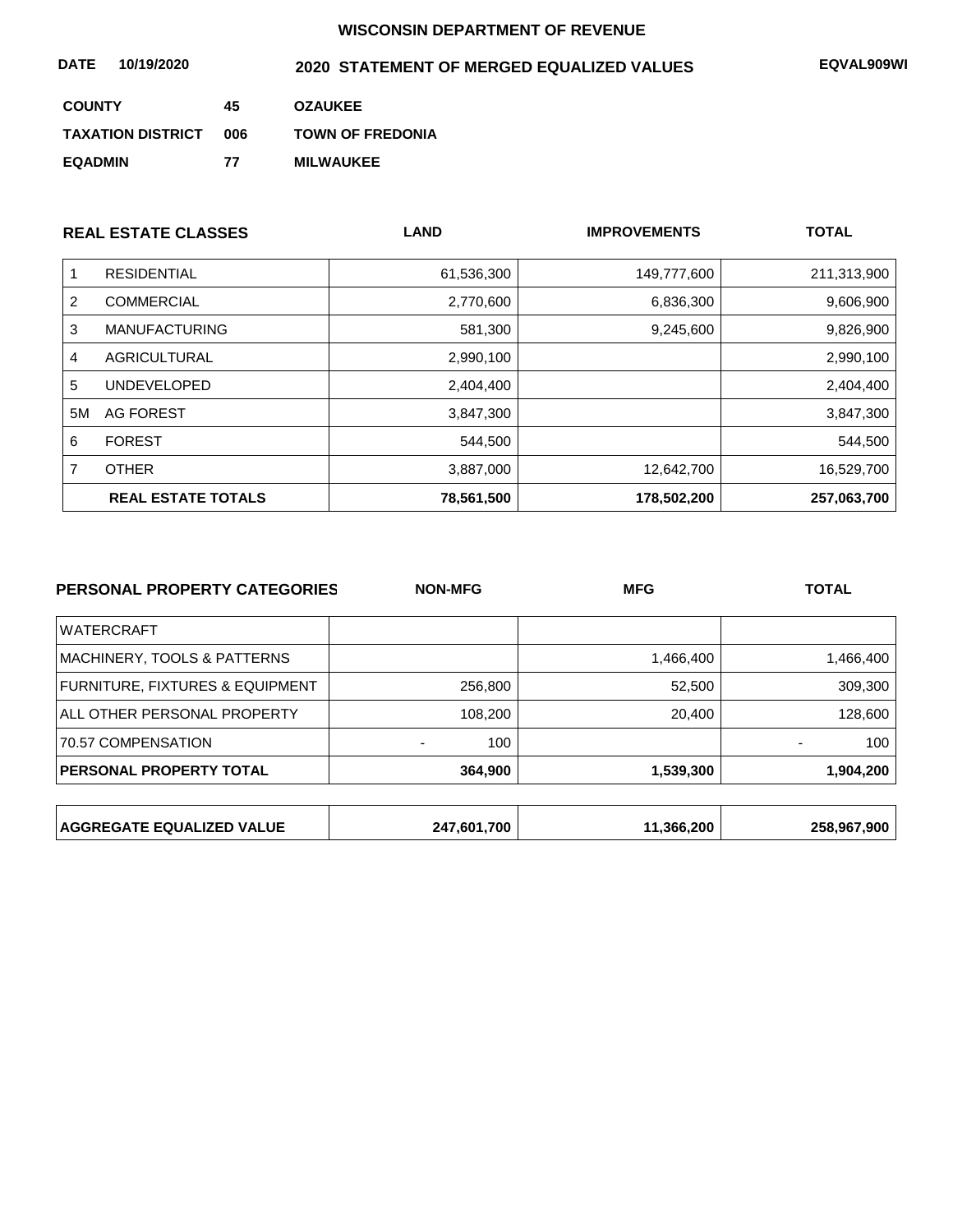**WISCONSIN DEPARTMENT OF REVENUE**

**DATE** **10/19/2020** **2020 STATEMENT OF MERGED EQUALIZED VALUES** **EQVAL909WI**

**COUNTY** **45** **OZAUKEE**

**TAXATION DISTRICT** **006** **TOWN OF FREDONIA**

**EQADMIN** **77** **MILWAUKEE**

| | REAL ESTATE CLASSES | LAND | IMPROVEMENTS | TOTAL |
|---|---|---|---|---|
| 1 | RESIDENTIAL | 61,536,300 | 149,777,600 | 211,313,900 |
| 2 | COMMERCIAL | 2,770,600 | 6,836,300 | 9,606,900 |
| 3 | MANUFACTURING | 581,300 | 9,245,600 | 9,826,900 |
| 4 | AGRICULTURAL | 2,990,100 | | 2,990,100 |
| 5 | UNDEVELOPED | 2,404,400 | | 2,404,400 |
| 5M | AG FOREST | 3,847,300 | | 3,847,300 |
| 6 | FOREST | 544,500 | | 544,500 |
| 7 | OTHER | 3,887,000 | 12,642,700 | 16,529,700 |
| | **REAL ESTATE TOTALS** | **78,561,500** | **178,502,200** | **257,063,700** |

| PERSONAL PROPERTY CATEGORIES | NON-MFG | MFG | TOTAL |
|---|---|---|---|
| WATERCRAFT | | | |
| MACHINERY, TOOLS & PATTERNS | | 1,466,400 | 1,466,400 |
| FURNITURE, FIXTURES & EQUIPMENT | 256,800 | 52,500 | 309,300 |
| ALL OTHER PERSONAL PROPERTY | 108,200 | 20,400 | 128,600 |
| 70.57 COMPENSATION | - 100 | | - 100 |
| **PERSONAL PROPERTY TOTAL** | **364,900** | **1,539,300** | **1,904,200** |

| | | | |
|---|---|---|---|
| **AGGREGATE EQUALIZED VALUE** | **247,601,700** | **11,366,200** | **258,967,900** |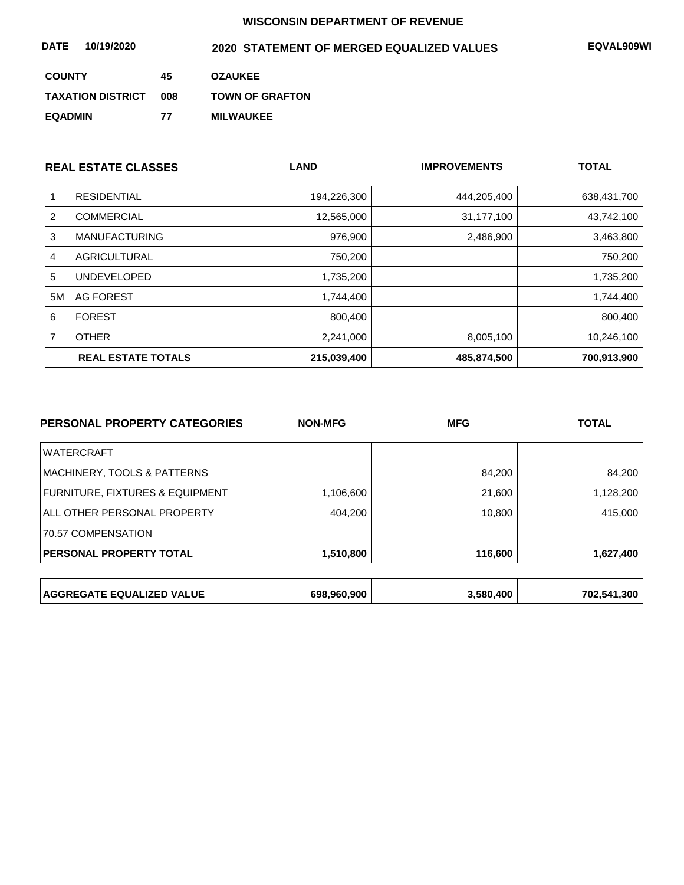**WISCONSIN DEPARTMENT OF REVENUE**

**DATE** 10/19/2020 **2020 STATEMENT OF MERGED EQUALIZED VALUES** **EQVAL909WI**

**COUNTY** 45 **OZAUKEE**

**TAXATION DISTRICT** 008 **TOWN OF GRAFTON**

**EQADMIN** 77 **MILWAUKEE**

| | REAL ESTATE CLASSES | LAND | IMPROVEMENTS | TOTAL |
|---|---|---|---|---|
| 1 | RESIDENTIAL | 194,226,300 | 444,205,400 | 638,431,700 |
| 2 | COMMERCIAL | 12,565,000 | 31,177,100 | 43,742,100 |
| 3 | MANUFACTURING | 976,900 | 2,486,900 | 3,463,800 |
| 4 | AGRICULTURAL | 750,200 | | 750,200 |
| 5 | UNDEVELOPED | 1,735,200 | | 1,735,200 |
| 5M | AG FOREST | 1,744,400 | | 1,744,400 |
| 6 | FOREST | 800,400 | | 800,400 |
| 7 | OTHER | 2,241,000 | 8,005,100 | 10,246,100 |
| | **REAL ESTATE TOTALS** | **215,039,400** | **485,874,500** | **700,913,900** |

| PERSONAL PROPERTY CATEGORIES | NON-MFG | MFG | TOTAL |
|---|---|---|---|
| WATERCRAFT | | | |
| MACHINERY, TOOLS & PATTERNS | | 84,200 | 84,200 |
| FURNITURE, FIXTURES & EQUIPMENT | 1,106,600 | 21,600 | 1,128,200 |
| ALL OTHER PERSONAL PROPERTY | 404,200 | 10,800 | 415,000 |
| 70.57 COMPENSATION | | | |
| **PERSONAL PROPERTY TOTAL** | **1,510,800** | **116,600** | **1,627,400** |

| | | | |
|---|---|---|---|
| **AGGREGATE EQUALIZED VALUE** | **698,960,900** | **3,580,400** | **702,541,300** |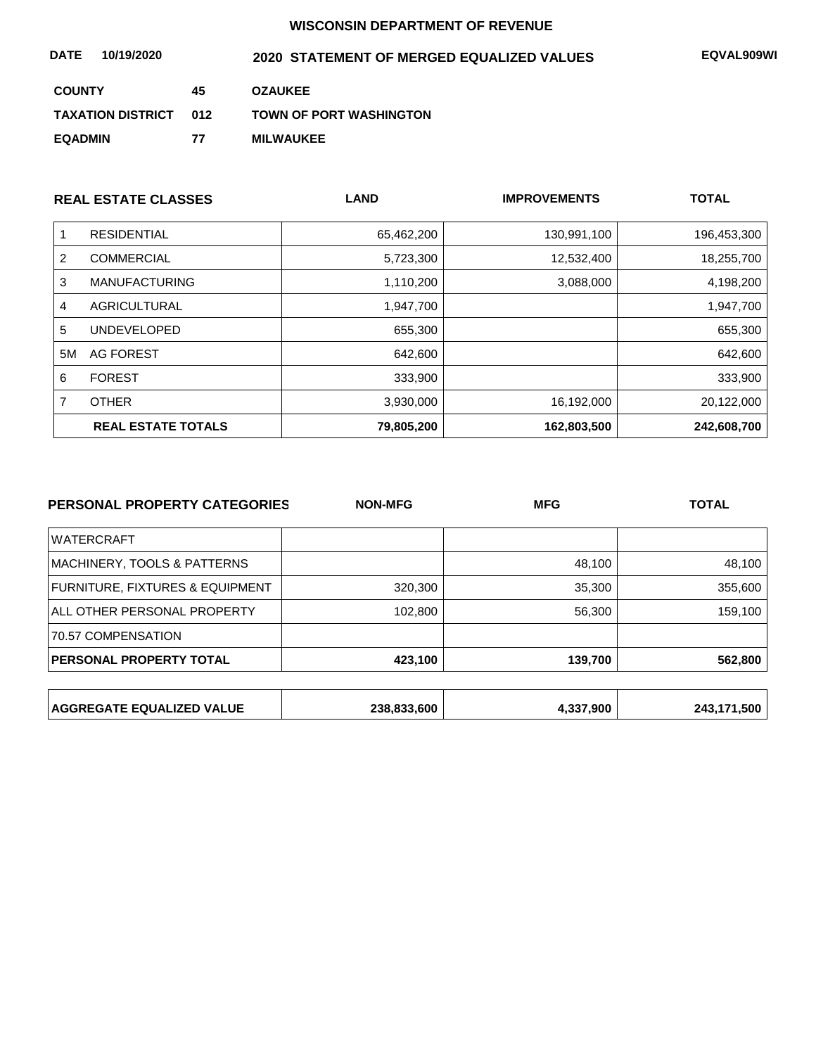# WISCONSIN DEPARTMENT OF REVENUE

**DATE** 10/19/2020 **2020 STATEMENT OF MERGED EQUALIZED VALUES** EQVAL909WI

**COUNTY** 45 **OZAUKEE**

**TAXATION DISTRICT** 012 **TOWN OF PORT WASHINGTON**

**EQADMIN** 77 **MILWAUKEE**

| | REAL ESTATE CLASSES | LAND | IMPROVEMENTS | TOTAL |
|---|---|---|---|---|
| 1 | RESIDENTIAL | 65,462,200 | 130,991,100 | 196,453,300 |
| 2 | COMMERCIAL | 5,723,300 | 12,532,400 | 18,255,700 |
| 3 | MANUFACTURING | 1,110,200 | 3,088,000 | 4,198,200 |
| 4 | AGRICULTURAL | 1,947,700 | | 1,947,700 |
| 5 | UNDEVELOPED | 655,300 | | 655,300 |
| 5M | AG FOREST | 642,600 | | 642,600 |
| 6 | FOREST | 333,900 | | 333,900 |
| 7 | OTHER | 3,930,000 | 16,192,000 | 20,122,000 |
| | **REAL ESTATE TOTALS** | **79,805,200** | **162,803,500** | **242,608,700** |

| PERSONAL PROPERTY CATEGORIES | NON-MFG | MFG | TOTAL |
|---|---|---|---|
| WATERCRAFT | | | |
| MACHINERY, TOOLS & PATTERNS | | 48,100 | 48,100 |
| FURNITURE, FIXTURES & EQUIPMENT | 320,300 | 35,300 | 355,600 |
| ALL OTHER PERSONAL PROPERTY | 102,800 | 56,300 | 159,100 |
| 70.57 COMPENSATION | | | |
| **PERSONAL PROPERTY TOTAL** | **423,100** | **139,700** | **562,800** |

| | | | |
|---|---|---|---|
| **AGGREGATE EQUALIZED VALUE** | **238,833,600** | **4,337,900** | **243,171,500** |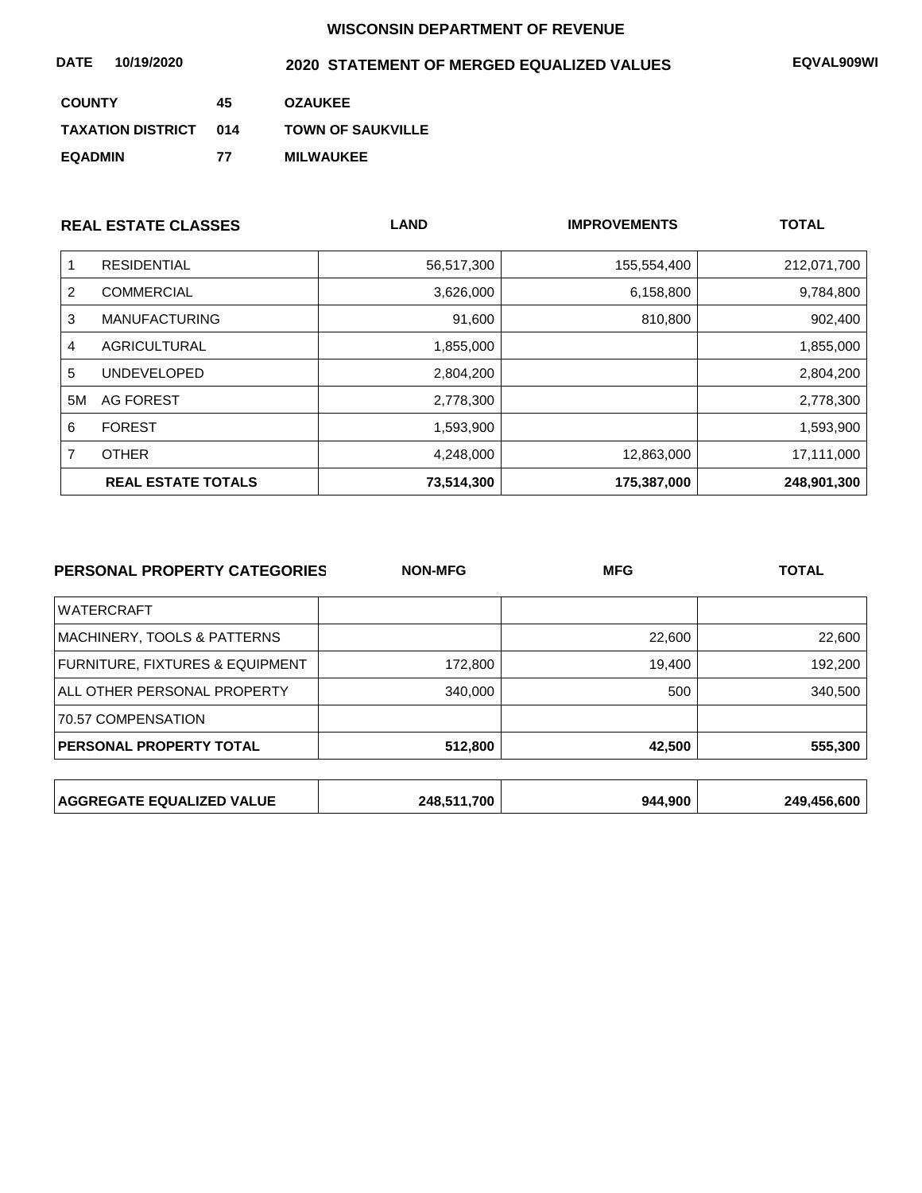**WISCONSIN DEPARTMENT OF REVENUE**

**DATE** **10/19/2020** **2020 STATEMENT OF MERGED EQUALIZED VALUES** **EQVAL909WI**

| | | |
|---|---|---|
| **COUNTY** | **45** | **OZAUKEE** |
| **TAXATION DISTRICT** | **014** | **TOWN OF SAUKVILLE** |
| **EQADMIN** | **77** | **MILWAUKEE** |

| | **REAL ESTATE CLASSES** | **LAND** | **IMPROVEMENTS** | **TOTAL** |
|---|---|---|---|---|
| 1 | RESIDENTIAL | 56,517,300 | 155,554,400 | 212,071,700 |
| 2 | COMMERCIAL | 3,626,000 | 6,158,800 | 9,784,800 |
| 3 | MANUFACTURING | 91,600 | 810,800 | 902,400 |
| 4 | AGRICULTURAL | 1,855,000 | | 1,855,000 |
| 5 | UNDEVELOPED | 2,804,200 | | 2,804,200 |
| 5M | AG FOREST | 2,778,300 | | 2,778,300 |
| 6 | FOREST | 1,593,900 | | 1,593,900 |
| 7 | OTHER | 4,248,000 | 12,863,000 | 17,111,000 |
| | **REAL ESTATE TOTALS** | **73,514,300** | **175,387,000** | **248,901,300** |

| **PERSONAL PROPERTY CATEGORIES** | **NON-MFG** | **MFG** | **TOTAL** |
|---|---|---|---|
| WATERCRAFT | | | |
| MACHINERY, TOOLS & PATTERNS | | 22,600 | 22,600 |
| FURNITURE, FIXTURES & EQUIPMENT | 172,800 | 19,400 | 192,200 |
| ALL OTHER PERSONAL PROPERTY | 340,000 | 500 | 340,500 |
| 70.57 COMPENSATION | | | |
| **PERSONAL PROPERTY TOTAL** | **512,800** | **42,500** | **555,300** |

| | | | |
|---|---|---|---|
| **AGGREGATE EQUALIZED VALUE** | **248,511,700** | **944,900** | **249,456,600** |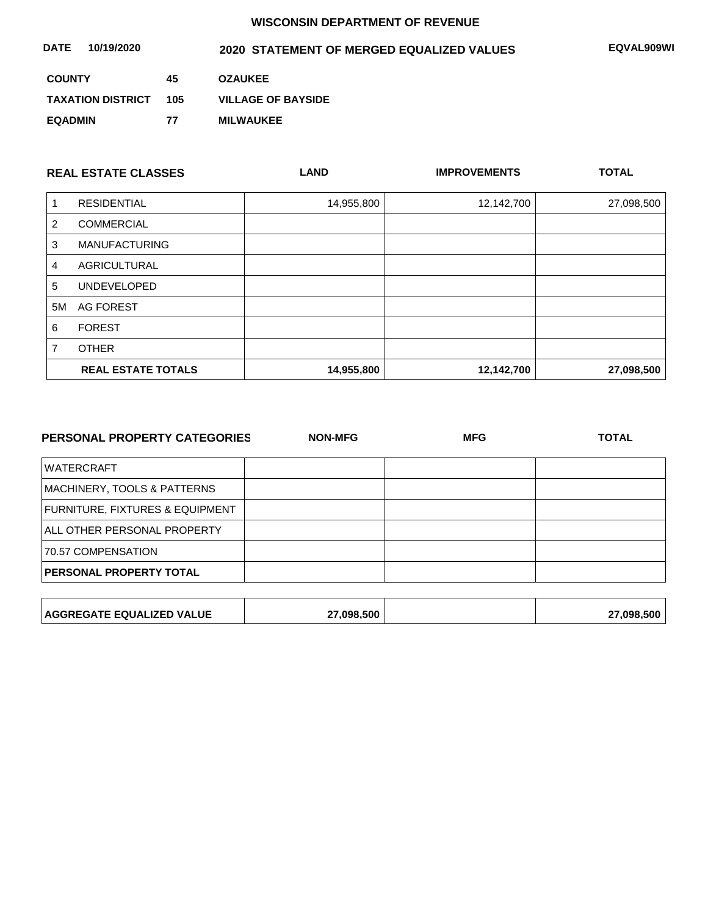**WISCONSIN DEPARTMENT OF REVENUE**

**DATE 10/19/2020** **2020 STATEMENT OF MERGED EQUALIZED VALUES** **EQVAL909WI**

| | | |
|---|---|---|
| **COUNTY** | **45** | **OZAUKEE** |
| **TAXATION DISTRICT** | **105** | **VILLAGE OF BAYSIDE** |
| **EQADMIN** | **77** | **MILWAUKEE** |

| | **REAL ESTATE CLASSES** | **LAND** | **IMPROVEMENTS** | **TOTAL** |
|---|---|---|---|---|
| 1 | RESIDENTIAL | 14,955,800 | 12,142,700 | 27,098,500 |
| 2 | COMMERCIAL | | | |
| 3 | MANUFACTURING | | | |
| 4 | AGRICULTURAL | | | |
| 5 | UNDEVELOPED | | | |
| 5M | AG FOREST | | | |
| 6 | FOREST | | | |
| 7 | OTHER | | | |
| | **REAL ESTATE TOTALS** | **14,955,800** | **12,142,700** | **27,098,500** |

| **PERSONAL PROPERTY CATEGORIES** | **NON-MFG** | **MFG** | **TOTAL** |
|---|---|---|---|
| WATERCRAFT | | | |
| MACHINERY, TOOLS & PATTERNS | | | |
| FURNITURE, FIXTURES & EQUIPMENT | | | |
| ALL OTHER PERSONAL PROPERTY | | | |
| 70.57 COMPENSATION | | | |
| **PERSONAL PROPERTY TOTAL** | | | |

| | | | |
|---|---|---|---|
| **AGGREGATE EQUALIZED VALUE** | **27,098,500** | | **27,098,500** |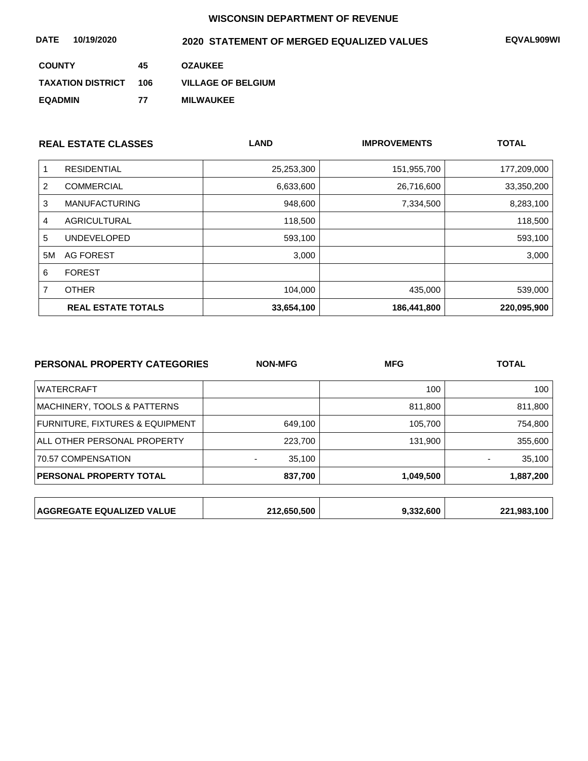**WISCONSIN DEPARTMENT OF REVENUE**

**DATE 10/19/2020** **2020 STATEMENT OF MERGED EQUALIZED VALUES** **EQVAL909WI**

**COUNTY** 45 **OZAUKEE**

**TAXATION DISTRICT** 106 **VILLAGE OF BELGIUM**

**EQADMIN** 77 **MILWAUKEE**

| | REAL ESTATE CLASSES | LAND | IMPROVEMENTS | TOTAL |
|---|---|---|---|---|
| 1 | RESIDENTIAL | 25,253,300 | 151,955,700 | 177,209,000 |
| 2 | COMMERCIAL | 6,633,600 | 26,716,600 | 33,350,200 |
| 3 | MANUFACTURING | 948,600 | 7,334,500 | 8,283,100 |
| 4 | AGRICULTURAL | 118,500 | | 118,500 |
| 5 | UNDEVELOPED | 593,100 | | 593,100 |
| 5M | AG FOREST | 3,000 | | 3,000 |
| 6 | FOREST | | | |
| 7 | OTHER | 104,000 | 435,000 | 539,000 |
| | **REAL ESTATE TOTALS** | **33,654,100** | **186,441,800** | **220,095,900** |

| PERSONAL PROPERTY CATEGORIES | NON-MFG | MFG | TOTAL |
|---|---|---|---|
| WATERCRAFT | | 100 | 100 |
| MACHINERY, TOOLS & PATTERNS | | 811,800 | 811,800 |
| FURNITURE, FIXTURES & EQUIPMENT | 649,100 | 105,700 | 754,800 |
| ALL OTHER PERSONAL PROPERTY | 223,700 | 131,900 | 355,600 |
| 70.57 COMPENSATION | - 35,100 | | - 35,100 |
| **PERSONAL PROPERTY TOTAL** | **837,700** | **1,049,500** | **1,887,200** |

| | | | |
|---|---|---|---|
| **AGGREGATE EQUALIZED VALUE** | **212,650,500** | **9,332,600** | **221,983,100** |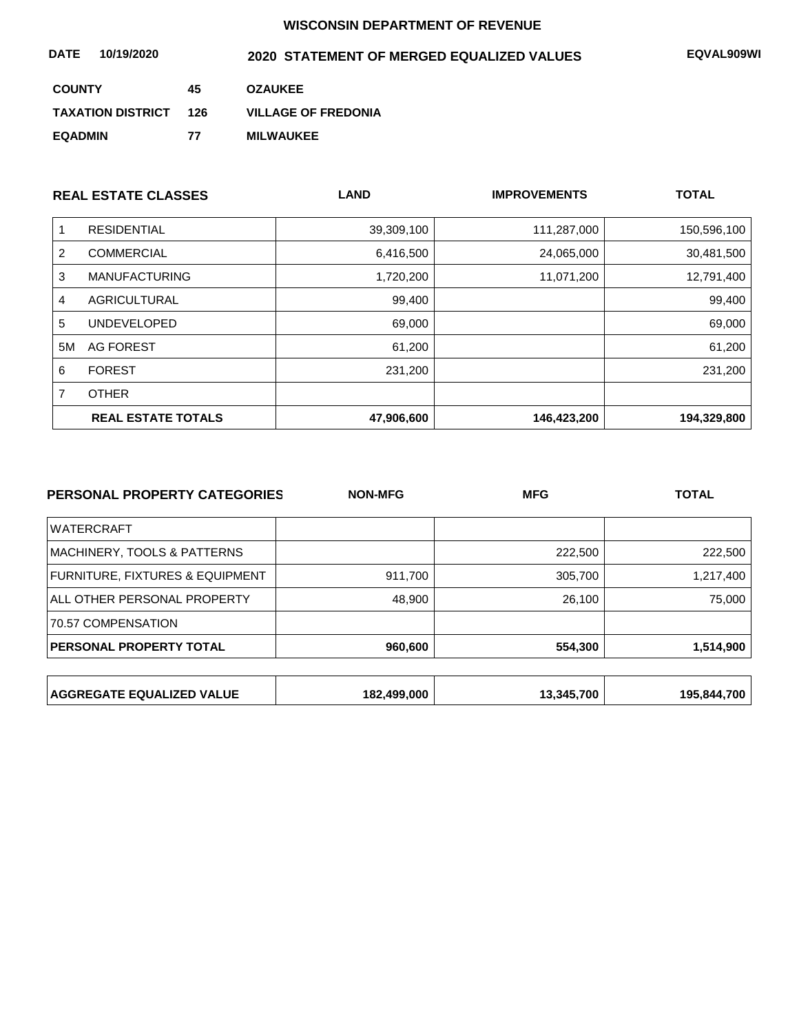**WISCONSIN DEPARTMENT OF REVENUE**

**DATE 10/19/2020** **2020 STATEMENT OF MERGED EQUALIZED VALUES** **EQVAL909WI**

**COUNTY** 45 **OZAUKEE**

**TAXATION DISTRICT** 126 **VILLAGE OF FREDONIA**

**EQADMIN** 77 **MILWAUKEE**

| | REAL ESTATE CLASSES | LAND | IMPROVEMENTS | TOTAL |
|---|---|---|---|---|
| 1 | RESIDENTIAL | 39,309,100 | 111,287,000 | 150,596,100 |
| 2 | COMMERCIAL | 6,416,500 | 24,065,000 | 30,481,500 |
| 3 | MANUFACTURING | 1,720,200 | 11,071,200 | 12,791,400 |
| 4 | AGRICULTURAL | 99,400 | | 99,400 |
| 5 | UNDEVELOPED | 69,000 | | 69,000 |
| 5M | AG FOREST | 61,200 | | 61,200 |
| 6 | FOREST | 231,200 | | 231,200 |
| 7 | OTHER | | | |
| | **REAL ESTATE TOTALS** | **47,906,600** | **146,423,200** | **194,329,800** |

| PERSONAL PROPERTY CATEGORIES | NON-MFG | MFG | TOTAL |
|---|---|---|---|
| WATERCRAFT | | | |
| MACHINERY, TOOLS & PATTERNS | | 222,500 | 222,500 |
| FURNITURE, FIXTURES & EQUIPMENT | 911,700 | 305,700 | 1,217,400 |
| ALL OTHER PERSONAL PROPERTY | 48,900 | 26,100 | 75,000 |
| 70.57 COMPENSATION | | | |
| **PERSONAL PROPERTY TOTAL** | **960,600** | **554,300** | **1,514,900** |

| | | | |
|---|---|---|---|
| **AGGREGATE EQUALIZED VALUE** | **182,499,000** | **13,345,700** | **195,844,700** |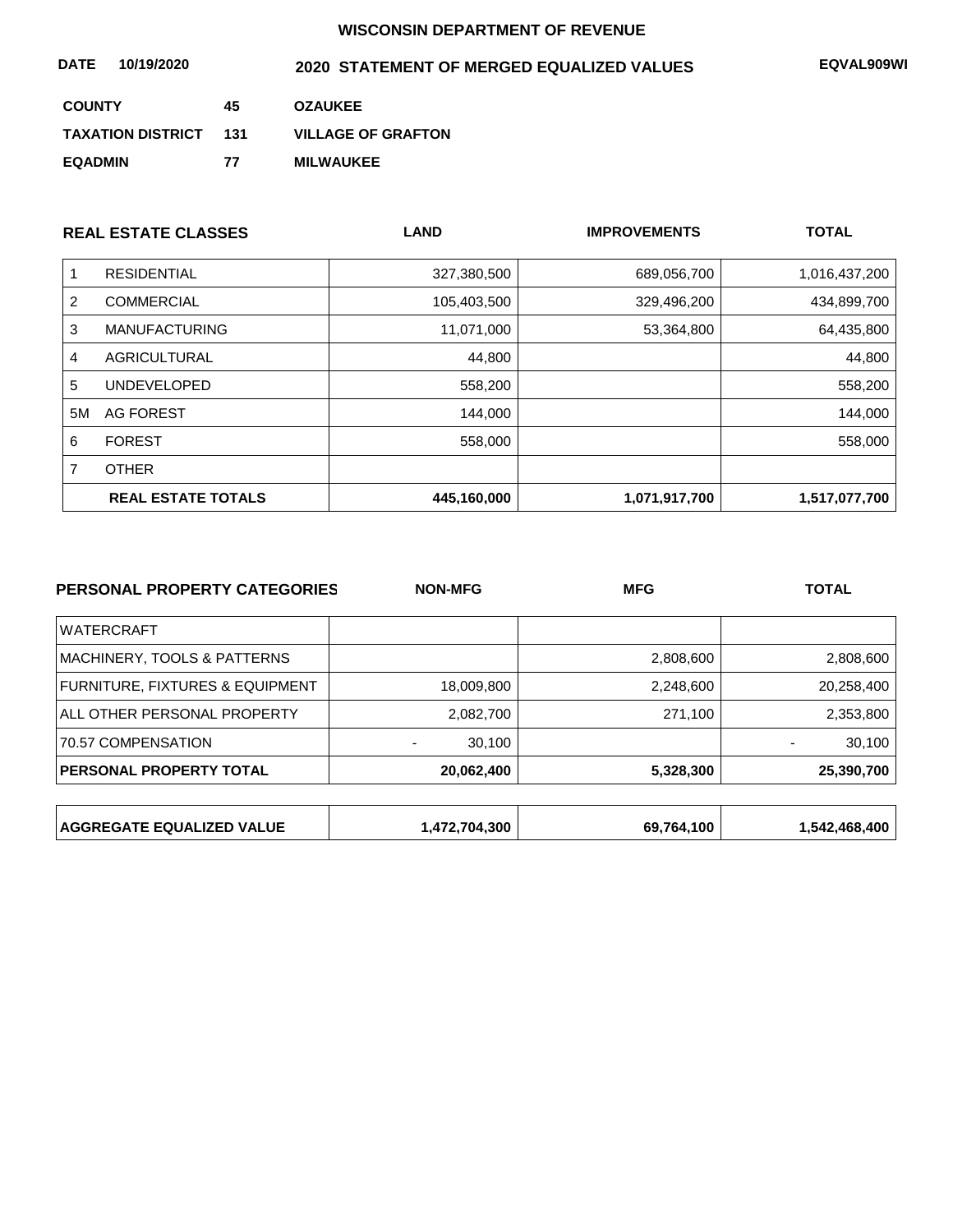**WISCONSIN DEPARTMENT OF REVENUE**

**DATE** 10/19/2020 **2020 STATEMENT OF MERGED EQUALIZED VALUES** **EQVAL909WI**

| | | |
|---|---|---|
| **COUNTY** | **45** | **OZAUKEE** |
| **TAXATION DISTRICT** | **131** | **VILLAGE OF GRAFTON** |
| **EQADMIN** | **77** | **MILWAUKEE** |

| | **REAL ESTATE CLASSES** | **LAND** | **IMPROVEMENTS** | **TOTAL** |
|---|---|---|---|---|
| 1 | RESIDENTIAL | 327,380,500 | 689,056,700 | 1,016,437,200 |
| 2 | COMMERCIAL | 105,403,500 | 329,496,200 | 434,899,700 |
| 3 | MANUFACTURING | 11,071,000 | 53,364,800 | 64,435,800 |
| 4 | AGRICULTURAL | 44,800 | | 44,800 |
| 5 | UNDEVELOPED | 558,200 | | 558,200 |
| 5M | AG FOREST | 144,000 | | 144,000 |
| 6 | FOREST | 558,000 | | 558,000 |
| 7 | OTHER | | | |
| | **REAL ESTATE TOTALS** | **445,160,000** | **1,071,917,700** | **1,517,077,700** |

| **PERSONAL PROPERTY CATEGORIES** | **NON-MFG** | **MFG** | **TOTAL** |
|---|---|---|---|
| WATERCRAFT | | | |
| MACHINERY, TOOLS & PATTERNS | | 2,808,600 | 2,808,600 |
| FURNITURE, FIXTURES & EQUIPMENT | 18,009,800 | 2,248,600 | 20,258,400 |
| ALL OTHER PERSONAL PROPERTY | 2,082,700 | 271,100 | 2,353,800 |
| 70.57 COMPENSATION | - 30,100 | | - 30,100 |
| **PERSONAL PROPERTY TOTAL** | **20,062,400** | **5,328,300** | **25,390,700** |

| | | | |
|---|---|---|---|
| **AGGREGATE EQUALIZED VALUE** | **1,472,704,300** | **69,764,100** | **1,542,468,400** |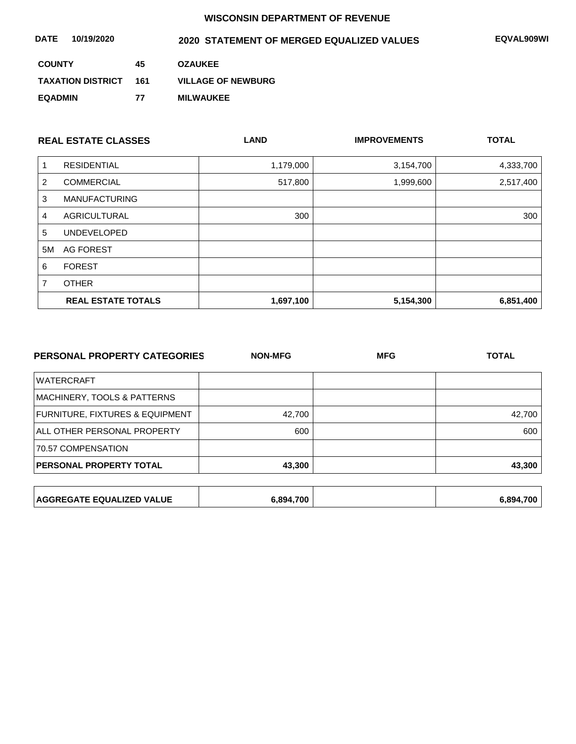WISCONSIN DEPARTMENT OF REVENUE

**DATE** 10/19/2020 **2020 STATEMENT OF MERGED EQUALIZED VALUES** EQVAL909WI

| | | |
|---|---|---|
| **COUNTY** | 45 | OZAUKEE |
| **TAXATION DISTRICT** | 161 | VILLAGE OF NEWBURG |
| **EQADMIN** | 77 | MILWAUKEE |

| | REAL ESTATE CLASSES | LAND | IMPROVEMENTS | TOTAL |
|---|---|---|---|---|
| 1 | RESIDENTIAL | 1,179,000 | 3,154,700 | 4,333,700 |
| 2 | COMMERCIAL | 517,800 | 1,999,600 | 2,517,400 |
| 3 | MANUFACTURING | | | |
| 4 | AGRICULTURAL | 300 | | 300 |
| 5 | UNDEVELOPED | | | |
| 5M | AG FOREST | | | |
| 6 | FOREST | | | |
| 7 | OTHER | | | |
| | **REAL ESTATE TOTALS** | **1,697,100** | **5,154,300** | **6,851,400** |

| PERSONAL PROPERTY CATEGORIES | NON-MFG | MFG | TOTAL |
|---|---|---|---|
| WATERCRAFT | | | |
| MACHINERY, TOOLS & PATTERNS | | | |
| FURNITURE, FIXTURES & EQUIPMENT | 42,700 | | 42,700 |
| ALL OTHER PERSONAL PROPERTY | 600 | | 600 |
| 70.57 COMPENSATION | | | |
| **PERSONAL PROPERTY TOTAL** | **43,300** | | **43,300** |

| | | | |
|---|---|---|---|
| **AGGREGATE EQUALIZED VALUE** | **6,894,700** | | **6,894,700** |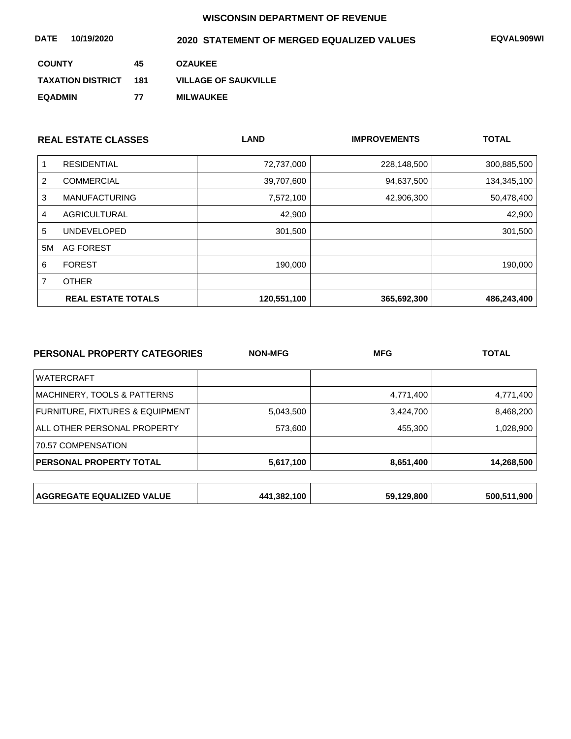**WISCONSIN DEPARTMENT OF REVENUE**

**DATE 10/19/2020** **2020 STATEMENT OF MERGED EQUALIZED VALUES** **EQVAL909WI**

**COUNTY** 45 **OZAUKEE**

**TAXATION DISTRICT** 181 **VILLAGE OF SAUKVILLE**

**EQADMIN** 77 **MILWAUKEE**

| | REAL ESTATE CLASSES | LAND | IMPROVEMENTS | TOTAL |
|---|---|---|---|---|
| 1 | RESIDENTIAL | 72,737,000 | 228,148,500 | 300,885,500 |
| 2 | COMMERCIAL | 39,707,600 | 94,637,500 | 134,345,100 |
| 3 | MANUFACTURING | 7,572,100 | 42,906,300 | 50,478,400 |
| 4 | AGRICULTURAL | 42,900 | | 42,900 |
| 5 | UNDEVELOPED | 301,500 | | 301,500 |
| 5M | AG FOREST | | | |
| 6 | FOREST | 190,000 | | 190,000 |
| 7 | OTHER | | | |
| | **REAL ESTATE TOTALS** | **120,551,100** | **365,692,300** | **486,243,400** |

| PERSONAL PROPERTY CATEGORIES | NON-MFG | MFG | TOTAL |
|---|---|---|---|
| WATERCRAFT | | | |
| MACHINERY, TOOLS & PATTERNS | | 4,771,400 | 4,771,400 |
| FURNITURE, FIXTURES & EQUIPMENT | 5,043,500 | 3,424,700 | 8,468,200 |
| ALL OTHER PERSONAL PROPERTY | 573,600 | 455,300 | 1,028,900 |
| 70.57 COMPENSATION | | | |
| **PERSONAL PROPERTY TOTAL** | **5,617,100** | **8,651,400** | **14,268,500** |

| | | | |
|---|---|---|---|
| **AGGREGATE EQUALIZED VALUE** | **441,382,100** | **59,129,800** | **500,511,900** |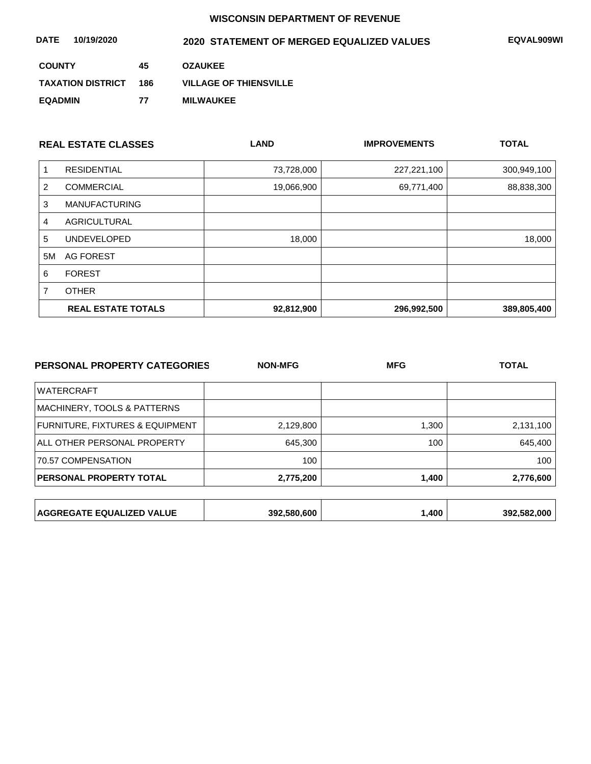**WISCONSIN DEPARTMENT OF REVENUE**

**DATE** 10/19/2020 **2020 STATEMENT OF MERGED EQUALIZED VALUES** **EQVAL909WI**

| | | |
|---|---|---|
| **COUNTY** | **45** | **OZAUKEE** |
| **TAXATION DISTRICT** | **186** | **VILLAGE OF THIENSVILLE** |
| **EQADMIN** | **77** | **MILWAUKEE** |

| | **REAL ESTATE CLASSES** | **LAND** | **IMPROVEMENTS** | **TOTAL** |
|---|---|---|---|---|
| 1 | RESIDENTIAL | 73,728,000 | 227,221,100 | 300,949,100 |
| 2 | COMMERCIAL | 19,066,900 | 69,771,400 | 88,838,300 |
| 3 | MANUFACTURING | | | |
| 4 | AGRICULTURAL | | | |
| 5 | UNDEVELOPED | 18,000 | | 18,000 |
| 5M | AG FOREST | | | |
| 6 | FOREST | | | |
| 7 | OTHER | | | |
| | **REAL ESTATE TOTALS** | **92,812,900** | **296,992,500** | **389,805,400** |

| **PERSONAL PROPERTY CATEGORIES** | **NON-MFG** | **MFG** | **TOTAL** |
|---|---|---|---|
| WATERCRAFT | | | |
| MACHINERY, TOOLS & PATTERNS | | | |
| FURNITURE, FIXTURES & EQUIPMENT | 2,129,800 | 1,300 | 2,131,100 |
| ALL OTHER PERSONAL PROPERTY | 645,300 | 100 | 645,400 |
| 70.57 COMPENSATION | 100 | | 100 |
| **PERSONAL PROPERTY TOTAL** | **2,775,200** | **1,400** | **2,776,600** |

| | | | |
|---|---|---|---|
| **AGGREGATE EQUALIZED VALUE** | **392,580,600** | **1,400** | **392,582,000** |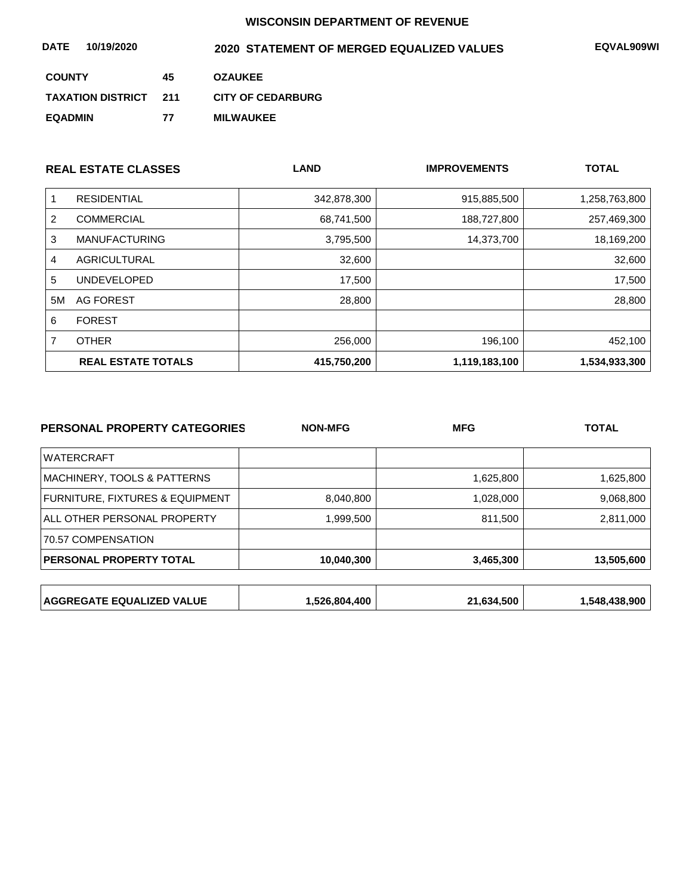**WISCONSIN DEPARTMENT OF REVENUE**

**DATE 10/19/2020** **2020 STATEMENT OF MERGED EQUALIZED VALUES** **EQVAL909WI**

**COUNTY** **45** **OZAUKEE**

**TAXATION DISTRICT** **211** **CITY OF CEDARBURG**

**EQADMIN** **77** **MILWAUKEE**

| REAL ESTATE CLASSES | | LAND | IMPROVEMENTS | TOTAL |
|---|---|---|---|---|
| 1 | RESIDENTIAL | 342,878,300 | 915,885,500 | 1,258,763,800 |
| 2 | COMMERCIAL | 68,741,500 | 188,727,800 | 257,469,300 |
| 3 | MANUFACTURING | 3,795,500 | 14,373,700 | 18,169,200 |
| 4 | AGRICULTURAL | 32,600 | | 32,600 |
| 5 | UNDEVELOPED | 17,500 | | 17,500 |
| 5M | AG FOREST | 28,800 | | 28,800 |
| 6 | FOREST | | | |
| 7 | OTHER | 256,000 | 196,100 | 452,100 |
| | **REAL ESTATE TOTALS** | **415,750,200** | **1,119,183,100** | **1,534,933,300** |

| PERSONAL PROPERTY CATEGORIES | NON-MFG | MFG | TOTAL |
|---|---|---|---|
| WATERCRAFT | | | |
| MACHINERY, TOOLS & PATTERNS | | 1,625,800 | 1,625,800 |
| FURNITURE, FIXTURES & EQUIPMENT | 8,040,800 | 1,028,000 | 9,068,800 |
| ALL OTHER PERSONAL PROPERTY | 1,999,500 | 811,500 | 2,811,000 |
| 70.57 COMPENSATION | | | |
| **PERSONAL PROPERTY TOTAL** | **10,040,300** | **3,465,300** | **13,505,600** |

| | | | |
|---|---|---|---|
| **AGGREGATE EQUALIZED VALUE** | **1,526,804,400** | **21,634,500** | **1,548,438,900** |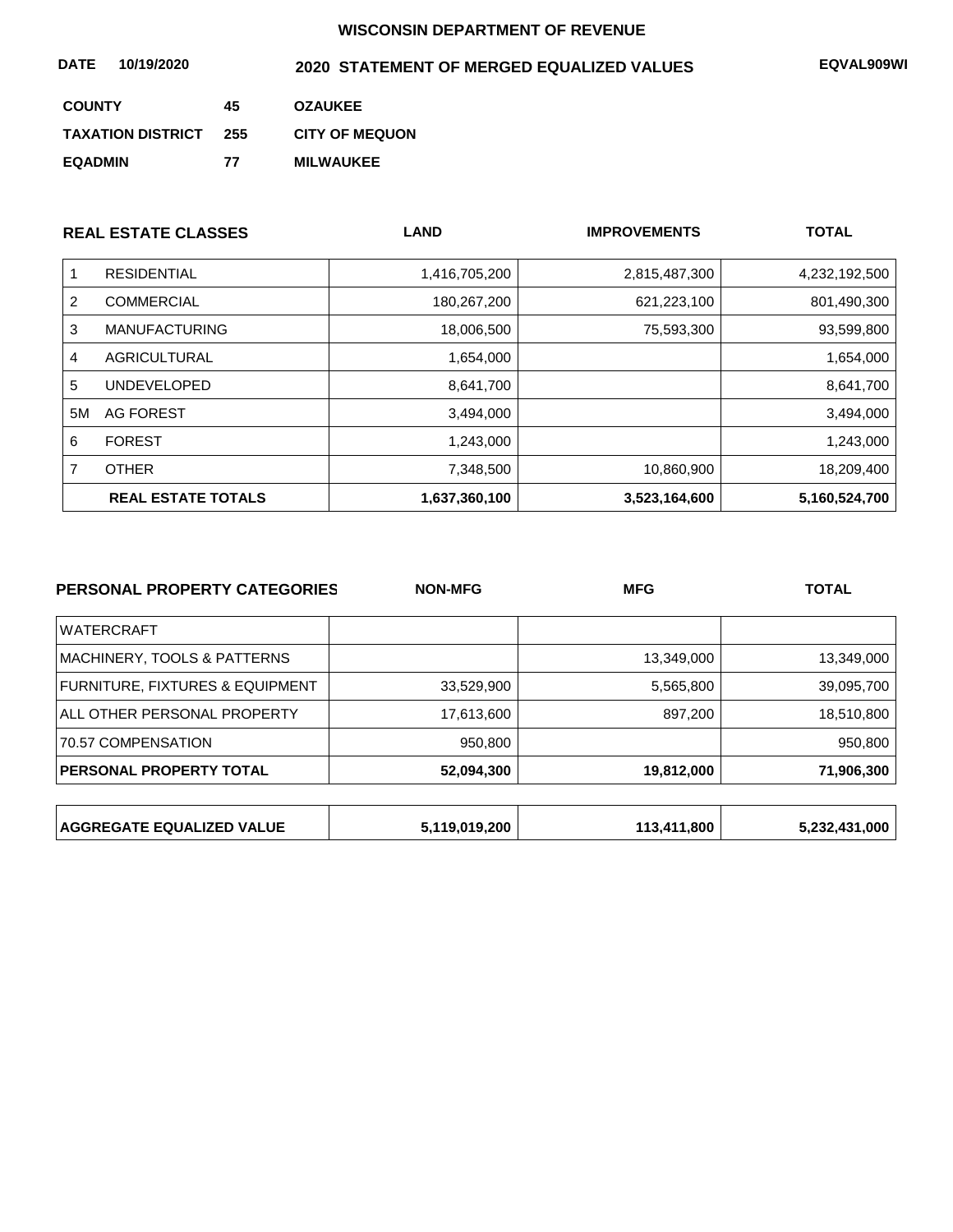**WISCONSIN DEPARTMENT OF REVENUE**

**DATE 10/19/2020** **2020 STATEMENT OF MERGED EQUALIZED VALUES** **EQVAL909WI**

| | | |
|---|---|---|
| **COUNTY** | **45** | **OZAUKEE** |
| **TAXATION DISTRICT** | **255** | **CITY OF MEQUON** |
| **EQADMIN** | **77** | **MILWAUKEE** |

| | REAL ESTATE CLASSES | LAND | IMPROVEMENTS | TOTAL |
|---|---|---|---|---|
| 1 | RESIDENTIAL | 1,416,705,200 | 2,815,487,300 | 4,232,192,500 |
| 2 | COMMERCIAL | 180,267,200 | 621,223,100 | 801,490,300 |
| 3 | MANUFACTURING | 18,006,500 | 75,593,300 | 93,599,800 |
| 4 | AGRICULTURAL | 1,654,000 | | 1,654,000 |
| 5 | UNDEVELOPED | 8,641,700 | | 8,641,700 |
| 5M | AG FOREST | 3,494,000 | | 3,494,000 |
| 6 | FOREST | 1,243,000 | | 1,243,000 |
| 7 | OTHER | 7,348,500 | 10,860,900 | 18,209,400 |
| | **REAL ESTATE TOTALS** | **1,637,360,100** | **3,523,164,600** | **5,160,524,700** |

| PERSONAL PROPERTY CATEGORIES | NON-MFG | MFG | TOTAL |
|---|---|---|---|
| WATERCRAFT | | | |
| MACHINERY, TOOLS & PATTERNS | | 13,349,000 | 13,349,000 |
| FURNITURE, FIXTURES & EQUIPMENT | 33,529,900 | 5,565,800 | 39,095,700 |
| ALL OTHER PERSONAL PROPERTY | 17,613,600 | 897,200 | 18,510,800 |
| 70.57 COMPENSATION | 950,800 | | 950,800 |
| **PERSONAL PROPERTY TOTAL** | **52,094,300** | **19,812,000** | **71,906,300** |

| | | | |
|---|---|---|---|
| **AGGREGATE EQUALIZED VALUE** | **5,119,019,200** | **113,411,800** | **5,232,431,000** |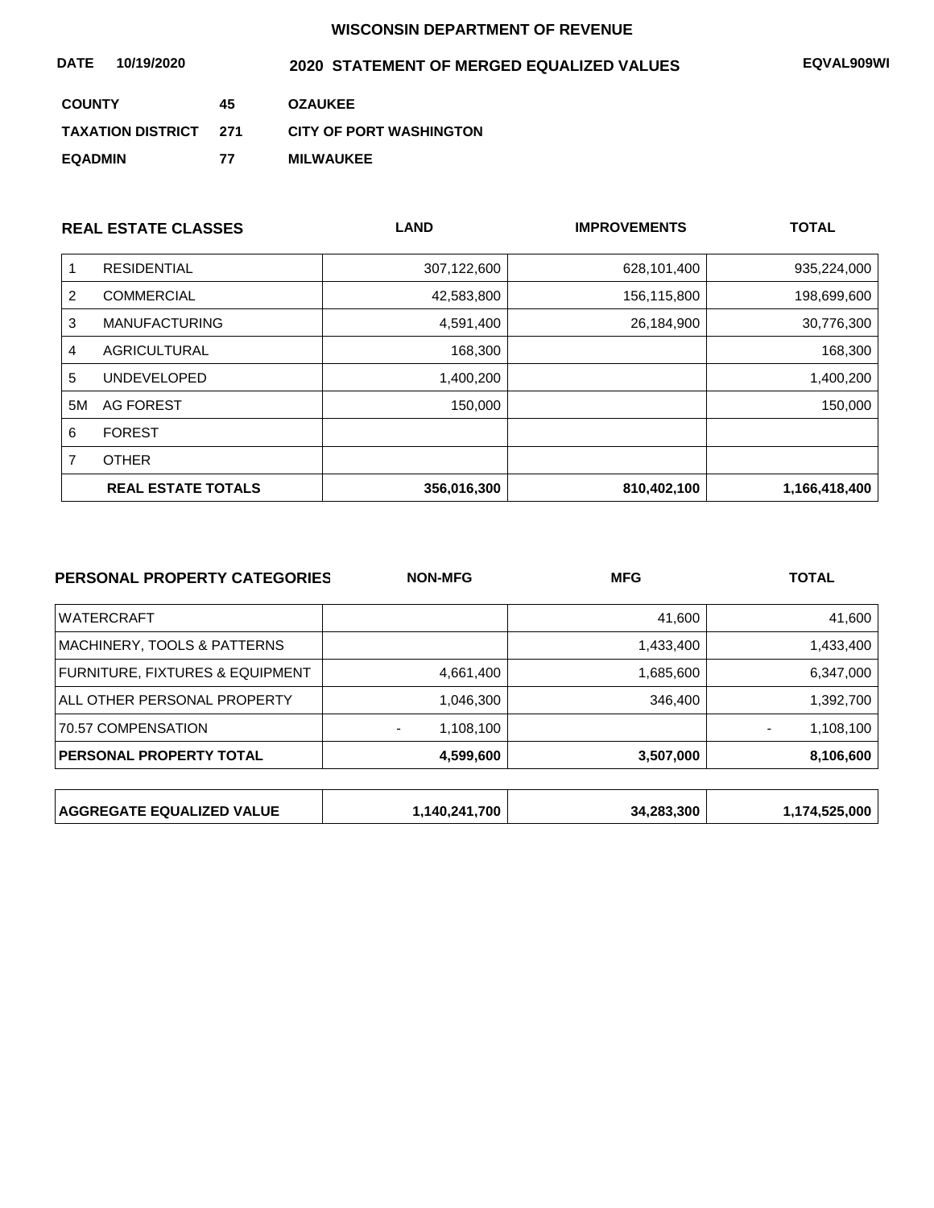**WISCONSIN DEPARTMENT OF REVENUE**

**DATE** **10/19/2020** **2020 STATEMENT OF MERGED EQUALIZED VALUES** **EQVAL909WI**

**COUNTY** **45** **OZAUKEE**

**TAXATION DISTRICT** **271** **CITY OF PORT WASHINGTON**

**EQADMIN** **77** **MILWAUKEE**

| | REAL ESTATE CLASSES | LAND | IMPROVEMENTS | TOTAL |
|---|---|---|---|---|
| 1 | RESIDENTIAL | 307,122,600 | 628,101,400 | 935,224,000 |
| 2 | COMMERCIAL | 42,583,800 | 156,115,800 | 198,699,600 |
| 3 | MANUFACTURING | 4,591,400 | 26,184,900 | 30,776,300 |
| 4 | AGRICULTURAL | 168,300 | | 168,300 |
| 5 | UNDEVELOPED | 1,400,200 | | 1,400,200 |
| 5M | AG FOREST | 150,000 | | 150,000 |
| 6 | FOREST | | | |
| 7 | OTHER | | | |
| | **REAL ESTATE TOTALS** | **356,016,300** | **810,402,100** | **1,166,418,400** |

| PERSONAL PROPERTY CATEGORIES | NON-MFG | MFG | TOTAL |
|---|---|---|---|
| WATERCRAFT | | 41,600 | 41,600 |
| MACHINERY, TOOLS & PATTERNS | | 1,433,400 | 1,433,400 |
| FURNITURE, FIXTURES & EQUIPMENT | 4,661,400 | 1,685,600 | 6,347,000 |
| ALL OTHER PERSONAL PROPERTY | 1,046,300 | 346,400 | 1,392,700 |
| 70.57 COMPENSATION | - 1,108,100 | | - 1,108,100 |
| **PERSONAL PROPERTY TOTAL** | **4,599,600** | **3,507,000** | **8,106,600** |

| | | | |
|---|---|---|---|
| **AGGREGATE EQUALIZED VALUE** | **1,140,241,700** | **34,283,300** | **1,174,525,000** |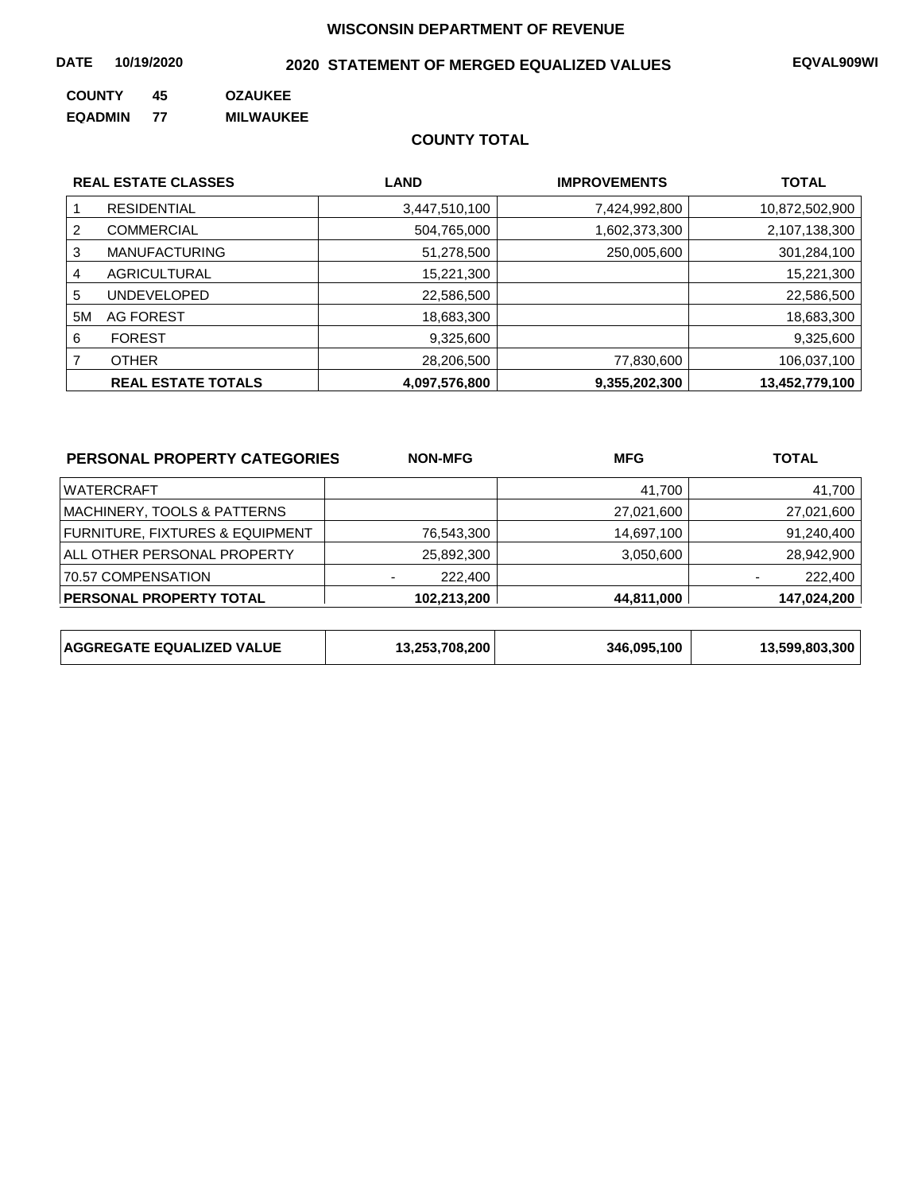## WISCONSIN DEPARTMENT OF REVENUE

**DATE** 10/19/2020 **2020 STATEMENT OF MERGED EQUALIZED VALUES** **EQVAL909WI**

**COUNTY** 45 **OZAUKEE**

**EQADMIN** 77 **MILWAUKEE**

### COUNTY TOTAL

| | REAL ESTATE CLASSES | LAND | IMPROVEMENTS | TOTAL |
|---|---|---|---|---|
| 1 | RESIDENTIAL | 3,447,510,100 | 7,424,992,800 | 10,872,502,900 |
| 2 | COMMERCIAL | 504,765,000 | 1,602,373,300 | 2,107,138,300 |
| 3 | MANUFACTURING | 51,278,500 | 250,005,600 | 301,284,100 |
| 4 | AGRICULTURAL | 15,221,300 | | 15,221,300 |
| 5 | UNDEVELOPED | 22,586,500 | | 22,586,500 |
| 5M | AG FOREST | 18,683,300 | | 18,683,300 |
| 6 | FOREST | 9,325,600 | | 9,325,600 |
| 7 | OTHER | 28,206,500 | 77,830,600 | 106,037,100 |
| | **REAL ESTATE TOTALS** | **4,097,576,800** | **9,355,202,300** | **13,452,779,100** |

| PERSONAL PROPERTY CATEGORIES | NON-MFG | MFG | TOTAL |
|---|---|---|---|
| WATERCRAFT | | 41,700 | 41,700 |
| MACHINERY, TOOLS & PATTERNS | | 27,021,600 | 27,021,600 |
| FURNITURE, FIXTURES & EQUIPMENT | 76,543,300 | 14,697,100 | 91,240,400 |
| ALL OTHER PERSONAL PROPERTY | 25,892,300 | 3,050,600 | 28,942,900 |
| 70.57 COMPENSATION | - 222,400 | | - 222,400 |
| **PERSONAL PROPERTY TOTAL** | **102,213,200** | **44,811,000** | **147,024,200** |

| | | | |
|---|---|---|---|
| **AGGREGATE EQUALIZED VALUE** | **13,253,708,200** | **346,095,100** | **13,599,803,300** |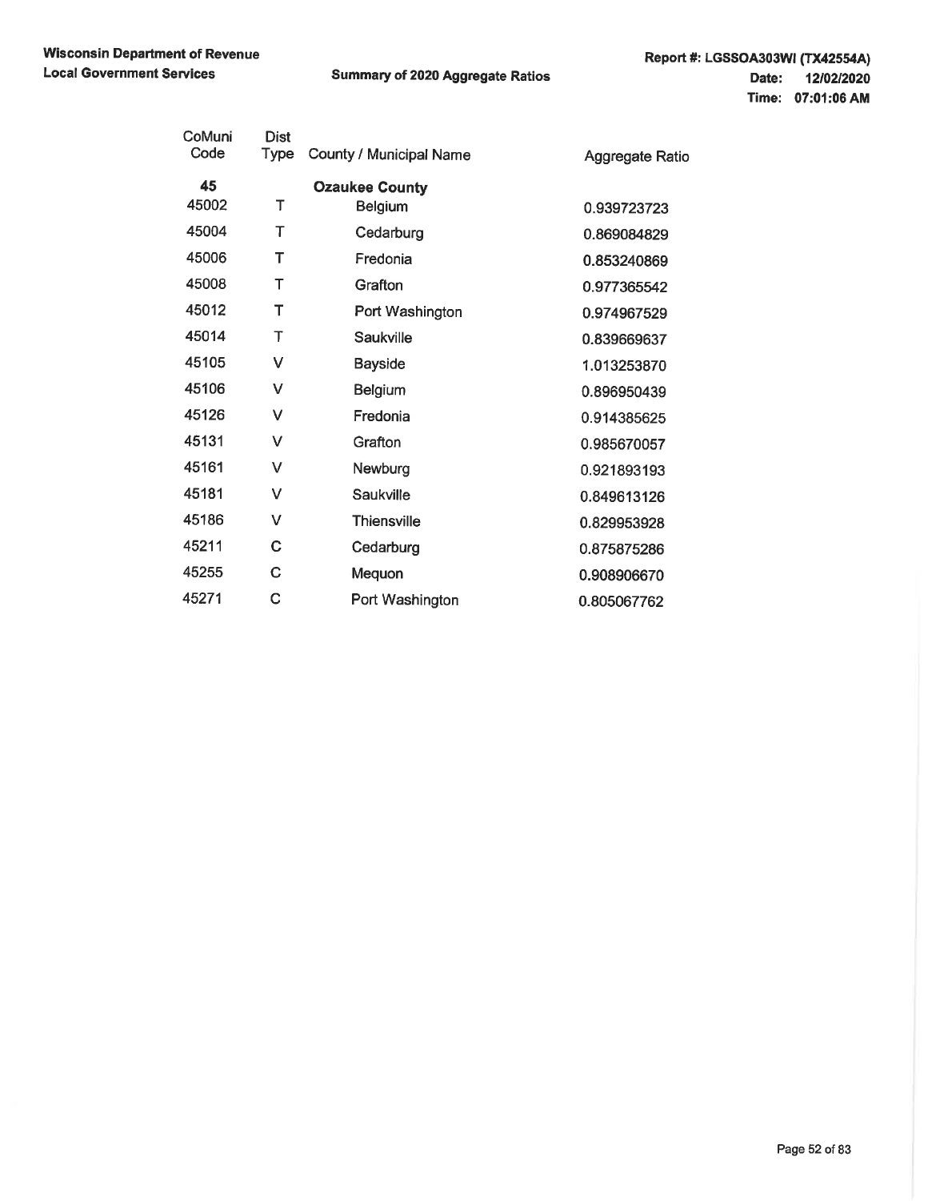**Wisconsin Department of Revenue**
**Local Government Services**

**Summary of 2020 Aggregate Ratios**

**Report #: LGSSOA303WI (TX42554A)**
**Date: 12/02/2020**
**Time: 07:01:06 AM**

| CoMuni Code | Dist Type | County / Municipal Name | Aggregate Ratio |
|---|---|---|---|
| **45** | | **Ozaukee County** | |
| 45002 | T | Belgium | 0.939723723 |
| 45004 | T | Cedarburg | 0.869084829 |
| 45006 | T | Fredonia | 0.853240869 |
| 45008 | T | Grafton | 0.977365542 |
| 45012 | T | Port Washington | 0.974967529 |
| 45014 | T | Saukville | 0.839669637 |
| 45105 | V | Bayside | 1.013253870 |
| 45106 | V | Belgium | 0.896950439 |
| 45126 | V | Fredonia | 0.914385625 |
| 45131 | V | Grafton | 0.985670057 |
| 45161 | V | Newburg | 0.921893193 |
| 45181 | V | Saukville | 0.849613126 |
| 45186 | V | Thiensville | 0.829953928 |
| 45211 | C | Cedarburg | 0.875875286 |
| 45255 | C | Mequon | 0.908906670 |
| 45271 | C | Port Washington | 0.805067762 |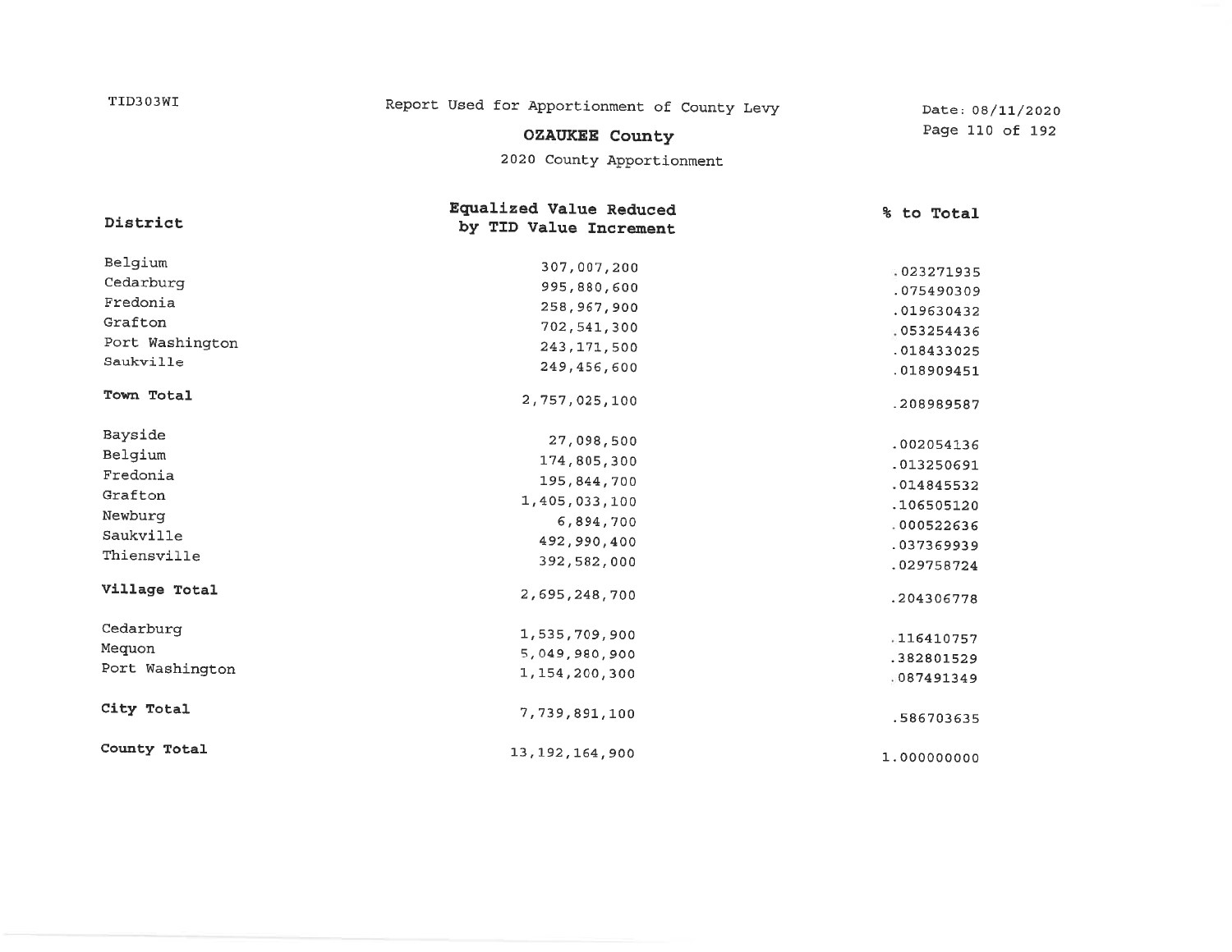TID303WI

Report Used for Apportionment of County Levy

Date: 08/11/2020

## OZAUKEE County

2020 County Apportionment

| District | Equalized Value Reduced by TID Value Increment | % to Total |
|---|---|---|
| Belgium | 307,007,200 | .023271935 |
| Cedarburg | 995,880,600 | .075490309 |
| Fredonia | 258,967,900 | .019630432 |
| Grafton | 702,541,300 | .053254436 |
| Port Washington | 243,171,500 | .018433025 |
| Saukville | 249,456,600 | .018909451 |
| **Town Total** | 2,757,025,100 | .208989587 |
| Bayside | 27,098,500 | .002054136 |
| Belgium | 174,805,300 | .013250691 |
| Fredonia | 195,844,700 | .014845532 |
| Grafton | 1,405,033,100 | .106505120 |
| Newburg | 6,894,700 | .000522636 |
| Saukville | 492,990,400 | .037369939 |
| Thiensville | 392,582,000 | .029758724 |
| **Village Total** | 2,695,248,700 | .204306778 |
| Cedarburg | 1,535,709,900 | .116410757 |
| Mequon | 5,049,980,900 | .382801529 |
| Port Washington | 1,154,200,300 | .087491349 |
| **City Total** | 7,739,891,100 | .586703635 |
| **County Total** | 13,192,164,900 | 1.000000000 |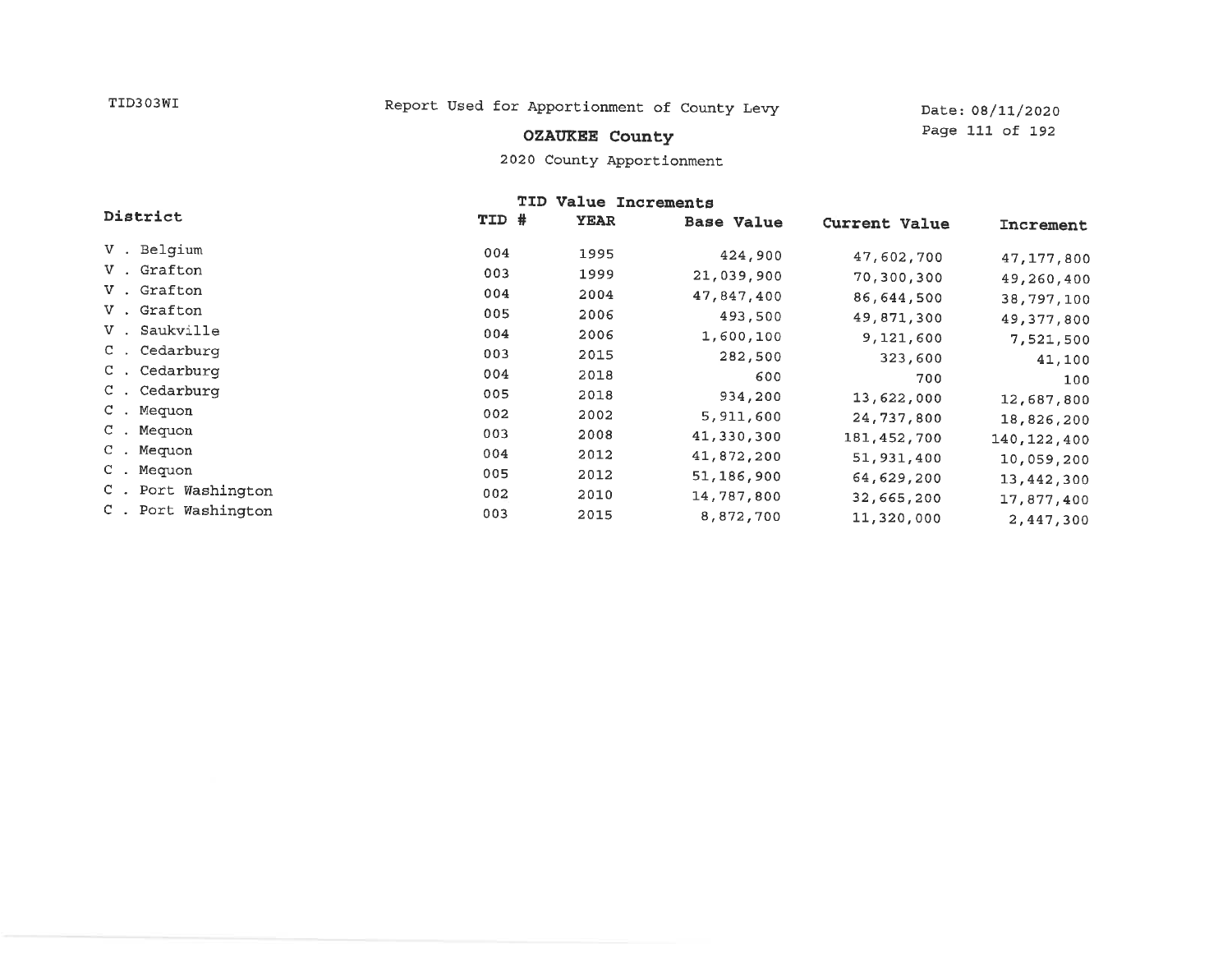TID303WI

Report Used for Apportionment of County Levy

Date: 08/11/2020

# OZAUKEE County

2020 County Apportionment

## TID Value Increments

| District | TID # | YEAR | Base Value | Current Value | Increment |
|---|---|---|---|---|---|
| V . Belgium | 004 | 1995 | 424,900 | 47,602,700 | 47,177,800 |
| V . Grafton | 003 | 1999 | 21,039,900 | 70,300,300 | 49,260,400 |
| V . Grafton | 004 | 2004 | 47,847,400 | 86,644,500 | 38,797,100 |
| V . Grafton | 005 | 2006 | 493,500 | 49,871,300 | 49,377,800 |
| V . Saukville | 004 | 2006 | 1,600,100 | 9,121,600 | 7,521,500 |
| C . Cedarburg | 003 | 2015 | 282,500 | 323,600 | 41,100 |
| C . Cedarburg | 004 | 2018 | 600 | 700 | 100 |
| C . Cedarburg | 005 | 2018 | 934,200 | 13,622,000 | 12,687,800 |
| C . Mequon | 002 | 2002 | 5,911,600 | 24,737,800 | 18,826,200 |
| C . Mequon | 003 | 2008 | 41,330,300 | 181,452,700 | 140,122,400 |
| C . Mequon | 004 | 2012 | 41,872,200 | 51,931,400 | 10,059,200 |
| C . Mequon | 005 | 2012 | 51,186,900 | 64,629,200 | 13,442,300 |
| C . Port Washington | 002 | 2010 | 14,787,800 | 32,665,200 | 17,877,400 |
| C . Port Washington | 003 | 2015 | 8,872,700 | 11,320,000 | 2,447,300 |